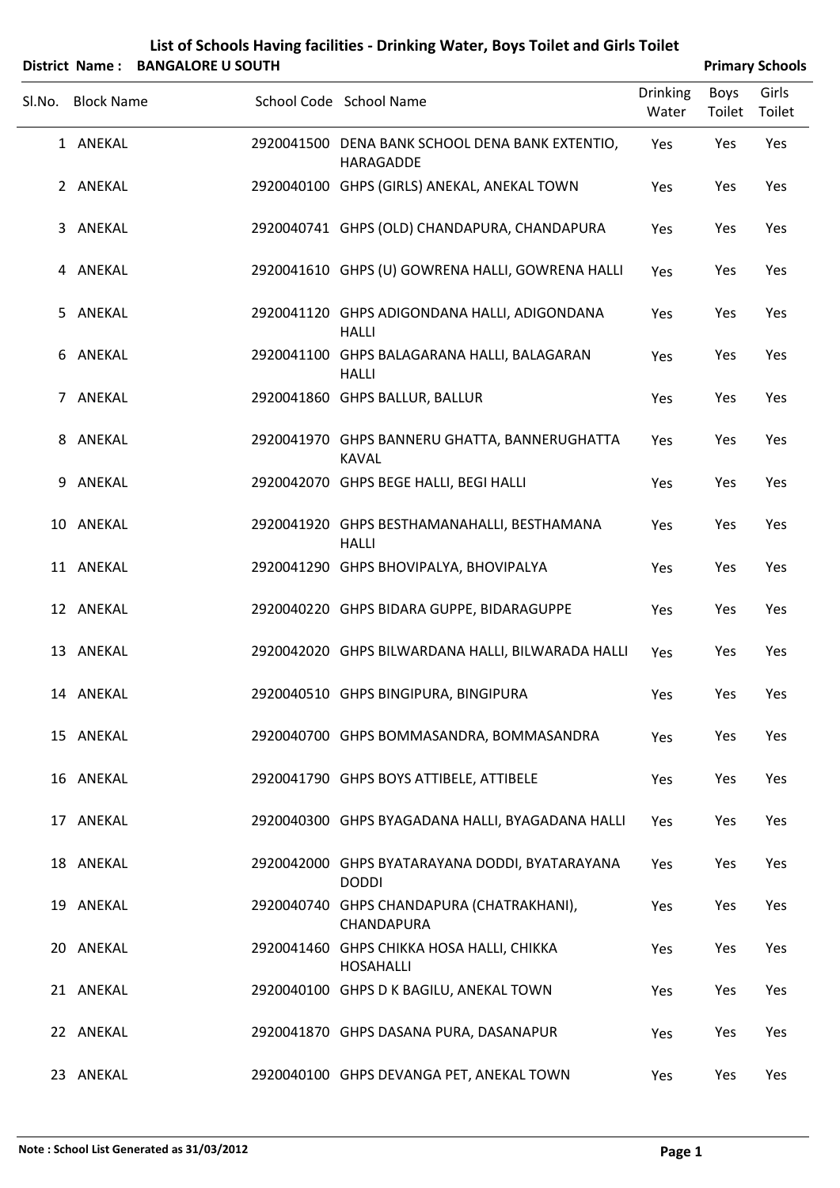# List of Schools Having facilities - Drinking Water, Boys Toilet and Girls Toilet

**District Name : BANGALORE U SOUTH** **Primary Schools**

| Sl.No. | Block Name | School Code | School Name | Drinking Water | Boys Toilet | Girls Toilet |
|---|---|---|---|---|---|---|
| 1 | ANEKAL | 2920041500 | DENA BANK SCHOOL DENA BANK EXTENTIO, HARAGADDE | Yes | Yes | Yes |
| 2 | ANEKAL | 2920040100 | GHPS (GIRLS) ANEKAL, ANEKAL TOWN | Yes | Yes | Yes |
| 3 | ANEKAL | 2920040741 | GHPS (OLD) CHANDAPURA, CHANDAPURA | Yes | Yes | Yes |
| 4 | ANEKAL | 2920041610 | GHPS (U) GOWRENA HALLI, GOWRENA HALLI | Yes | Yes | Yes |
| 5 | ANEKAL | 2920041120 | GHPS ADIGONDANA HALLI, ADIGONDANA HALLI | Yes | Yes | Yes |
| 6 | ANEKAL | 2920041100 | GHPS BALAGARANA HALLI, BALAGARAN HALLI | Yes | Yes | Yes |
| 7 | ANEKAL | 2920041860 | GHPS BALLUR, BALLUR | Yes | Yes | Yes |
| 8 | ANEKAL | 2920041970 | GHPS BANNERU GHATTA, BANNERUGHATTA KAVAL | Yes | Yes | Yes |
| 9 | ANEKAL | 2920042070 | GHPS BEGE HALLI, BEGI HALLI | Yes | Yes | Yes |
| 10 | ANEKAL | 2920041920 | GHPS BESTHAMANAHALLI, BESTHAMANA HALLI | Yes | Yes | Yes |
| 11 | ANEKAL | 2920041290 | GHPS BHOVIPALYA, BHOVIPALYA | Yes | Yes | Yes |
| 12 | ANEKAL | 2920040220 | GHPS BIDARA GUPPE, BIDARAGUPPE | Yes | Yes | Yes |
| 13 | ANEKAL | 2920042020 | GHPS BILWARDANA HALLI, BILWARADA HALLI | Yes | Yes | Yes |
| 14 | ANEKAL | 2920040510 | GHPS BINGIPURA, BINGIPURA | Yes | Yes | Yes |
| 15 | ANEKAL | 2920040700 | GHPS BOMMASANDRA, BOMMASANDRA | Yes | Yes | Yes |
| 16 | ANEKAL | 2920041790 | GHPS BOYS ATTIBELE, ATTIBELE | Yes | Yes | Yes |
| 17 | ANEKAL | 2920040300 | GHPS BYAGADANA HALLI, BYAGADANA HALLI | Yes | Yes | Yes |
| 18 | ANEKAL | 2920042000 | GHPS BYATARAYANA DODDI, BYATARAYANA DODDI | Yes | Yes | Yes |
| 19 | ANEKAL | 2920040740 | GHPS CHANDAPURA (CHATRAKHANI), CHANDAPURA | Yes | Yes | Yes |
| 20 | ANEKAL | 2920041460 | GHPS CHIKKA HOSA HALLI, CHIKKA HOSAHALLI | Yes | Yes | Yes |
| 21 | ANEKAL | 2920040100 | GHPS D K BAGILU, ANEKAL TOWN | Yes | Yes | Yes |
| 22 | ANEKAL | 2920041870 | GHPS DASANA PURA, DASANAPUR | Yes | Yes | Yes |
| 23 | ANEKAL | 2920040100 | GHPS DEVANGA PET, ANEKAL TOWN | Yes | Yes | Yes |

**Note : School List Generated as 31/03/2012**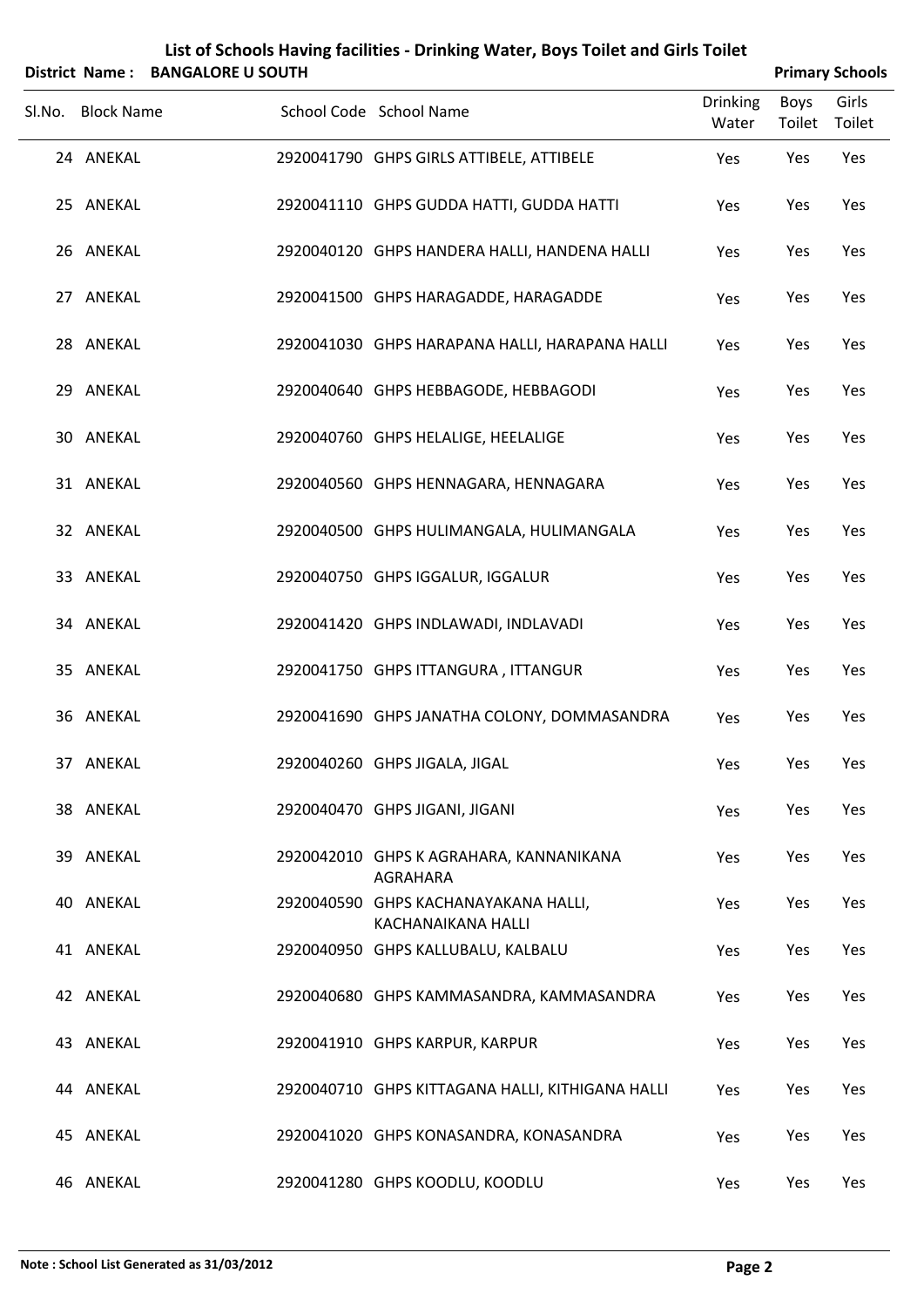# List of Schools Having facilities - Drinking Water, Boys Toilet and Girls Toilet

**District Name : BANGALORE U SOUTH** **Primary Schools**

| Sl.No. | Block Name | School Code | School Name | Drinking Water | Boys Toilet | Girls Toilet |
|---|---|---|---|---|---|---|
| 24 | ANEKAL | 2920041790 | GHPS GIRLS ATTIBELE, ATTIBELE | Yes | Yes | Yes |
| 25 | ANEKAL | 2920041110 | GHPS GUDDA HATTI, GUDDA HATTI | Yes | Yes | Yes |
| 26 | ANEKAL | 2920040120 | GHPS HANDERA HALLI, HANDENA HALLI | Yes | Yes | Yes |
| 27 | ANEKAL | 2920041500 | GHPS HARAGADDE, HARAGADDE | Yes | Yes | Yes |
| 28 | ANEKAL | 2920041030 | GHPS HARAPANA HALLI, HARAPANA HALLI | Yes | Yes | Yes |
| 29 | ANEKAL | 2920040640 | GHPS HEBBAGODE, HEBBAGODI | Yes | Yes | Yes |
| 30 | ANEKAL | 2920040760 | GHPS HELALIGE, HEELALIGE | Yes | Yes | Yes |
| 31 | ANEKAL | 2920040560 | GHPS HENNAGARA, HENNAGARA | Yes | Yes | Yes |
| 32 | ANEKAL | 2920040500 | GHPS HULIMANGALA, HULIMANGALA | Yes | Yes | Yes |
| 33 | ANEKAL | 2920040750 | GHPS IGGALUR, IGGALUR | Yes | Yes | Yes |
| 34 | ANEKAL | 2920041420 | GHPS INDLAWADI, INDLAVADI | Yes | Yes | Yes |
| 35 | ANEKAL | 2920041750 | GHPS ITTANGURA , ITTANGUR | Yes | Yes | Yes |
| 36 | ANEKAL | 2920041690 | GHPS JANATHA COLONY, DOMMASANDRA | Yes | Yes | Yes |
| 37 | ANEKAL | 2920040260 | GHPS JIGALA, JIGAL | Yes | Yes | Yes |
| 38 | ANEKAL | 2920040470 | GHPS JIGANI, JIGANI | Yes | Yes | Yes |
| 39 | ANEKAL | 2920042010 | GHPS K AGRAHARA, KANNANIKANA AGRAHARA | Yes | Yes | Yes |
| 40 | ANEKAL | 2920040590 | GHPS KACHANAYAKANA HALLI, KACHANAIKANA HALLI | Yes | Yes | Yes |
| 41 | ANEKAL | 2920040950 | GHPS KALLUBALU, KALBALU | Yes | Yes | Yes |
| 42 | ANEKAL | 2920040680 | GHPS KAMMASANDRA, KAMMASANDRA | Yes | Yes | Yes |
| 43 | ANEKAL | 2920041910 | GHPS KARPUR, KARPUR | Yes | Yes | Yes |
| 44 | ANEKAL | 2920040710 | GHPS KITTAGANA HALLI, KITHIGANA HALLI | Yes | Yes | Yes |
| 45 | ANEKAL | 2920041020 | GHPS KONASANDRA, KONASANDRA | Yes | Yes | Yes |
| 46 | ANEKAL | 2920041280 | GHPS KOODLU, KOODLU | Yes | Yes | Yes |

**Note : School List Generated as 31/03/2012**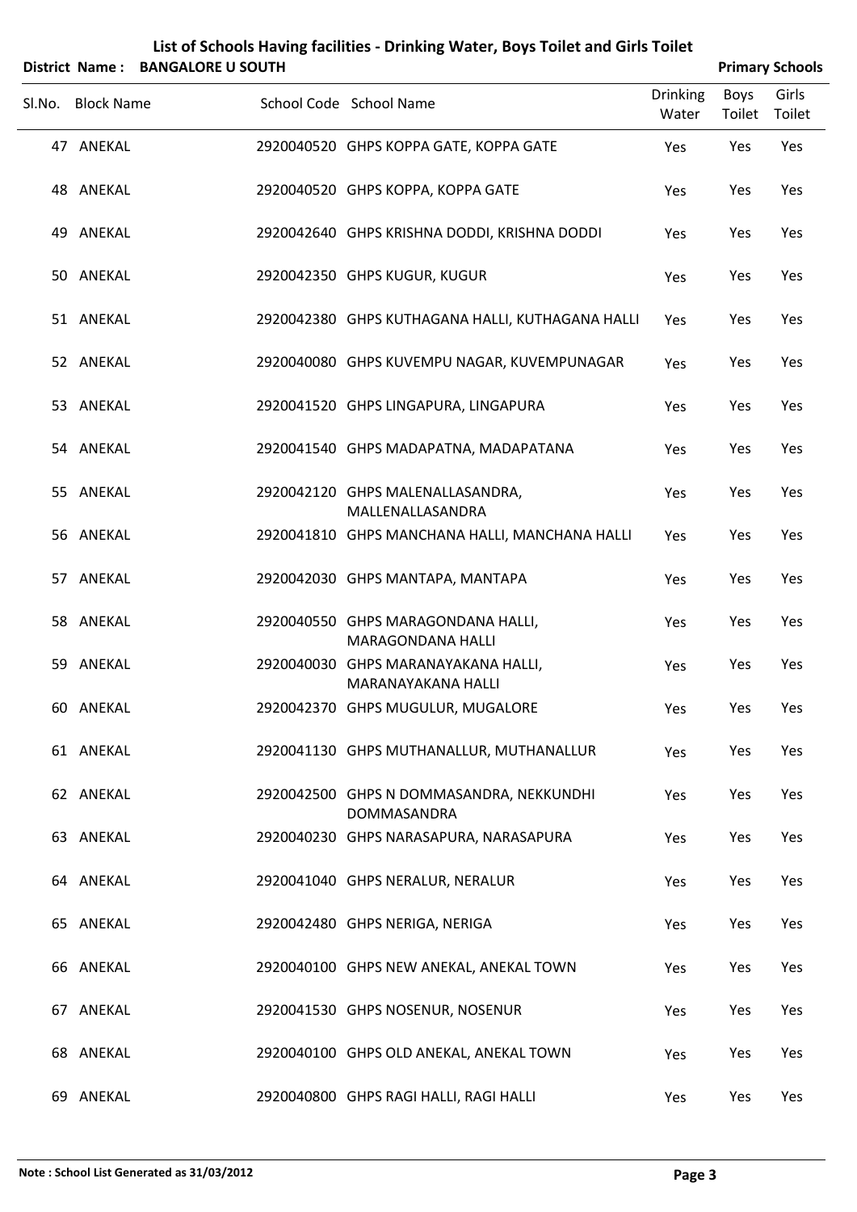# List of Schools Having facilities - Drinking Water, Boys Toilet and Girls Toilet

**District Name : BANGALORE U SOUTH** | **Primary Schools**

| Sl.No. | Block Name | School Code | School Name | Drinking Water | Boys Toilet | Girls Toilet |
|---|---|---|---|---|---|---|
| 47 | ANEKAL | 2920040520 | GHPS KOPPA GATE, KOPPA GATE | Yes | Yes | Yes |
| 48 | ANEKAL | 2920040520 | GHPS KOPPA, KOPPA GATE | Yes | Yes | Yes |
| 49 | ANEKAL | 2920042640 | GHPS KRISHNA DODDI, KRISHNA DODDI | Yes | Yes | Yes |
| 50 | ANEKAL | 2920042350 | GHPS KUGUR, KUGUR | Yes | Yes | Yes |
| 51 | ANEKAL | 2920042380 | GHPS KUTHAGANA HALLI, KUTHAGANA HALLI | Yes | Yes | Yes |
| 52 | ANEKAL | 2920040080 | GHPS KUVEMPU NAGAR, KUVEMPUNAGAR | Yes | Yes | Yes |
| 53 | ANEKAL | 2920041520 | GHPS LINGAPURA, LINGAPURA | Yes | Yes | Yes |
| 54 | ANEKAL | 2920041540 | GHPS MADAPATNA, MADAPATANA | Yes | Yes | Yes |
| 55 | ANEKAL | 2920042120 | GHPS MALENALLASANDRA, MALLENALLASANDRA | Yes | Yes | Yes |
| 56 | ANEKAL | 2920041810 | GHPS MANCHANA HALLI, MANCHANA HALLI | Yes | Yes | Yes |
| 57 | ANEKAL | 2920042030 | GHPS MANTAPA, MANTAPA | Yes | Yes | Yes |
| 58 | ANEKAL | 2920040550 | GHPS MARAGONDANA HALLI, MARAGONDANA HALLI | Yes | Yes | Yes |
| 59 | ANEKAL | 2920040030 | GHPS MARANAYAKANA HALLI, MARANAYAKANA HALLI | Yes | Yes | Yes |
| 60 | ANEKAL | 2920042370 | GHPS MUGULUR, MUGALORE | Yes | Yes | Yes |
| 61 | ANEKAL | 2920041130 | GHPS MUTHANALLUR, MUTHANALLUR | Yes | Yes | Yes |
| 62 | ANEKAL | 2920042500 | GHPS N DOMMASANDRA, NEKKUNDHI DOMMASANDRA | Yes | Yes | Yes |
| 63 | ANEKAL | 2920040230 | GHPS NARASAPURA, NARASAPURA | Yes | Yes | Yes |
| 64 | ANEKAL | 2920041040 | GHPS NERALUR, NERALUR | Yes | Yes | Yes |
| 65 | ANEKAL | 2920042480 | GHPS NERIGA, NERIGA | Yes | Yes | Yes |
| 66 | ANEKAL | 2920040100 | GHPS NEW ANEKAL, ANEKAL TOWN | Yes | Yes | Yes |
| 67 | ANEKAL | 2920041530 | GHPS NOSENUR, NOSENUR | Yes | Yes | Yes |
| 68 | ANEKAL | 2920040100 | GHPS OLD ANEKAL, ANEKAL TOWN | Yes | Yes | Yes |
| 69 | ANEKAL | 2920040800 | GHPS RAGI HALLI, RAGI HALLI | Yes | Yes | Yes |

**Note : School List Generated as 31/03/2012**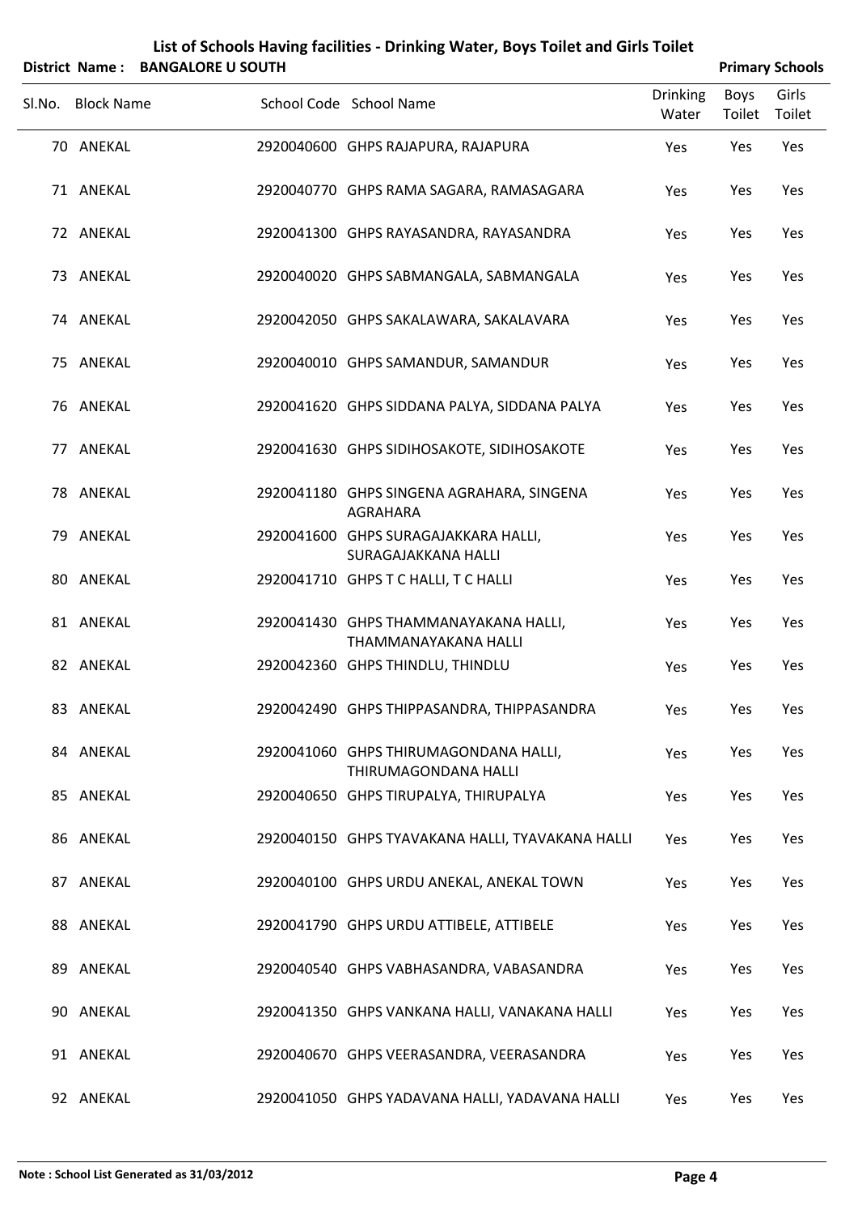# List of Schools Having facilities - Drinking Water, Boys Toilet and Girls Toilet

**District Name : BANGALORE U SOUTH** **Primary Schools**

| Sl.No. | Block Name | School Code | School Name | Drinking Water | Boys Toilet | Girls Toilet |
|---|---|---|---|---|---|---|
| 70 | ANEKAL | 2920040600 | GHPS RAJAPURA, RAJAPURA | Yes | Yes | Yes |
| 71 | ANEKAL | 2920040770 | GHPS RAMA SAGARA, RAMASAGARA | Yes | Yes | Yes |
| 72 | ANEKAL | 2920041300 | GHPS RAYASANDRA, RAYASANDRA | Yes | Yes | Yes |
| 73 | ANEKAL | 2920040020 | GHPS SABMANGALA, SABMANGALA | Yes | Yes | Yes |
| 74 | ANEKAL | 2920042050 | GHPS SAKALAWARA, SAKALAVARA | Yes | Yes | Yes |
| 75 | ANEKAL | 2920040010 | GHPS SAMANDUR, SAMANDUR | Yes | Yes | Yes |
| 76 | ANEKAL | 2920041620 | GHPS SIDDANA PALYA, SIDDANA PALYA | Yes | Yes | Yes |
| 77 | ANEKAL | 2920041630 | GHPS SIDIHOSAKOTE, SIDIHOSAKOTE | Yes | Yes | Yes |
| 78 | ANEKAL | 2920041180 | GHPS SINGENA AGRAHARA, SINGENA AGRAHARA | Yes | Yes | Yes |
| 79 | ANEKAL | 2920041600 | GHPS SURAGAJAKKARA HALLI, SURAGAJAKKANA HALLI | Yes | Yes | Yes |
| 80 | ANEKAL | 2920041710 | GHPS T C HALLI, T C HALLI | Yes | Yes | Yes |
| 81 | ANEKAL | 2920041430 | GHPS THAMMANAYAKANA HALLI, THAMMANAYAKANA HALLI | Yes | Yes | Yes |
| 82 | ANEKAL | 2920042360 | GHPS THINDLU, THINDLU | Yes | Yes | Yes |
| 83 | ANEKAL | 2920042490 | GHPS THIPPASANDRA, THIPPASANDRA | Yes | Yes | Yes |
| 84 | ANEKAL | 2920041060 | GHPS THIRUMAGONDANA HALLI, THIRUMAGONDANA HALLI | Yes | Yes | Yes |
| 85 | ANEKAL | 2920040650 | GHPS TIRUPALYA, THIRUPALYA | Yes | Yes | Yes |
| 86 | ANEKAL | 2920040150 | GHPS TYAVAKANA HALLI, TYAVAKANA HALLI | Yes | Yes | Yes |
| 87 | ANEKAL | 2920040100 | GHPS URDU ANEKAL, ANEKAL TOWN | Yes | Yes | Yes |
| 88 | ANEKAL | 2920041790 | GHPS URDU ATTIBELE, ATTIBELE | Yes | Yes | Yes |
| 89 | ANEKAL | 2920040540 | GHPS VABHASANDRA, VABASANDRA | Yes | Yes | Yes |
| 90 | ANEKAL | 2920041350 | GHPS VANKANA HALLI, VANAKANA HALLI | Yes | Yes | Yes |
| 91 | ANEKAL | 2920040670 | GHPS VEERASANDRA, VEERASANDRA | Yes | Yes | Yes |
| 92 | ANEKAL | 2920041050 | GHPS YADAVANA HALLI, YADAVANA HALLI | Yes | Yes | Yes |

**Note : School List Generated as 31/03/2012**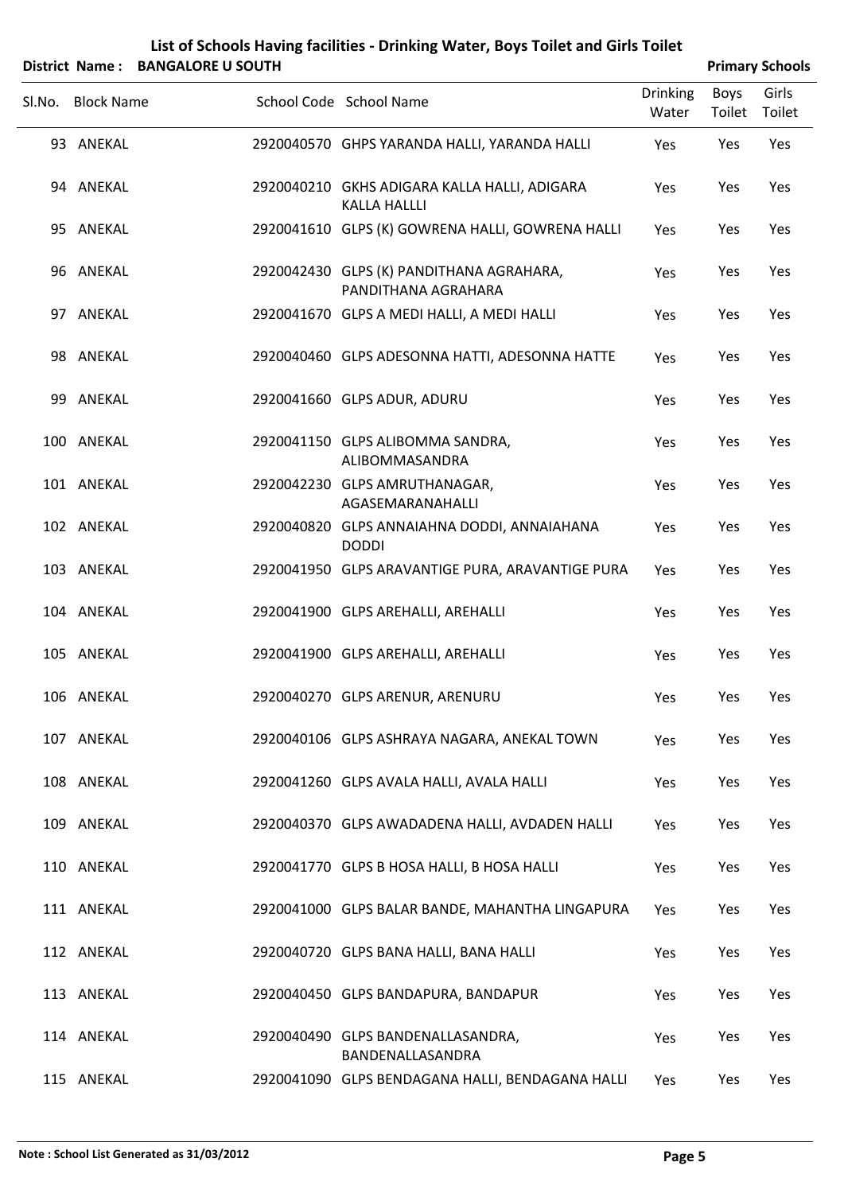# List of Schools Having facilities - Drinking Water, Boys Toilet and Girls Toilet

**District Name : BANGALORE U SOUTH** **Primary Schools**

| Sl.No. | Block Name | School Code | School Name | Drinking Water | Boys Toilet | Girls Toilet |
|---|---|---|---|---|---|---|
| 93 | ANEKAL | 2920040570 | GHPS YARANDA HALLI, YARANDA HALLI | Yes | Yes | Yes |
| 94 | ANEKAL | 2920040210 | GKHS ADIGARA KALLA HALLI, ADIGARA KALLA HALLLI | Yes | Yes | Yes |
| 95 | ANEKAL | 2920041610 | GLPS (K) GOWRENA HALLI, GOWRENA HALLI | Yes | Yes | Yes |
| 96 | ANEKAL | 2920042430 | GLPS (K) PANDITHANA AGRAHARA, PANDITHANA AGRAHARA | Yes | Yes | Yes |
| 97 | ANEKAL | 2920041670 | GLPS A MEDI HALLI, A MEDI HALLI | Yes | Yes | Yes |
| 98 | ANEKAL | 2920040460 | GLPS ADESONNA HATTI, ADESONNA HATTE | Yes | Yes | Yes |
| 99 | ANEKAL | 2920041660 | GLPS ADUR, ADURU | Yes | Yes | Yes |
| 100 | ANEKAL | 2920041150 | GLPS ALIBOMMA SANDRA, ALIBOMMASANDRA | Yes | Yes | Yes |
| 101 | ANEKAL | 2920042230 | GLPS AMRUTHANAGAR, AGASEMARANAHALLI | Yes | Yes | Yes |
| 102 | ANEKAL | 2920040820 | GLPS ANNAIAHNA DODDI, ANNAIAHANA DODDI | Yes | Yes | Yes |
| 103 | ANEKAL | 2920041950 | GLPS ARAVANTIGE PURA, ARAVANTIGE PURA | Yes | Yes | Yes |
| 104 | ANEKAL | 2920041900 | GLPS AREHALLI, AREHALLI | Yes | Yes | Yes |
| 105 | ANEKAL | 2920041900 | GLPS AREHALLI, AREHALLI | Yes | Yes | Yes |
| 106 | ANEKAL | 2920040270 | GLPS ARENUR, ARENURU | Yes | Yes | Yes |
| 107 | ANEKAL | 2920040106 | GLPS ASHRAYA NAGARA, ANEKAL TOWN | Yes | Yes | Yes |
| 108 | ANEKAL | 2920041260 | GLPS AVALA HALLI, AVALA HALLI | Yes | Yes | Yes |
| 109 | ANEKAL | 2920040370 | GLPS AWADADENA HALLI, AVDADEN HALLI | Yes | Yes | Yes |
| 110 | ANEKAL | 2920041770 | GLPS B HOSA HALLI, B HOSA HALLI | Yes | Yes | Yes |
| 111 | ANEKAL | 2920041000 | GLPS BALAR BANDE, MAHANTHA LINGAPURA | Yes | Yes | Yes |
| 112 | ANEKAL | 2920040720 | GLPS BANA HALLI, BANA HALLI | Yes | Yes | Yes |
| 113 | ANEKAL | 2920040450 | GLPS BANDAPURA, BANDAPUR | Yes | Yes | Yes |
| 114 | ANEKAL | 2920040490 | GLPS BANDENALLASANDRA, BANDENALLASANDRA | Yes | Yes | Yes |
| 115 | ANEKAL | 2920041090 | GLPS BENDAGANA HALLI, BENDAGANA HALLI | Yes | Yes | Yes |

**Note : School List Generated as 31/03/2012**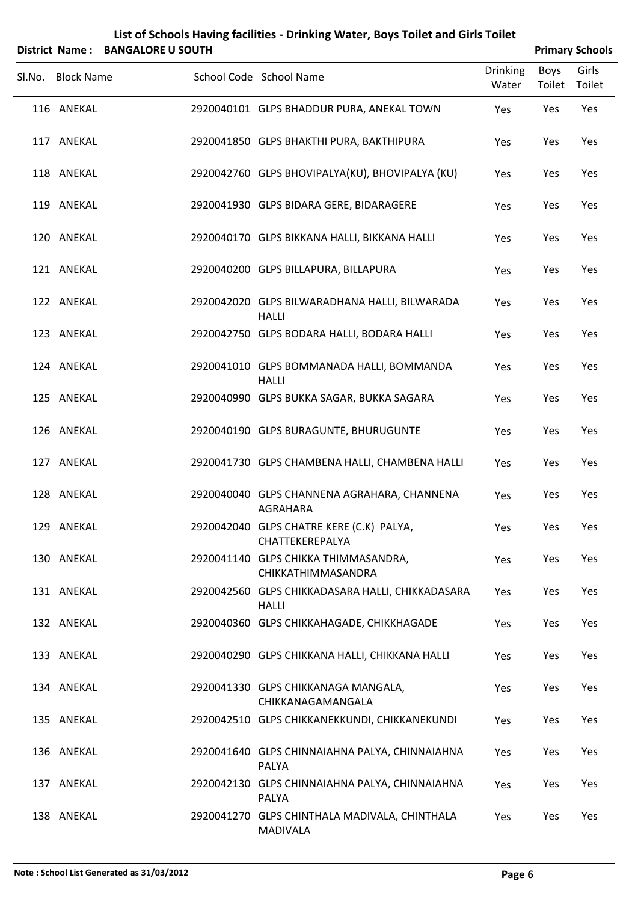# List of Schools Having facilities - Drinking Water, Boys Toilet and Girls Toilet

**District Name : BANGALORE U SOUTH** **Primary Schools**

| Sl.No. | Block Name | School Code | School Name | Drinking Water | Boys Toilet | Girls Toilet |
|---|---|---|---|---|---|---|
| 116 | ANEKAL | 2920040101 | GLPS BHADDUR PURA, ANEKAL TOWN | Yes | Yes | Yes |
| 117 | ANEKAL | 2920041850 | GLPS BHAKTHI PURA, BAKTHIPURA | Yes | Yes | Yes |
| 118 | ANEKAL | 2920042760 | GLPS BHOVIPALYA(KU), BHOVIPALYA (KU) | Yes | Yes | Yes |
| 119 | ANEKAL | 2920041930 | GLPS BIDARA GERE, BIDARAGERE | Yes | Yes | Yes |
| 120 | ANEKAL | 2920040170 | GLPS BIKKANA HALLI, BIKKANA HALLI | Yes | Yes | Yes |
| 121 | ANEKAL | 2920040200 | GLPS BILLAPURA, BILLAPURA | Yes | Yes | Yes |
| 122 | ANEKAL | 2920042020 | GLPS BILWARADHANA HALLI, BILWARADA HALLI | Yes | Yes | Yes |
| 123 | ANEKAL | 2920042750 | GLPS BODARA HALLI, BODARA HALLI | Yes | Yes | Yes |
| 124 | ANEKAL | 2920041010 | GLPS BOMMANADA HALLI, BOMMANDA HALLI | Yes | Yes | Yes |
| 125 | ANEKAL | 2920040990 | GLPS BUKKA SAGAR, BUKKA SAGARA | Yes | Yes | Yes |
| 126 | ANEKAL | 2920040190 | GLPS BURAGUNTE, BHURUGUNTE | Yes | Yes | Yes |
| 127 | ANEKAL | 2920041730 | GLPS CHAMBENA HALLI, CHAMBENA HALLI | Yes | Yes | Yes |
| 128 | ANEKAL | 2920040040 | GLPS CHANNENA AGRAHARA, CHANNENA AGRAHARA | Yes | Yes | Yes |
| 129 | ANEKAL | 2920042040 | GLPS CHATRE KERE (C.K) PALYA, CHATTEKEREPALYA | Yes | Yes | Yes |
| 130 | ANEKAL | 2920041140 | GLPS CHIKKA THIMMASANDRA, CHIKKATHIMMASANDRA | Yes | Yes | Yes |
| 131 | ANEKAL | 2920042560 | GLPS CHIKKADASARA HALLI, CHIKKADASARA HALLI | Yes | Yes | Yes |
| 132 | ANEKAL | 2920040360 | GLPS CHIKKAHAGADE, CHIKKHAGADE | Yes | Yes | Yes |
| 133 | ANEKAL | 2920040290 | GLPS CHIKKANA HALLI, CHIKKANA HALLI | Yes | Yes | Yes |
| 134 | ANEKAL | 2920041330 | GLPS CHIKKANAGA MANGALA, CHIKKANAGAMANGALA | Yes | Yes | Yes |
| 135 | ANEKAL | 2920042510 | GLPS CHIKKANEKKUNDI, CHIKKANEKUNDI | Yes | Yes | Yes |
| 136 | ANEKAL | 2920041640 | GLPS CHINNAIAHNA PALYA, CHINNAIAHNA PALYA | Yes | Yes | Yes |
| 137 | ANEKAL | 2920042130 | GLPS CHINNAIAHNA PALYA, CHINNAIAHNA PALYA | Yes | Yes | Yes |
| 138 | ANEKAL | 2920041270 | GLPS CHINTHALA MADIVALA, CHINTHALA MADIVALA | Yes | Yes | Yes |

**Note : School List Generated as 31/03/2012**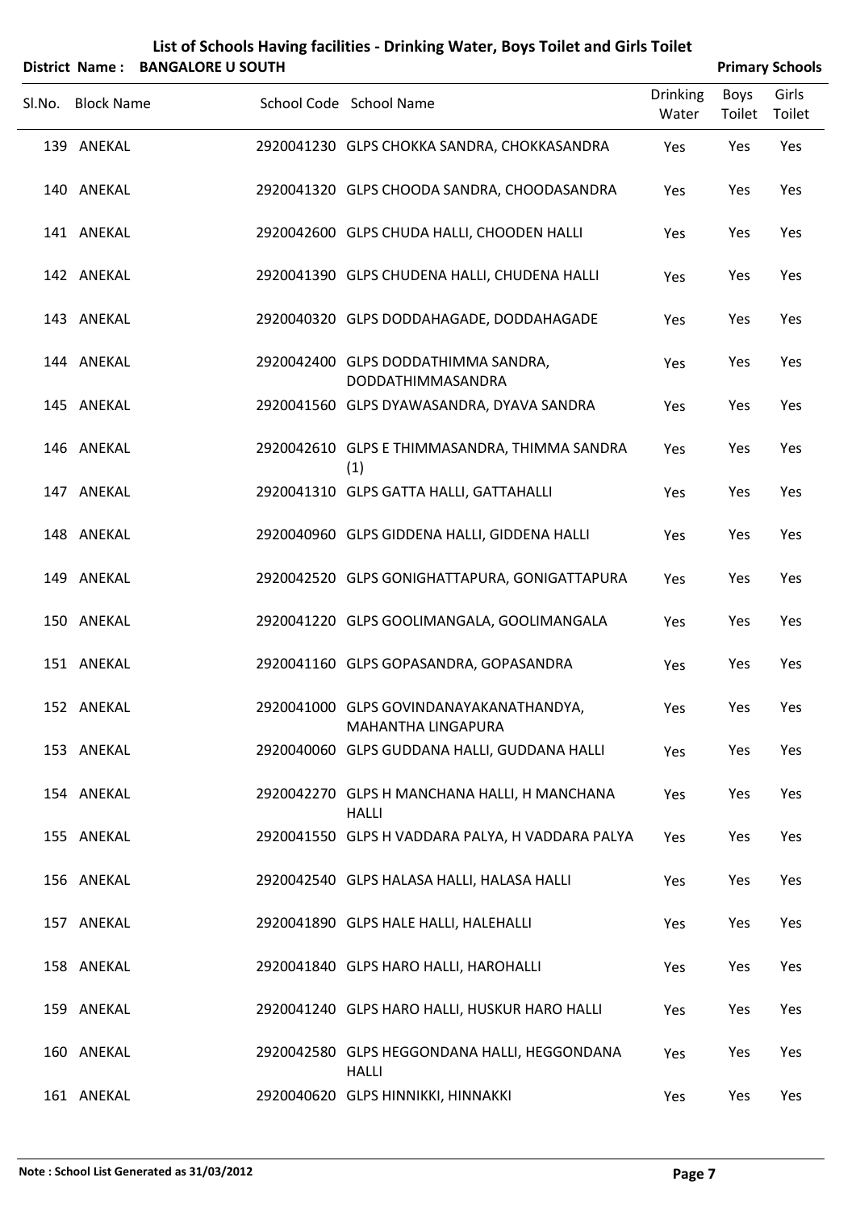# List of Schools Having facilities - Drinking Water, Boys Toilet and Girls Toilet

**District Name : BANGALORE U SOUTH** **Primary Schools**

| Sl.No. | Block Name | School Code | School Name | Drinking Water | Boys Toilet | Girls Toilet |
|---|---|---|---|---|---|---|
| 139 | ANEKAL | 2920041230 | GLPS CHOKKA SANDRA, CHOKKASANDRA | Yes | Yes | Yes |
| 140 | ANEKAL | 2920041320 | GLPS CHOODA SANDRA, CHOODASANDRA | Yes | Yes | Yes |
| 141 | ANEKAL | 2920042600 | GLPS CHUDA HALLI, CHOODEN HALLI | Yes | Yes | Yes |
| 142 | ANEKAL | 2920041390 | GLPS CHUDENA HALLI, CHUDENA HALLI | Yes | Yes | Yes |
| 143 | ANEKAL | 2920040320 | GLPS DODDAHAGADE, DODDAHAGADE | Yes | Yes | Yes |
| 144 | ANEKAL | 2920042400 | GLPS DODDATHIMMA SANDRA, DODDATHIMMASANDRA | Yes | Yes | Yes |
| 145 | ANEKAL | 2920041560 | GLPS DYAWASANDRA, DYAVA SANDRA | Yes | Yes | Yes |
| 146 | ANEKAL | 2920042610 | GLPS E THIMMASANDRA, THIMMA SANDRA (1) | Yes | Yes | Yes |
| 147 | ANEKAL | 2920041310 | GLPS GATTA HALLI, GATTAHALLI | Yes | Yes | Yes |
| 148 | ANEKAL | 2920040960 | GLPS GIDDENA HALLI, GIDDENA HALLI | Yes | Yes | Yes |
| 149 | ANEKAL | 2920042520 | GLPS GONIGHATTAPURA, GONIGATTAPURA | Yes | Yes | Yes |
| 150 | ANEKAL | 2920041220 | GLPS GOOLIMANGALA, GOOLIMANGALA | Yes | Yes | Yes |
| 151 | ANEKAL | 2920041160 | GLPS GOPASANDRA, GOPASANDRA | Yes | Yes | Yes |
| 152 | ANEKAL | 2920041000 | GLPS GOVINDANAYAKANATHANDYA, MAHANTHA LINGAPURA | Yes | Yes | Yes |
| 153 | ANEKAL | 2920040060 | GLPS GUDDANA HALLI, GUDDANA HALLI | Yes | Yes | Yes |
| 154 | ANEKAL | 2920042270 | GLPS H MANCHANA HALLI, H MANCHANA HALLI | Yes | Yes | Yes |
| 155 | ANEKAL | 2920041550 | GLPS H VADDARA PALYA, H VADDARA PALYA | Yes | Yes | Yes |
| 156 | ANEKAL | 2920042540 | GLPS HALASA HALLI, HALASA HALLI | Yes | Yes | Yes |
| 157 | ANEKAL | 2920041890 | GLPS HALE HALLI, HALEHALLI | Yes | Yes | Yes |
| 158 | ANEKAL | 2920041840 | GLPS HARO HALLI, HAROHALLI | Yes | Yes | Yes |
| 159 | ANEKAL | 2920041240 | GLPS HARO HALLI, HUSKUR HARO HALLI | Yes | Yes | Yes |
| 160 | ANEKAL | 2920042580 | GLPS HEGGONDANA HALLI, HEGGONDANA HALLI | Yes | Yes | Yes |
| 161 | ANEKAL | 2920040620 | GLPS HINNIKKI, HINNAKKI | Yes | Yes | Yes |

**Note : School List Generated as 31/03/2012**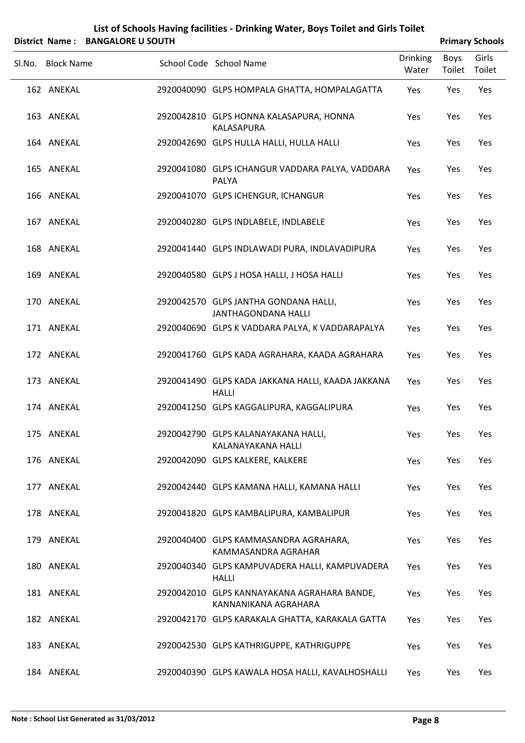# List of Schools Having facilities - Drinking Water, Boys Toilet and Girls Toilet

**District Name : BANGALORE U SOUTH** **Primary Schools**

| Sl.No. | Block Name | School Code | School Name | Drinking Water | Boys Toilet | Girls Toilet |
|---|---|---|---|---|---|---|
| 162 | ANEKAL | 2920040090 | GLPS HOMPALA GHATTA, HOMPALAGATTA | Yes | Yes | Yes |
| 163 | ANEKAL | 2920042810 | GLPS HONNA KALASAPURA, HONNA KALASAPURA | Yes | Yes | Yes |
| 164 | ANEKAL | 2920042690 | GLPS HULLA HALLI, HULLA HALLI | Yes | Yes | Yes |
| 165 | ANEKAL | 2920041080 | GLPS ICHANGUR VADDARA PALYA, VADDARA PALYA | Yes | Yes | Yes |
| 166 | ANEKAL | 2920041070 | GLPS ICHENGUR, ICHANGUR | Yes | Yes | Yes |
| 167 | ANEKAL | 2920040280 | GLPS INDLABELE, INDLABELE | Yes | Yes | Yes |
| 168 | ANEKAL | 2920041440 | GLPS INDLAWADI PURA, INDLAVADIPURA | Yes | Yes | Yes |
| 169 | ANEKAL | 2920040580 | GLPS J HOSA HALLI, J HOSA HALLI | Yes | Yes | Yes |
| 170 | ANEKAL | 2920042570 | GLPS JANTHA GONDANA HALLI, JANTHAGONDANA HALLI | Yes | Yes | Yes |
| 171 | ANEKAL | 2920040690 | GLPS K VADDARA PALYA, K VADDARAPALYA | Yes | Yes | Yes |
| 172 | ANEKAL | 2920041760 | GLPS KADA AGRAHARA, KAADA AGRAHARA | Yes | Yes | Yes |
| 173 | ANEKAL | 2920041490 | GLPS KADA JAKKANA HALLI, KAADA JAKKANA HALLI | Yes | Yes | Yes |
| 174 | ANEKAL | 2920041250 | GLPS KAGGALIPURA, KAGGALIPURA | Yes | Yes | Yes |
| 175 | ANEKAL | 2920042790 | GLPS KALANAYAKANA HALLI, KALANAYAKANA HALLI | Yes | Yes | Yes |
| 176 | ANEKAL | 2920042090 | GLPS KALKERE, KALKERE | Yes | Yes | Yes |
| 177 | ANEKAL | 2920042440 | GLPS KAMANA HALLI, KAMANA HALLI | Yes | Yes | Yes |
| 178 | ANEKAL | 2920041820 | GLPS KAMBALIPURA, KAMBALIPUR | Yes | Yes | Yes |
| 179 | ANEKAL | 2920040400 | GLPS KAMMASANDRA AGRAHARA, KAMMASANDRA AGRAHAR | Yes | Yes | Yes |
| 180 | ANEKAL | 2920040340 | GLPS KAMPUVADERA HALLI, KAMPUVADERA HALLI | Yes | Yes | Yes |
| 181 | ANEKAL | 2920042010 | GLPS KANNAYAKANA AGRAHARA BANDE, KANNANIKANA AGRAHARA | Yes | Yes | Yes |
| 182 | ANEKAL | 2920042170 | GLPS KARAKALA GHATTA, KARAKALA GATTA | Yes | Yes | Yes |
| 183 | ANEKAL | 2920042530 | GLPS KATHRIGUPPE, KATHRIGUPPE | Yes | Yes | Yes |
| 184 | ANEKAL | 2920040390 | GLPS KAWALA HOSA HALLI, KAVALHOSHALLI | Yes | Yes | Yes |

**Note : School List Generated as 31/03/2012**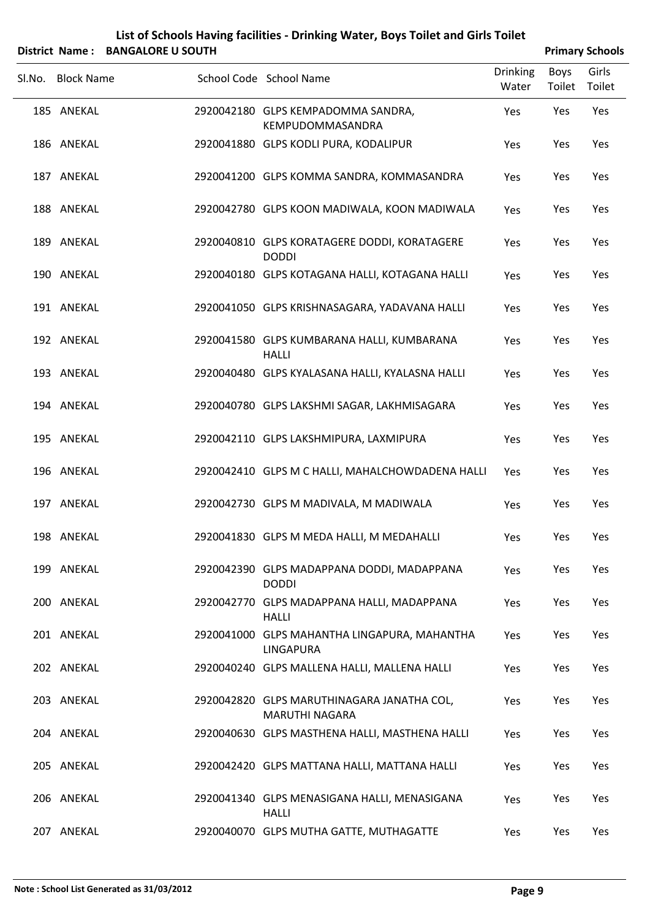# List of Schools Having facilities - Drinking Water, Boys Toilet and Girls Toilet

**District Name : BANGALORE U SOUTH** **Primary Schools**

| Sl.No. | Block Name | School Code | School Name | Drinking Water | Boys Toilet | Girls Toilet |
|---|---|---|---|---|---|---|
| 185 | ANEKAL | 2920042180 | GLPS KEMPADOMMA SANDRA, KEMPUDOMMASANDRA | Yes | Yes | Yes |
| 186 | ANEKAL | 2920041880 | GLPS KODLI PURA, KODALIPUR | Yes | Yes | Yes |
| 187 | ANEKAL | 2920041200 | GLPS KOMMA SANDRA, KOMMASANDRA | Yes | Yes | Yes |
| 188 | ANEKAL | 2920042780 | GLPS KOON MADIWALA, KOON MADIWALA | Yes | Yes | Yes |
| 189 | ANEKAL | 2920040810 | GLPS KORATAGERE DODDI, KORATAGERE DODDI | Yes | Yes | Yes |
| 190 | ANEKAL | 2920040180 | GLPS KOTAGANA HALLI, KOTAGANA HALLI | Yes | Yes | Yes |
| 191 | ANEKAL | 2920041050 | GLPS KRISHNASAGARA, YADAVANA HALLI | Yes | Yes | Yes |
| 192 | ANEKAL | 2920041580 | GLPS KUMBARANA HALLI, KUMBARANA HALLI | Yes | Yes | Yes |
| 193 | ANEKAL | 2920040480 | GLPS KYALASANA HALLI, KYALASNA HALLI | Yes | Yes | Yes |
| 194 | ANEKAL | 2920040780 | GLPS LAKSHMI SAGAR, LAKHMISAGARA | Yes | Yes | Yes |
| 195 | ANEKAL | 2920042110 | GLPS LAKSHMIPURA, LAXMIPURA | Yes | Yes | Yes |
| 196 | ANEKAL | 2920042410 | GLPS M C HALLI, MAHALCHOWDADENA HALLI | Yes | Yes | Yes |
| 197 | ANEKAL | 2920042730 | GLPS M MADIVALA, M MADIWALA | Yes | Yes | Yes |
| 198 | ANEKAL | 2920041830 | GLPS M MEDA HALLI, M MEDAHALLI | Yes | Yes | Yes |
| 199 | ANEKAL | 2920042390 | GLPS MADAPPANA DODDI, MADAPPANA DODDI | Yes | Yes | Yes |
| 200 | ANEKAL | 2920042770 | GLPS MADAPPANA HALLI, MADAPPANA HALLI | Yes | Yes | Yes |
| 201 | ANEKAL | 2920041000 | GLPS MAHANTHA LINGAPURA, MAHANTHA LINGAPURA | Yes | Yes | Yes |
| 202 | ANEKAL | 2920040240 | GLPS MALLENA HALLI, MALLENA HALLI | Yes | Yes | Yes |
| 203 | ANEKAL | 2920042820 | GLPS MARUTHINAGARA JANATHA COL, MARUTHI NAGARA | Yes | Yes | Yes |
| 204 | ANEKAL | 2920040630 | GLPS MASTHENA HALLI, MASTHENA HALLI | Yes | Yes | Yes |
| 205 | ANEKAL | 2920042420 | GLPS MATTANA HALLI, MATTANA HALLI | Yes | Yes | Yes |
| 206 | ANEKAL | 2920041340 | GLPS MENASIGANA HALLI, MENASIGANA HALLI | Yes | Yes | Yes |
| 207 | ANEKAL | 2920040070 | GLPS MUTHA GATTE, MUTHAGATTE | Yes | Yes | Yes |

**Note : School List Generated as 31/03/2012**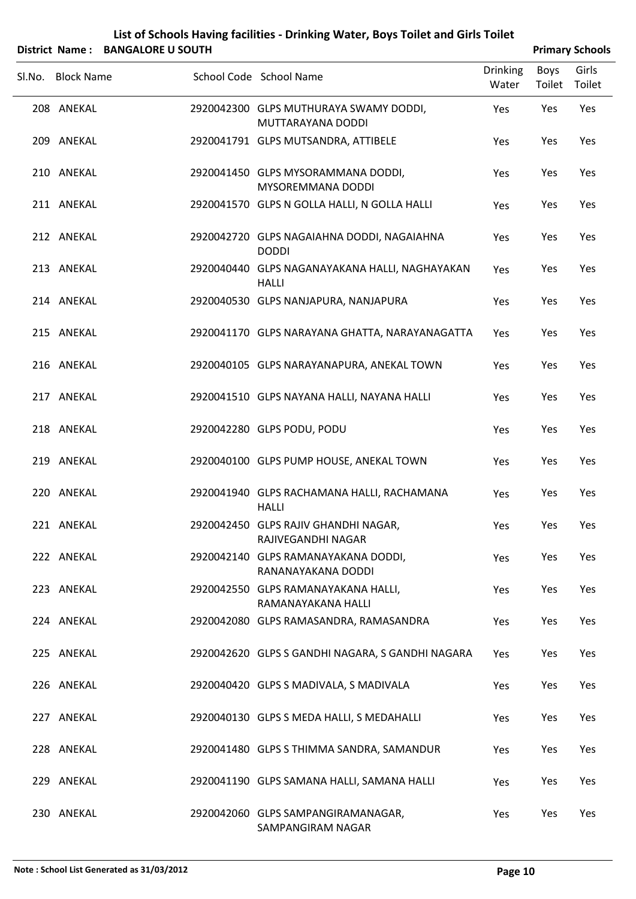# List of Schools Having facilities - Drinking Water, Boys Toilet and Girls Toilet

**District Name : BANGALORE U SOUTH** **Primary Schools**

| Sl.No. | Block Name | School Code | School Name | Drinking Water | Boys Toilet | Girls Toilet |
|---|---|---|---|---|---|---|
| 208 | ANEKAL | 2920042300 | GLPS MUTHURAYA SWAMY DODDI, MUTTARAYANA DODDI | Yes | Yes | Yes |
| 209 | ANEKAL | 2920041791 | GLPS MUTSANDRA, ATTIBELE | Yes | Yes | Yes |
| 210 | ANEKAL | 2920041450 | GLPS MYSORAMMANA DODDI, MYSOREMMANA DODDI | Yes | Yes | Yes |
| 211 | ANEKAL | 2920041570 | GLPS N GOLLA HALLI, N GOLLA HALLI | Yes | Yes | Yes |
| 212 | ANEKAL | 2920042720 | GLPS NAGAIAHNA DODDI, NAGAIAHNA DODDI | Yes | Yes | Yes |
| 213 | ANEKAL | 2920040440 | GLPS NAGANAYAKANA HALLI, NAGHAYAKAN HALLI | Yes | Yes | Yes |
| 214 | ANEKAL | 2920040530 | GLPS NANJAPURA, NANJAPURA | Yes | Yes | Yes |
| 215 | ANEKAL | 2920041170 | GLPS NARAYANA GHATTA, NARAYANAGATTA | Yes | Yes | Yes |
| 216 | ANEKAL | 2920040105 | GLPS NARAYANAPURA, ANEKAL TOWN | Yes | Yes | Yes |
| 217 | ANEKAL | 2920041510 | GLPS NAYANA HALLI, NAYANA HALLI | Yes | Yes | Yes |
| 218 | ANEKAL | 2920042280 | GLPS PODU, PODU | Yes | Yes | Yes |
| 219 | ANEKAL | 2920040100 | GLPS PUMP HOUSE, ANEKAL TOWN | Yes | Yes | Yes |
| 220 | ANEKAL | 2920041940 | GLPS RACHAMANA HALLI, RACHAMANA HALLI | Yes | Yes | Yes |
| 221 | ANEKAL | 2920042450 | GLPS RAJIV GHANDHI NAGAR, RAJIVEGANDHI NAGAR | Yes | Yes | Yes |
| 222 | ANEKAL | 2920042140 | GLPS RAMANAYAKANA DODDI, RANANAYAKANA DODDI | Yes | Yes | Yes |
| 223 | ANEKAL | 2920042550 | GLPS RAMANAYAKANA HALLI, RAMANAYAKANA HALLI | Yes | Yes | Yes |
| 224 | ANEKAL | 2920042080 | GLPS RAMASANDRA, RAMASANDRA | Yes | Yes | Yes |
| 225 | ANEKAL | 2920042620 | GLPS S GANDHI NAGARA, S GANDHI NAGARA | Yes | Yes | Yes |
| 226 | ANEKAL | 2920040420 | GLPS S MADIVALA, S MADIVALA | Yes | Yes | Yes |
| 227 | ANEKAL | 2920040130 | GLPS S MEDA HALLI, S MEDAHALLI | Yes | Yes | Yes |
| 228 | ANEKAL | 2920041480 | GLPS S THIMMA SANDRA, SAMANDUR | Yes | Yes | Yes |
| 229 | ANEKAL | 2920041190 | GLPS SAMANA HALLI, SAMANA HALLI | Yes | Yes | Yes |
| 230 | ANEKAL | 2920042060 | GLPS SAMPANGIRAMANAGAR, SAMPANGIRAM NAGAR | Yes | Yes | Yes |

Note : School List Generated as 31/03/2012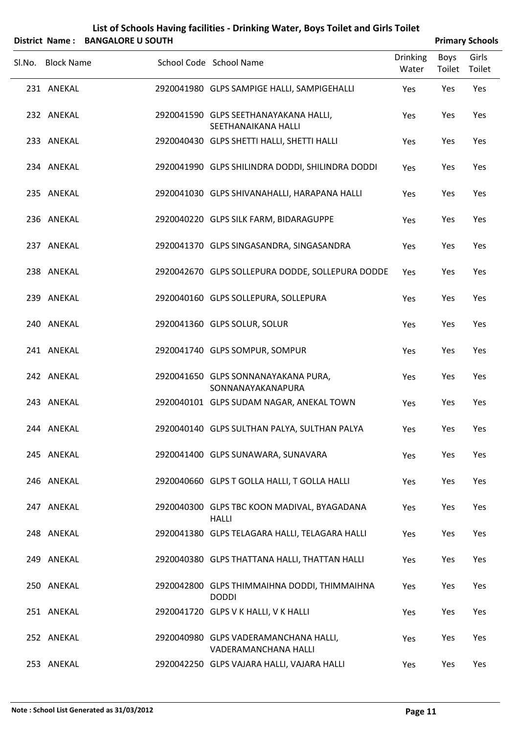# List of Schools Having facilities - Drinking Water, Boys Toilet and Girls Toilet

**District Name : BANGALORE U SOUTH** — **Primary Schools**

| Sl.No. | Block Name | School Code | School Name | Drinking Water | Boys Toilet | Girls Toilet |
|---|---|---|---|---|---|---|
| 231 | ANEKAL | 2920041980 | GLPS SAMPIGE HALLI, SAMPIGEHALLI | Yes | Yes | Yes |
| 232 | ANEKAL | 2920041590 | GLPS SEETHANAYAKANA HALLI, SEETHANAIKANA HALLI | Yes | Yes | Yes |
| 233 | ANEKAL | 2920040430 | GLPS SHETTI HALLI, SHETTI HALLI | Yes | Yes | Yes |
| 234 | ANEKAL | 2920041990 | GLPS SHILINDRA DODDI, SHILINDRA DODDI | Yes | Yes | Yes |
| 235 | ANEKAL | 2920041030 | GLPS SHIVANAHALLI, HARAPANA HALLI | Yes | Yes | Yes |
| 236 | ANEKAL | 2920040220 | GLPS SILK FARM, BIDARAGUPPE | Yes | Yes | Yes |
| 237 | ANEKAL | 2920041370 | GLPS SINGASANDRA, SINGASANDRA | Yes | Yes | Yes |
| 238 | ANEKAL | 2920042670 | GLPS SOLLEPURA DODDE, SOLLEPURA DODDE | Yes | Yes | Yes |
| 239 | ANEKAL | 2920040160 | GLPS SOLLEPURA, SOLLEPURA | Yes | Yes | Yes |
| 240 | ANEKAL | 2920041360 | GLPS SOLUR, SOLUR | Yes | Yes | Yes |
| 241 | ANEKAL | 2920041740 | GLPS SOMPUR, SOMPUR | Yes | Yes | Yes |
| 242 | ANEKAL | 2920041650 | GLPS SONNANAYAKANA PURA, SONNANAYAKANAPURA | Yes | Yes | Yes |
| 243 | ANEKAL | 2920040101 | GLPS SUDAM NAGAR, ANEKAL TOWN | Yes | Yes | Yes |
| 244 | ANEKAL | 2920040140 | GLPS SULTHAN PALYA, SULTHAN PALYA | Yes | Yes | Yes |
| 245 | ANEKAL | 2920041400 | GLPS SUNAWARA, SUNAVARA | Yes | Yes | Yes |
| 246 | ANEKAL | 2920040660 | GLPS T GOLLA HALLI, T GOLLA HALLI | Yes | Yes | Yes |
| 247 | ANEKAL | 2920040300 | GLPS TBC KOON MADIVAL, BYAGADANA HALLI | Yes | Yes | Yes |
| 248 | ANEKAL | 2920041380 | GLPS TELAGARA HALLI, TELAGARA HALLI | Yes | Yes | Yes |
| 249 | ANEKAL | 2920040380 | GLPS THATTANA HALLI, THATTAN HALLI | Yes | Yes | Yes |
| 250 | ANEKAL | 2920042800 | GLPS THIMMAIHNA DODDI, THIMMAIHNA DODDI | Yes | Yes | Yes |
| 251 | ANEKAL | 2920041720 | GLPS V K HALLI, V K HALLI | Yes | Yes | Yes |
| 252 | ANEKAL | 2920040980 | GLPS VADERAMANCHANA HALLI, VADERAMANCHANA HALLI | Yes | Yes | Yes |
| 253 | ANEKAL | 2920042250 | GLPS VAJARA HALLI, VAJARA HALLI | Yes | Yes | Yes |

**Note : School List Generated as 31/03/2012**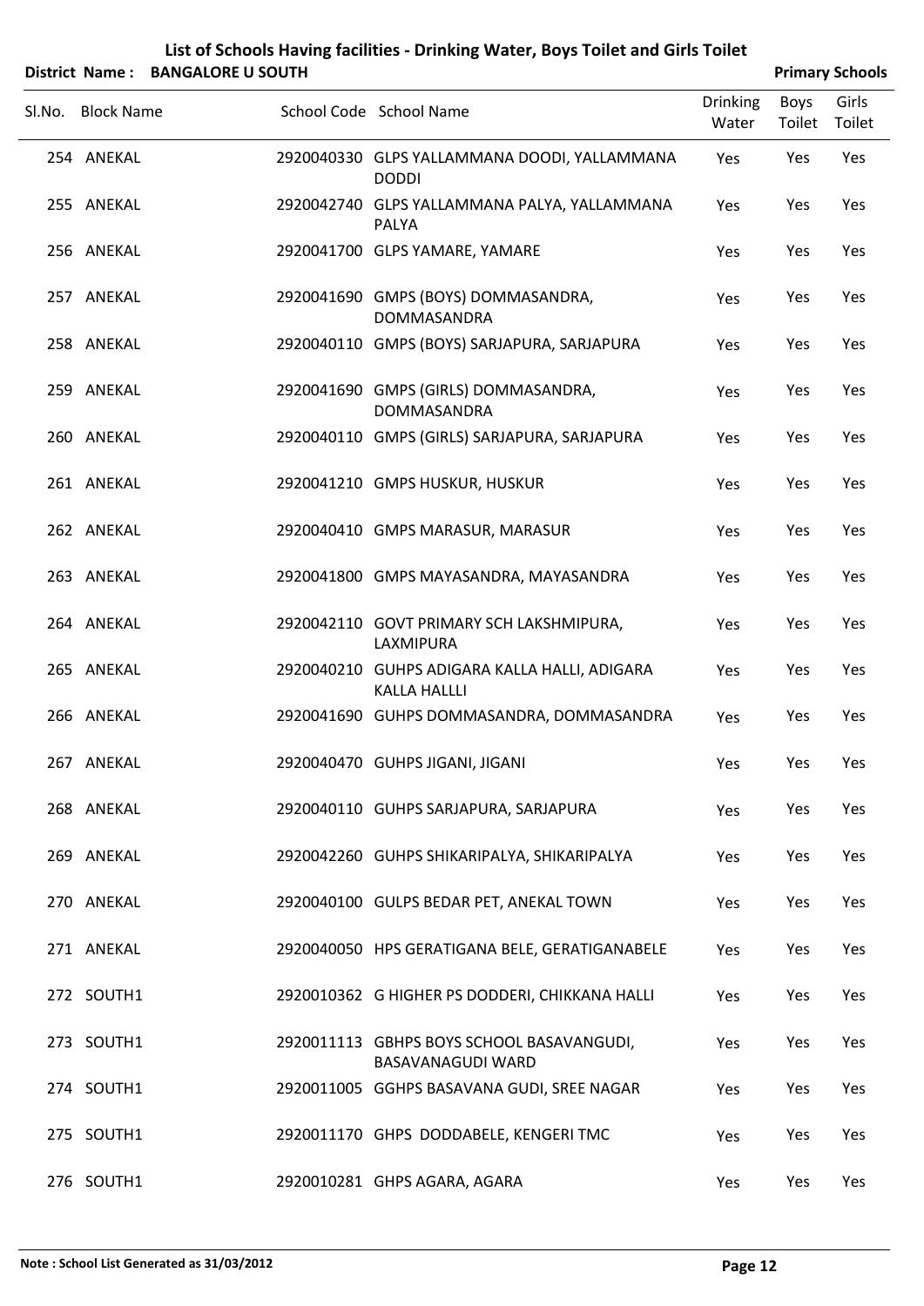# List of Schools Having facilities - Drinking Water, Boys Toilet and Girls Toilet

**District Name : BANGALORE U SOUTH** **Primary Schools**

| Sl.No. | Block Name | School Code | School Name | Drinking Water | Boys Toilet | Girls Toilet |
|---|---|---|---|---|---|---|
| 254 | ANEKAL | 2920040330 | GLPS YALLAMMANA DOODI, YALLAMMANA DODDI | Yes | Yes | Yes |
| 255 | ANEKAL | 2920042740 | GLPS YALLAMMANA PALYA, YALLAMMANA PALYA | Yes | Yes | Yes |
| 256 | ANEKAL | 2920041700 | GLPS YAMARE, YAMARE | Yes | Yes | Yes |
| 257 | ANEKAL | 2920041690 | GMPS (BOYS) DOMMASANDRA, DOMMASANDRA | Yes | Yes | Yes |
| 258 | ANEKAL | 2920040110 | GMPS (BOYS) SARJAPURA, SARJAPURA | Yes | Yes | Yes |
| 259 | ANEKAL | 2920041690 | GMPS (GIRLS) DOMMASANDRA, DOMMASANDRA | Yes | Yes | Yes |
| 260 | ANEKAL | 2920040110 | GMPS (GIRLS) SARJAPURA, SARJAPURA | Yes | Yes | Yes |
| 261 | ANEKAL | 2920041210 | GMPS HUSKUR, HUSKUR | Yes | Yes | Yes |
| 262 | ANEKAL | 2920040410 | GMPS MARASUR, MARASUR | Yes | Yes | Yes |
| 263 | ANEKAL | 2920041800 | GMPS MAYASANDRA, MAYASANDRA | Yes | Yes | Yes |
| 264 | ANEKAL | 2920042110 | GOVT PRIMARY SCH LAKSHMIPURA, LAXMIPURA | Yes | Yes | Yes |
| 265 | ANEKAL | 2920040210 | GUHPS ADIGARA KALLA HALLI, ADIGARA KALLA HALLLI | Yes | Yes | Yes |
| 266 | ANEKAL | 2920041690 | GUHPS DOMMASANDRA, DOMMASANDRA | Yes | Yes | Yes |
| 267 | ANEKAL | 2920040470 | GUHPS JIGANI, JIGANI | Yes | Yes | Yes |
| 268 | ANEKAL | 2920040110 | GUHPS SARJAPURA, SARJAPURA | Yes | Yes | Yes |
| 269 | ANEKAL | 2920042260 | GUHPS SHIKARIPALYA, SHIKARIPALYA | Yes | Yes | Yes |
| 270 | ANEKAL | 2920040100 | GULPS BEDAR PET, ANEKAL TOWN | Yes | Yes | Yes |
| 271 | ANEKAL | 2920040050 | HPS GERATIGANA BELE, GERATIGANABELE | Yes | Yes | Yes |
| 272 | SOUTH1 | 2920010362 | G HIGHER PS DODDERI, CHIKKANA HALLI | Yes | Yes | Yes |
| 273 | SOUTH1 | 2920011113 | GBHPS BOYS SCHOOL BASAVANGUDI, BASAVANAGUDI WARD | Yes | Yes | Yes |
| 274 | SOUTH1 | 2920011005 | GGHPS BASAVANA GUDI, SREE NAGAR | Yes | Yes | Yes |
| 275 | SOUTH1 | 2920011170 | GHPS DODDABELE, KENGERI TMC | Yes | Yes | Yes |
| 276 | SOUTH1 | 2920010281 | GHPS AGARA, AGARA | Yes | Yes | Yes |

Note : School List Generated as 31/03/2012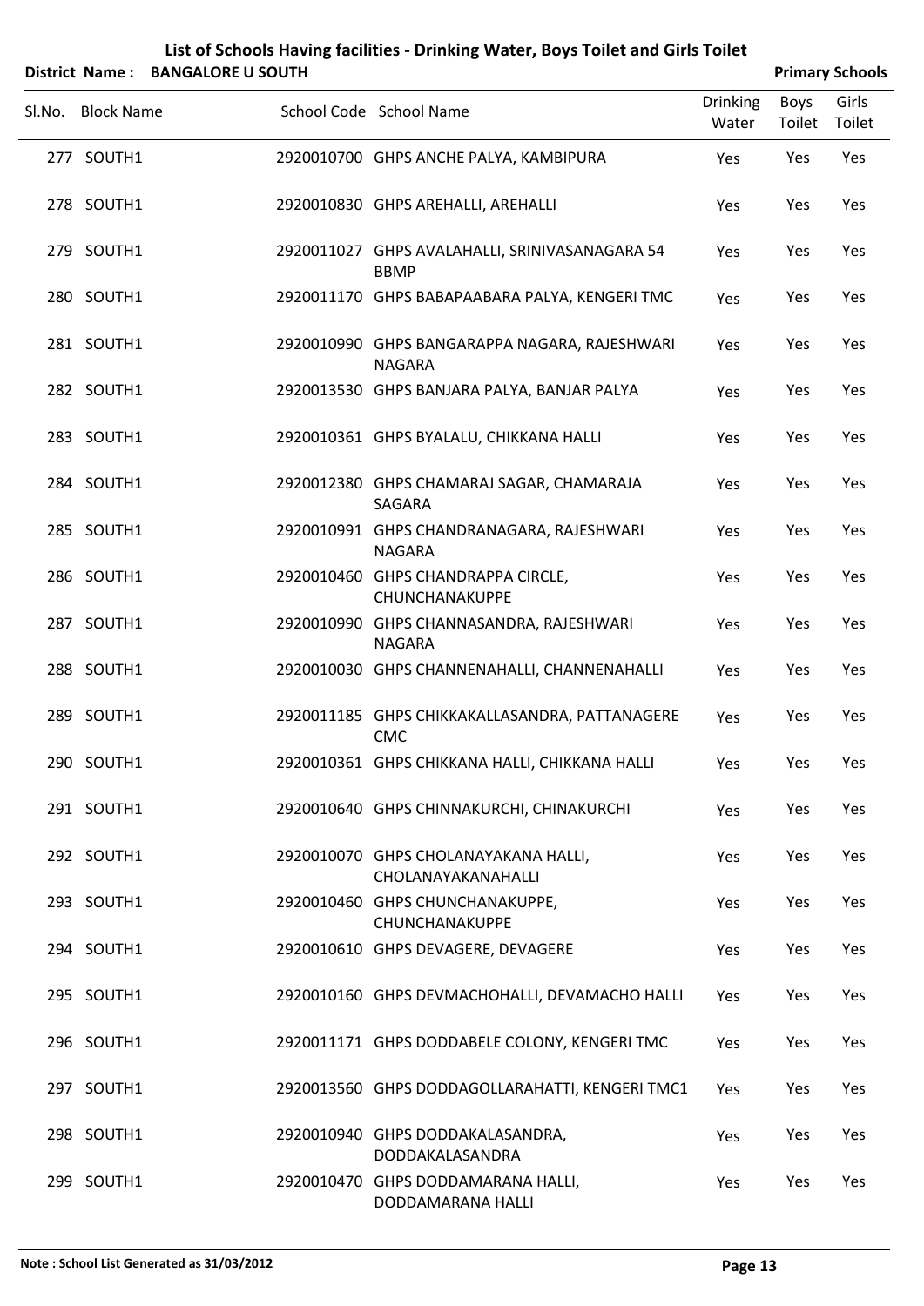# List of Schools Having facilities - Drinking Water, Boys Toilet and Girls Toilet

**District Name : BANGALORE U SOUTH** **Primary Schools**

| Sl.No. | Block Name | School Code | School Name | Drinking Water | Boys Toilet | Girls Toilet |
|---|---|---|---|---|---|---|
| 277 | SOUTH1 | 2920010700 | GHPS ANCHE PALYA, KAMBIPURA | Yes | Yes | Yes |
| 278 | SOUTH1 | 2920010830 | GHPS AREHALLI, AREHALLI | Yes | Yes | Yes |
| 279 | SOUTH1 | 2920011027 | GHPS AVALAHALLI, SRINIVASANAGARA 54 BBMP | Yes | Yes | Yes |
| 280 | SOUTH1 | 2920011170 | GHPS BABAPAABARA PALYA, KENGERI TMC | Yes | Yes | Yes |
| 281 | SOUTH1 | 2920010990 | GHPS BANGARAPPA NAGARA, RAJESHWARI NAGARA | Yes | Yes | Yes |
| 282 | SOUTH1 | 2920013530 | GHPS BANJARA PALYA, BANJAR PALYA | Yes | Yes | Yes |
| 283 | SOUTH1 | 2920010361 | GHPS BYALALU, CHIKKANA HALLI | Yes | Yes | Yes |
| 284 | SOUTH1 | 2920012380 | GHPS CHAMARAJ SAGAR, CHAMARAJA SAGARA | Yes | Yes | Yes |
| 285 | SOUTH1 | 2920010991 | GHPS CHANDRANAGARA, RAJESHWARI NAGARA | Yes | Yes | Yes |
| 286 | SOUTH1 | 2920010460 | GHPS CHANDRAPPA CIRCLE, CHUNCHANAKUPPE | Yes | Yes | Yes |
| 287 | SOUTH1 | 2920010990 | GHPS CHANNASANDRA, RAJESHWARI NAGARA | Yes | Yes | Yes |
| 288 | SOUTH1 | 2920010030 | GHPS CHANNENAHALLI, CHANNENAHALLI | Yes | Yes | Yes |
| 289 | SOUTH1 | 2920011185 | GHPS CHIKKAKALLASANDRA, PATTANAGERE CMC | Yes | Yes | Yes |
| 290 | SOUTH1 | 2920010361 | GHPS CHIKKANA HALLI, CHIKKANA HALLI | Yes | Yes | Yes |
| 291 | SOUTH1 | 2920010640 | GHPS CHINNAKURCHI, CHINAKURCHI | Yes | Yes | Yes |
| 292 | SOUTH1 | 2920010070 | GHPS CHOLANAYAKANA HALLI, CHOLANAYAKANAHALLI | Yes | Yes | Yes |
| 293 | SOUTH1 | 2920010460 | GHPS CHUNCHANAKUPPE, CHUNCHANAKUPPE | Yes | Yes | Yes |
| 294 | SOUTH1 | 2920010610 | GHPS DEVAGERE, DEVAGERE | Yes | Yes | Yes |
| 295 | SOUTH1 | 2920010160 | GHPS DEVMACHOHALLI, DEVAMACHO HALLI | Yes | Yes | Yes |
| 296 | SOUTH1 | 2920011171 | GHPS DODDABELE COLONY, KENGERI TMC | Yes | Yes | Yes |
| 297 | SOUTH1 | 2920013560 | GHPS DODDAGOLLARAHATTI, KENGERI TMC1 | Yes | Yes | Yes |
| 298 | SOUTH1 | 2920010940 | GHPS DODDAKALASANDRA, DODDAKALASANDRA | Yes | Yes | Yes |
| 299 | SOUTH1 | 2920010470 | GHPS DODDAMARANA HALLI, DODDAMARANA HALLI | Yes | Yes | Yes |

**Note : School List Generated as 31/03/2012**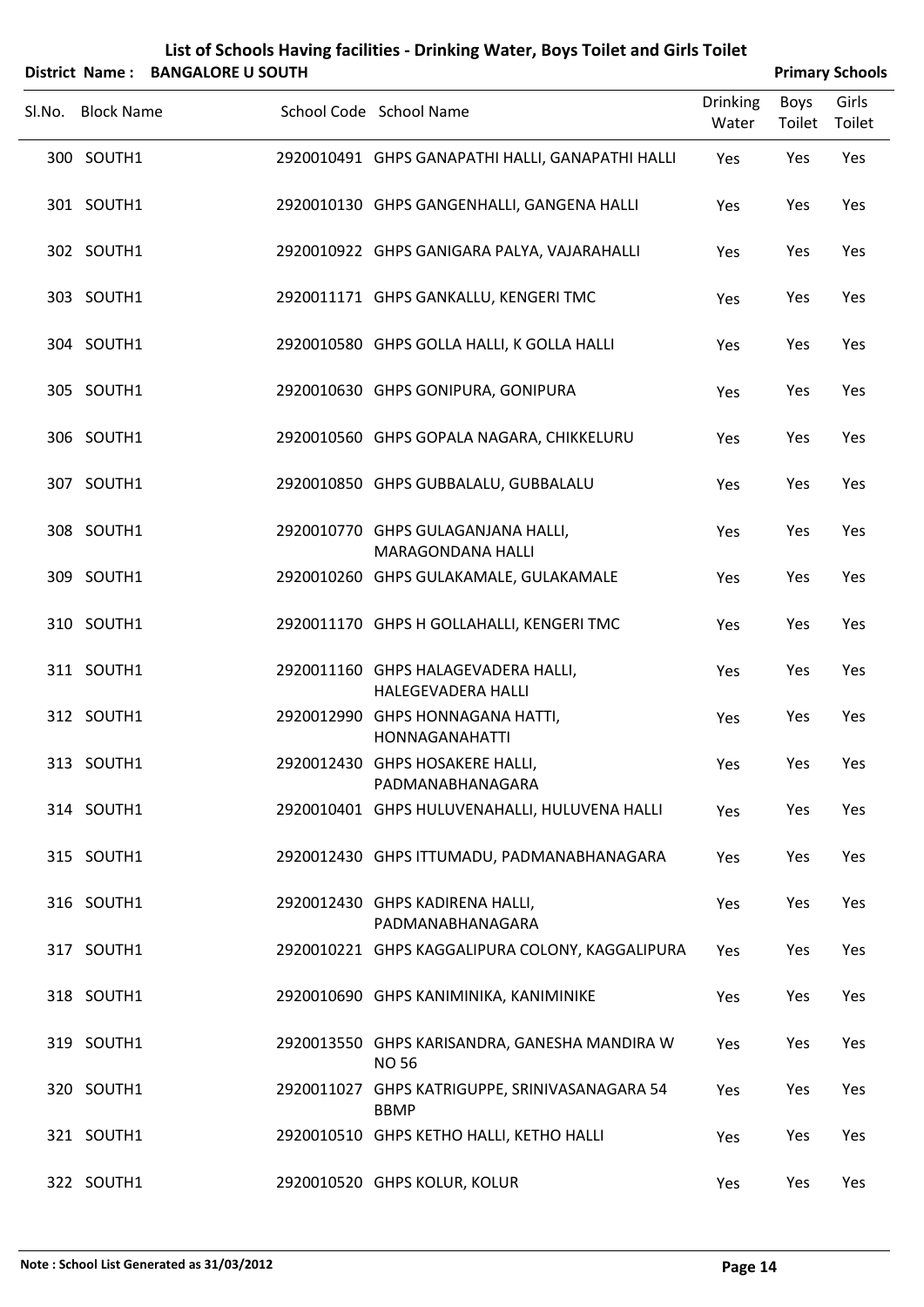# List of Schools Having facilities - Drinking Water, Boys Toilet and Girls Toilet

**District Name : BANGALORE U SOUTH** **Primary Schools**

| Sl.No. | Block Name | School Code | School Name | Drinking Water | Boys Toilet | Girls Toilet |
|---|---|---|---|---|---|---|
| 300 | SOUTH1 | 2920010491 | GHPS GANAPATHI HALLI, GANAPATHI HALLI | Yes | Yes | Yes |
| 301 | SOUTH1 | 2920010130 | GHPS GANGENHALLI, GANGENA HALLI | Yes | Yes | Yes |
| 302 | SOUTH1 | 2920010922 | GHPS GANIGARA PALYA, VAJARAHALLI | Yes | Yes | Yes |
| 303 | SOUTH1 | 2920011171 | GHPS GANKALLU, KENGERI TMC | Yes | Yes | Yes |
| 304 | SOUTH1 | 2920010580 | GHPS GOLLA HALLI, K GOLLA HALLI | Yes | Yes | Yes |
| 305 | SOUTH1 | 2920010630 | GHPS GONIPURA, GONIPURA | Yes | Yes | Yes |
| 306 | SOUTH1 | 2920010560 | GHPS GOPALA NAGARA, CHIKKELURU | Yes | Yes | Yes |
| 307 | SOUTH1 | 2920010850 | GHPS GUBBALALU, GUBBALALU | Yes | Yes | Yes |
| 308 | SOUTH1 | 2920010770 | GHPS GULAGANJANA HALLI, MARAGONDANA HALLI | Yes | Yes | Yes |
| 309 | SOUTH1 | 2920010260 | GHPS GULAKAMALE, GULAKAMALE | Yes | Yes | Yes |
| 310 | SOUTH1 | 2920011170 | GHPS H GOLLAHALLI, KENGERI TMC | Yes | Yes | Yes |
| 311 | SOUTH1 | 2920011160 | GHPS HALAGEVADERA HALLI, HALEGEVADERA HALLI | Yes | Yes | Yes |
| 312 | SOUTH1 | 2920012990 | GHPS HONNAGANA HATTI, HONNAGANAHATTI | Yes | Yes | Yes |
| 313 | SOUTH1 | 2920012430 | GHPS HOSAKERE HALLI, PADMANABHANAGARA | Yes | Yes | Yes |
| 314 | SOUTH1 | 2920010401 | GHPS HULUVENAHALLI, HULUVENA HALLI | Yes | Yes | Yes |
| 315 | SOUTH1 | 2920012430 | GHPS ITTUMADU, PADMANABHANAGARA | Yes | Yes | Yes |
| 316 | SOUTH1 | 2920012430 | GHPS KADIRENA HALLI, PADMANABHANAGARA | Yes | Yes | Yes |
| 317 | SOUTH1 | 2920010221 | GHPS KAGGALIPURA COLONY, KAGGALIPURA | Yes | Yes | Yes |
| 318 | SOUTH1 | 2920010690 | GHPS KANIMINIKA, KANIMINIKE | Yes | Yes | Yes |
| 319 | SOUTH1 | 2920013550 | GHPS KARISANDRA, GANESHA MANDIRA W NO 56 | Yes | Yes | Yes |
| 320 | SOUTH1 | 2920011027 | GHPS KATRIGUPPE, SRINIVASANAGARA 54 BBMP | Yes | Yes | Yes |
| 321 | SOUTH1 | 2920010510 | GHPS KETHO HALLI, KETHO HALLI | Yes | Yes | Yes |
| 322 | SOUTH1 | 2920010520 | GHPS KOLUR, KOLUR | Yes | Yes | Yes |

**Note : School List Generated as 31/03/2012**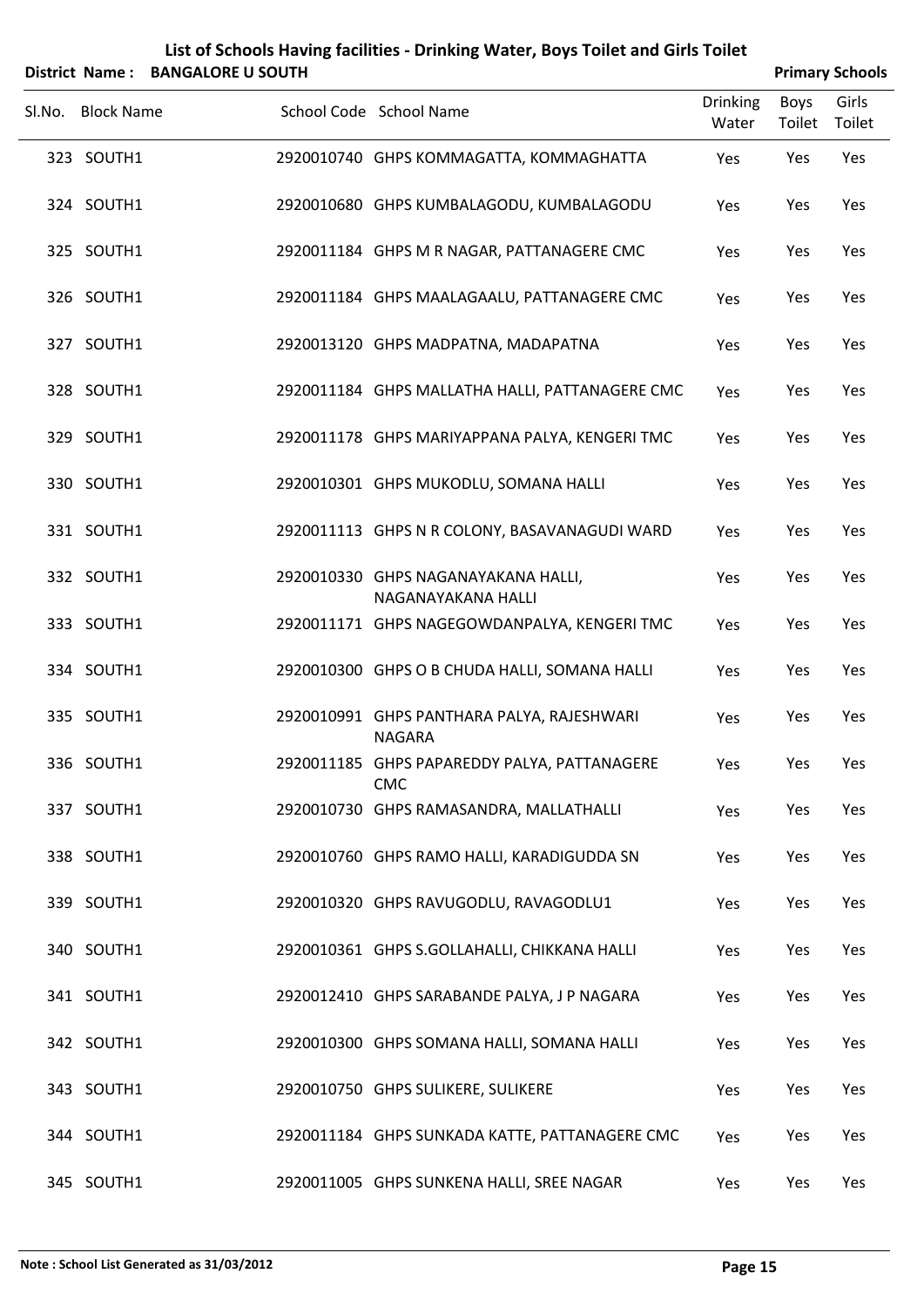# List of Schools Having facilities - Drinking Water, Boys Toilet and Girls Toilet

**District Name : BANGALORE U SOUTH** **Primary Schools**

| Sl.No. | Block Name | School Code | School Name | Drinking Water | Boys Toilet | Girls Toilet |
|---|---|---|---|---|---|---|
| 323 | SOUTH1 | 2920010740 | GHPS KOMMAGATTA, KOMMAGHATTA | Yes | Yes | Yes |
| 324 | SOUTH1 | 2920010680 | GHPS KUMBALAGODU, KUMBALAGODU | Yes | Yes | Yes |
| 325 | SOUTH1 | 2920011184 | GHPS M R NAGAR, PATTANAGERE CMC | Yes | Yes | Yes |
| 326 | SOUTH1 | 2920011184 | GHPS MAALAGAALU, PATTANAGERE CMC | Yes | Yes | Yes |
| 327 | SOUTH1 | 2920013120 | GHPS MADPATNA, MADAPATNA | Yes | Yes | Yes |
| 328 | SOUTH1 | 2920011184 | GHPS MALLATHA HALLI, PATTANAGERE CMC | Yes | Yes | Yes |
| 329 | SOUTH1 | 2920011178 | GHPS MARIYAPPANA PALYA, KENGERI TMC | Yes | Yes | Yes |
| 330 | SOUTH1 | 2920010301 | GHPS MUKODLU, SOMANA HALLI | Yes | Yes | Yes |
| 331 | SOUTH1 | 2920011113 | GHPS N R COLONY, BASAVANAGUDI WARD | Yes | Yes | Yes |
| 332 | SOUTH1 | 2920010330 | GHPS NAGANAYAKANA HALLI, NAGANAYAKANA HALLI | Yes | Yes | Yes |
| 333 | SOUTH1 | 2920011171 | GHPS NAGEGOWDANPALYA, KENGERI TMC | Yes | Yes | Yes |
| 334 | SOUTH1 | 2920010300 | GHPS O B CHUDA HALLI, SOMANA HALLI | Yes | Yes | Yes |
| 335 | SOUTH1 | 2920010991 | GHPS PANTHARA PALYA, RAJESHWARI NAGARA | Yes | Yes | Yes |
| 336 | SOUTH1 | 2920011185 | GHPS PAPAREDDY PALYA, PATTANAGERE CMC | Yes | Yes | Yes |
| 337 | SOUTH1 | 2920010730 | GHPS RAMASANDRA, MALLATHALLI | Yes | Yes | Yes |
| 338 | SOUTH1 | 2920010760 | GHPS RAMO HALLI, KARADIGUDDA SN | Yes | Yes | Yes |
| 339 | SOUTH1 | 2920010320 | GHPS RAVUGODLU, RAVAGODLU1 | Yes | Yes | Yes |
| 340 | SOUTH1 | 2920010361 | GHPS S.GOLLAHALLI, CHIKKANA HALLI | Yes | Yes | Yes |
| 341 | SOUTH1 | 2920012410 | GHPS SARABANDE PALYA, J P NAGARA | Yes | Yes | Yes |
| 342 | SOUTH1 | 2920010300 | GHPS SOMANA HALLI, SOMANA HALLI | Yes | Yes | Yes |
| 343 | SOUTH1 | 2920010750 | GHPS SULIKERE, SULIKERE | Yes | Yes | Yes |
| 344 | SOUTH1 | 2920011184 | GHPS SUNKADA KATTE, PATTANAGERE CMC | Yes | Yes | Yes |
| 345 | SOUTH1 | 2920011005 | GHPS SUNKENA HALLI, SREE NAGAR | Yes | Yes | Yes |

**Note : School List Generated as 31/03/2012**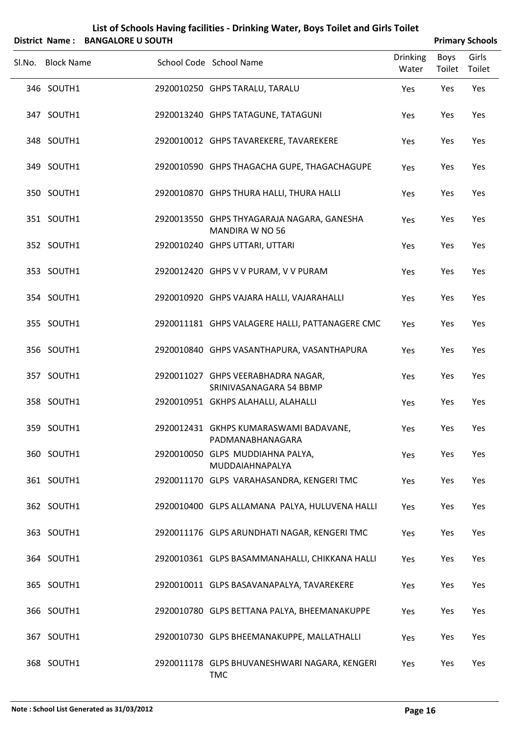# List of Schools Having facilities - Drinking Water, Boys Toilet and Girls Toilet

**District Name : BANGALORE U SOUTH** **Primary Schools**

| Sl.No. | Block Name | School Code | School Name | Drinking Water | Boys Toilet | Girls Toilet |
|---|---|---|---|---|---|---|
| 346 | SOUTH1 | 2920010250 | GHPS TARALU, TARALU | Yes | Yes | Yes |
| 347 | SOUTH1 | 2920013240 | GHPS TATAGUNE, TATAGUNI | Yes | Yes | Yes |
| 348 | SOUTH1 | 2920010012 | GHPS TAVAREKERE, TAVAREKERE | Yes | Yes | Yes |
| 349 | SOUTH1 | 2920010590 | GHPS THAGACHA GUPE, THAGACHAGUPE | Yes | Yes | Yes |
| 350 | SOUTH1 | 2920010870 | GHPS THURA HALLI, THURA HALLI | Yes | Yes | Yes |
| 351 | SOUTH1 | 2920013550 | GHPS THYAGARAJA NAGARA, GANESHA MANDIRA W NO 56 | Yes | Yes | Yes |
| 352 | SOUTH1 | 2920010240 | GHPS UTTARI, UTTARI | Yes | Yes | Yes |
| 353 | SOUTH1 | 2920012420 | GHPS V V PURAM, V V PURAM | Yes | Yes | Yes |
| 354 | SOUTH1 | 2920010920 | GHPS VAJARA HALLI, VAJARAHALLI | Yes | Yes | Yes |
| 355 | SOUTH1 | 2920011181 | GHPS VALAGERE HALLI, PATTANAGERE CMC | Yes | Yes | Yes |
| 356 | SOUTH1 | 2920010840 | GHPS VASANTHAPURA, VASANTHAPURA | Yes | Yes | Yes |
| 357 | SOUTH1 | 2920011027 | GHPS VEERABHADRA NAGAR, SRINIVASANAGARA 54 BBMP | Yes | Yes | Yes |
| 358 | SOUTH1 | 2920010951 | GKHPS ALAHALLI, ALAHALLI | Yes | Yes | Yes |
| 359 | SOUTH1 | 2920012431 | GKHPS KUMARASWAMI BADAVANE, PADMANABHANAGARA | Yes | Yes | Yes |
| 360 | SOUTH1 | 2920010050 | GLPS MUDDIAHNA PALYA, MUDDAIAHNAPALYA | Yes | Yes | Yes |
| 361 | SOUTH1 | 2920011170 | GLPS VARAHASANDRA, KENGERI TMC | Yes | Yes | Yes |
| 362 | SOUTH1 | 2920010400 | GLPS ALLAMANA PALYA, HULUVENA HALLI | Yes | Yes | Yes |
| 363 | SOUTH1 | 2920011176 | GLPS ARUNDHATI NAGAR, KENGERI TMC | Yes | Yes | Yes |
| 364 | SOUTH1 | 2920010361 | GLPS BASAMMANAHALLI, CHIKKANA HALLI | Yes | Yes | Yes |
| 365 | SOUTH1 | 2920010011 | GLPS BASAVANAPALYA, TAVAREKERE | Yes | Yes | Yes |
| 366 | SOUTH1 | 2920010780 | GLPS BETTANA PALYA, BHEEMANAKUPPE | Yes | Yes | Yes |
| 367 | SOUTH1 | 2920010730 | GLPS BHEEMANAKUPPE, MALLATHALLI | Yes | Yes | Yes |
| 368 | SOUTH1 | 2920011178 | GLPS BHUVANESHWARI NAGARA, KENGERI TMC | Yes | Yes | Yes |

**Note : School List Generated as 31/03/2012**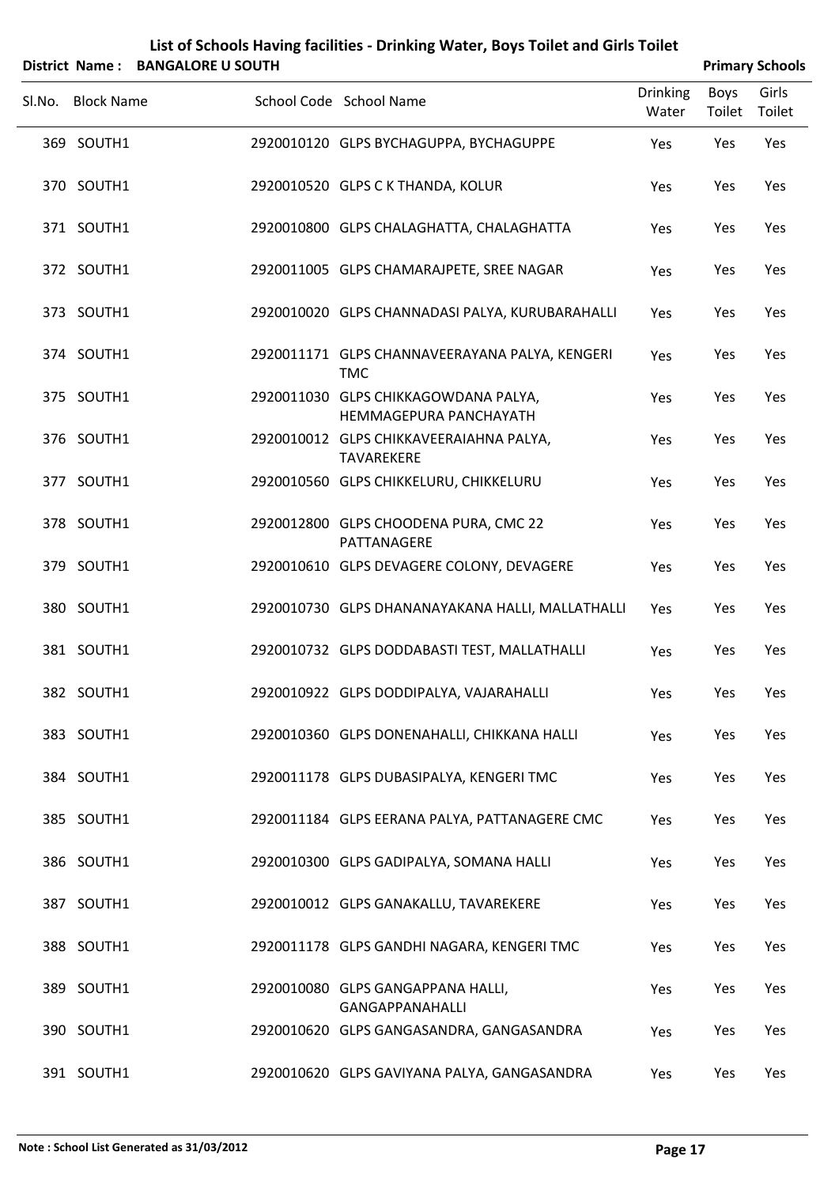# List of Schools Having facilities - Drinking Water, Boys Toilet and Girls Toilet

**District Name : BANGALORE U SOUTH** **Primary Schools**

| Sl.No. | Block Name | School Code | School Name | Drinking Water | Boys Toilet | Girls Toilet |
|---|---|---|---|---|---|---|
| 369 | SOUTH1 | 2920010120 | GLPS BYCHAGUPPA, BYCHAGUPPE | Yes | Yes | Yes |
| 370 | SOUTH1 | 2920010520 | GLPS C K THANDA, KOLUR | Yes | Yes | Yes |
| 371 | SOUTH1 | 2920010800 | GLPS CHALAGHATTA, CHALAGHATTA | Yes | Yes | Yes |
| 372 | SOUTH1 | 2920011005 | GLPS CHAMARAJPETE, SREE NAGAR | Yes | Yes | Yes |
| 373 | SOUTH1 | 2920010020 | GLPS CHANNADASI PALYA, KURUBARAHALLI | Yes | Yes | Yes |
| 374 | SOUTH1 | 2920011171 | GLPS CHANNAVEERAYANA PALYA, KENGERI TMC | Yes | Yes | Yes |
| 375 | SOUTH1 | 2920011030 | GLPS CHIKKAGOWDANA PALYA, HEMMAGEPURA PANCHAYATH | Yes | Yes | Yes |
| 376 | SOUTH1 | 2920010012 | GLPS CHIKKAVEERAIAHNA PALYA, TAVAREKERE | Yes | Yes | Yes |
| 377 | SOUTH1 | 2920010560 | GLPS CHIKKELURU, CHIKKELURU | Yes | Yes | Yes |
| 378 | SOUTH1 | 2920012800 | GLPS CHOODENA PURA, CMC 22 PATTANAGERE | Yes | Yes | Yes |
| 379 | SOUTH1 | 2920010610 | GLPS DEVAGERE COLONY, DEVAGERE | Yes | Yes | Yes |
| 380 | SOUTH1 | 2920010730 | GLPS DHANANAYAKANA HALLI, MALLATHALLI | Yes | Yes | Yes |
| 381 | SOUTH1 | 2920010732 | GLPS DODDABASTI TEST, MALLATHALLI | Yes | Yes | Yes |
| 382 | SOUTH1 | 2920010922 | GLPS DODDIPALYA, VAJARAHALLI | Yes | Yes | Yes |
| 383 | SOUTH1 | 2920010360 | GLPS DONENAHALLI, CHIKKANA HALLI | Yes | Yes | Yes |
| 384 | SOUTH1 | 2920011178 | GLPS DUBASIPALYA, KENGERI TMC | Yes | Yes | Yes |
| 385 | SOUTH1 | 2920011184 | GLPS EERANA PALYA, PATTANAGERE CMC | Yes | Yes | Yes |
| 386 | SOUTH1 | 2920010300 | GLPS GADIPALYA, SOMANA HALLI | Yes | Yes | Yes |
| 387 | SOUTH1 | 2920010012 | GLPS GANAKALLU, TAVAREKERE | Yes | Yes | Yes |
| 388 | SOUTH1 | 2920011178 | GLPS GANDHI NAGARA, KENGERI TMC | Yes | Yes | Yes |
| 389 | SOUTH1 | 2920010080 | GLPS GANGAPPANA HALLI, GANGAPPANAHALLI | Yes | Yes | Yes |
| 390 | SOUTH1 | 2920010620 | GLPS GANGASANDRA, GANGASANDRA | Yes | Yes | Yes |
| 391 | SOUTH1 | 2920010620 | GLPS GAVIYANA PALYA, GANGASANDRA | Yes | Yes | Yes |

**Note : School List Generated as 31/03/2012**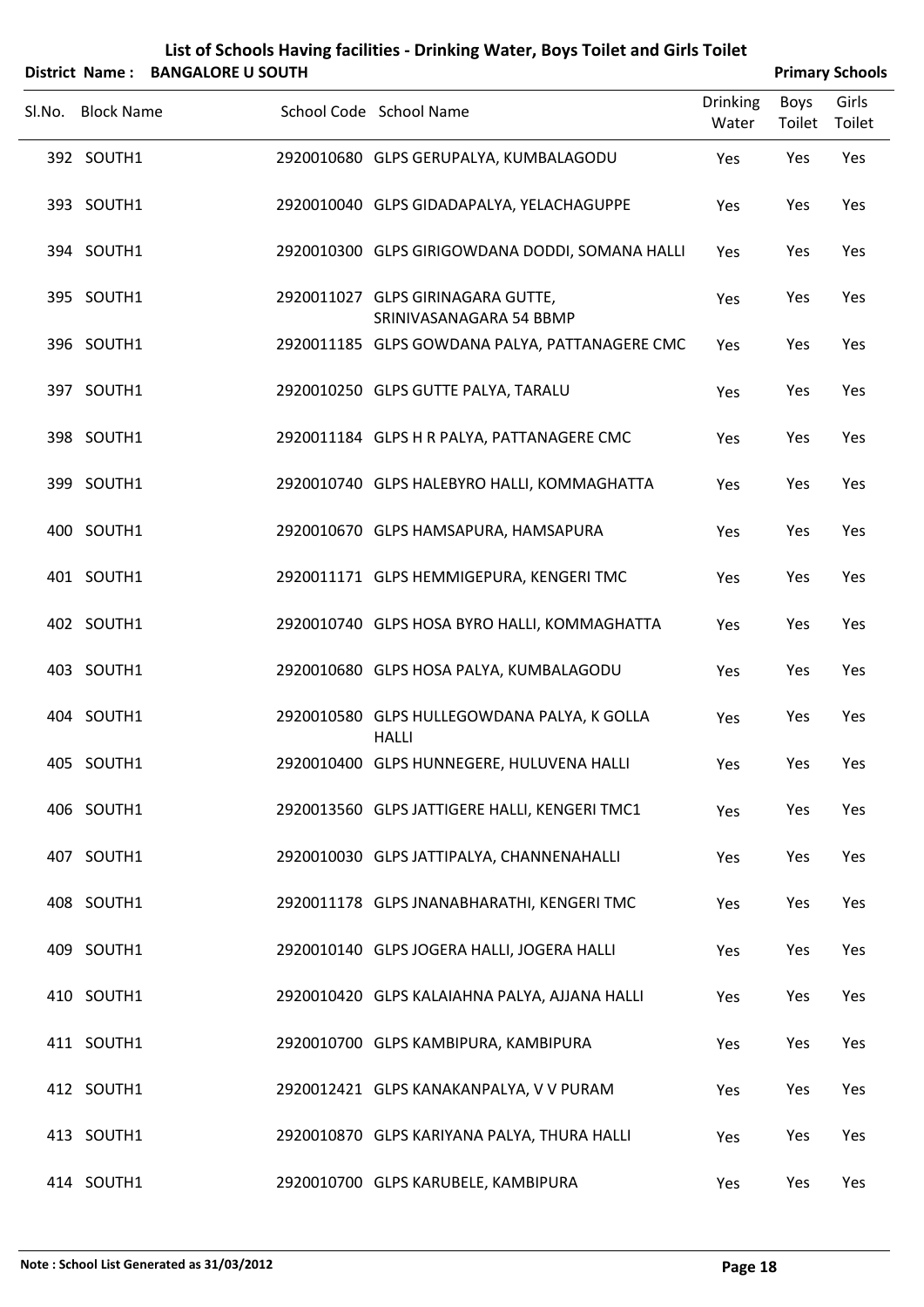# List of Schools Having facilities - Drinking Water, Boys Toilet and Girls Toilet

**District Name : BANGALORE U SOUTH** **Primary Schools**

| Sl.No. | Block Name | School Code | School Name | Drinking Water | Boys Toilet | Girls Toilet |
|---|---|---|---|---|---|---|
| 392 | SOUTH1 | 2920010680 | GLPS GERUPALYA, KUMBALAGODU | Yes | Yes | Yes |
| 393 | SOUTH1 | 2920010040 | GLPS GIDADAPALYA, YELACHAGUPPE | Yes | Yes | Yes |
| 394 | SOUTH1 | 2920010300 | GLPS GIRIGOWDANA DODDI, SOMANA HALLI | Yes | Yes | Yes |
| 395 | SOUTH1 | 2920011027 | GLPS GIRINAGARA GUTTE, SRINIVASANAGARA 54 BBMP | Yes | Yes | Yes |
| 396 | SOUTH1 | 2920011185 | GLPS GOWDANA PALYA, PATTANAGERE CMC | Yes | Yes | Yes |
| 397 | SOUTH1 | 2920010250 | GLPS GUTTE PALYA, TARALU | Yes | Yes | Yes |
| 398 | SOUTH1 | 2920011184 | GLPS H R PALYA, PATTANAGERE CMC | Yes | Yes | Yes |
| 399 | SOUTH1 | 2920010740 | GLPS HALEBYRO HALLI, KOMMAGHATTA | Yes | Yes | Yes |
| 400 | SOUTH1 | 2920010670 | GLPS HAMSAPURA, HAMSAPURA | Yes | Yes | Yes |
| 401 | SOUTH1 | 2920011171 | GLPS HEMMIGEPURA, KENGERI TMC | Yes | Yes | Yes |
| 402 | SOUTH1 | 2920010740 | GLPS HOSA BYRO HALLI, KOMMAGHATTA | Yes | Yes | Yes |
| 403 | SOUTH1 | 2920010680 | GLPS HOSA PALYA, KUMBALAGODU | Yes | Yes | Yes |
| 404 | SOUTH1 | 2920010580 | GLPS HULLEGOWDANA PALYA, K GOLLA HALLI | Yes | Yes | Yes |
| 405 | SOUTH1 | 2920010400 | GLPS HUNNEGERE, HULUVENA HALLI | Yes | Yes | Yes |
| 406 | SOUTH1 | 2920013560 | GLPS JATTIGERE HALLI, KENGERI TMC1 | Yes | Yes | Yes |
| 407 | SOUTH1 | 2920010030 | GLPS JATTIPALYA, CHANNENAHALLI | Yes | Yes | Yes |
| 408 | SOUTH1 | 2920011178 | GLPS JNANABHARATHI, KENGERI TMC | Yes | Yes | Yes |
| 409 | SOUTH1 | 2920010140 | GLPS JOGERA HALLI, JOGERA HALLI | Yes | Yes | Yes |
| 410 | SOUTH1 | 2920010420 | GLPS KALAIAHNA PALYA, AJJANA HALLI | Yes | Yes | Yes |
| 411 | SOUTH1 | 2920010700 | GLPS KAMBIPURA, KAMBIPURA | Yes | Yes | Yes |
| 412 | SOUTH1 | 2920012421 | GLPS KANAKANPALYA, V V PURAM | Yes | Yes | Yes |
| 413 | SOUTH1 | 2920010870 | GLPS KARIYANA PALYA, THURA HALLI | Yes | Yes | Yes |
| 414 | SOUTH1 | 2920010700 | GLPS KARUBELE, KAMBIPURA | Yes | Yes | Yes |

**Note : School List Generated as 31/03/2012**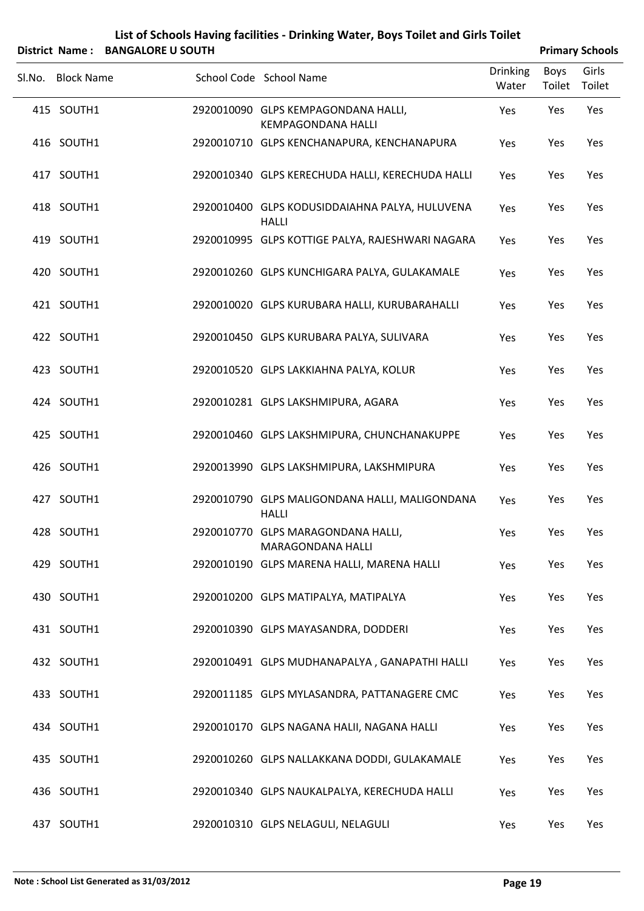# List of Schools Having facilities - Drinking Water, Boys Toilet and Girls Toilet

**District Name : BANGALORE U SOUTH** **Primary Schools**

| Sl.No. | Block Name | School Code | School Name | Drinking Water | Boys Toilet | Girls Toilet |
|---|---|---|---|---|---|---|
| 415 | SOUTH1 | 2920010090 | GLPS KEMPAGONDANA HALLI, KEMPAGONDANA HALLI | Yes | Yes | Yes |
| 416 | SOUTH1 | 2920010710 | GLPS KENCHANAPURA, KENCHANAPURA | Yes | Yes | Yes |
| 417 | SOUTH1 | 2920010340 | GLPS KERECHUDA HALLI, KERECHUDA HALLI | Yes | Yes | Yes |
| 418 | SOUTH1 | 2920010400 | GLPS KODUSIDDAIAHNA PALYA, HULUVENA HALLI | Yes | Yes | Yes |
| 419 | SOUTH1 | 2920010995 | GLPS KOTTIGE PALYA, RAJESHWARI NAGARA | Yes | Yes | Yes |
| 420 | SOUTH1 | 2920010260 | GLPS KUNCHIGARA PALYA, GULAKAMALE | Yes | Yes | Yes |
| 421 | SOUTH1 | 2920010020 | GLPS KURUBARA HALLI, KURUBARAHALLI | Yes | Yes | Yes |
| 422 | SOUTH1 | 2920010450 | GLPS KURUBARA PALYA, SULIVARA | Yes | Yes | Yes |
| 423 | SOUTH1 | 2920010520 | GLPS LAKKIAHNA PALYA, KOLUR | Yes | Yes | Yes |
| 424 | SOUTH1 | 2920010281 | GLPS LAKSHMIPURA, AGARA | Yes | Yes | Yes |
| 425 | SOUTH1 | 2920010460 | GLPS LAKSHMIPURA, CHUNCHANAKUPPE | Yes | Yes | Yes |
| 426 | SOUTH1 | 2920013990 | GLPS LAKSHMIPURA, LAKSHMIPURA | Yes | Yes | Yes |
| 427 | SOUTH1 | 2920010790 | GLPS MALIGONDANA HALLI, MALIGONDANA HALLI | Yes | Yes | Yes |
| 428 | SOUTH1 | 2920010770 | GLPS MARAGONDANA HALLI, MARAGONDANA HALLI | Yes | Yes | Yes |
| 429 | SOUTH1 | 2920010190 | GLPS MARENA HALLI, MARENA HALLI | Yes | Yes | Yes |
| 430 | SOUTH1 | 2920010200 | GLPS MATIPALYA, MATIPALYA | Yes | Yes | Yes |
| 431 | SOUTH1 | 2920010390 | GLPS MAYASANDRA, DODDERI | Yes | Yes | Yes |
| 432 | SOUTH1 | 2920010491 | GLPS MUDHANAPALYA , GANAPATHI HALLI | Yes | Yes | Yes |
| 433 | SOUTH1 | 2920011185 | GLPS MYLASANDRA, PATTANAGERE CMC | Yes | Yes | Yes |
| 434 | SOUTH1 | 2920010170 | GLPS NAGANA HALII, NAGANA HALLI | Yes | Yes | Yes |
| 435 | SOUTH1 | 2920010260 | GLPS NALLAKKANA DODDI, GULAKAMALE | Yes | Yes | Yes |
| 436 | SOUTH1 | 2920010340 | GLPS NAUKALPALYA, KERECHUDA HALLI | Yes | Yes | Yes |
| 437 | SOUTH1 | 2920010310 | GLPS NELAGULI, NELAGULI | Yes | Yes | Yes |

**Note : School List Generated as 31/03/2012**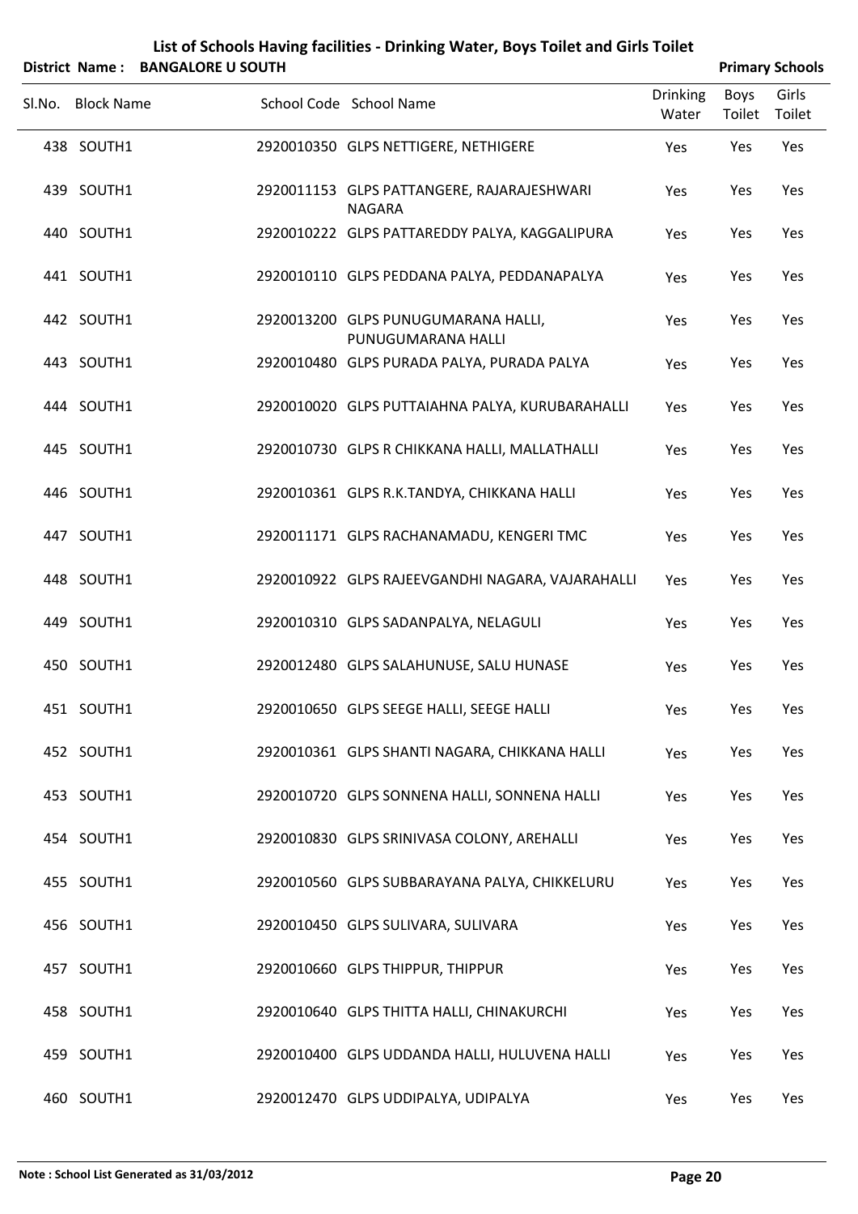# List of Schools Having facilities - Drinking Water, Boys Toilet and Girls Toilet

**District Name : BANGALORE U SOUTH** **Primary Schools**

| Sl.No. | Block Name | School Code | School Name | Drinking Water | Boys Toilet | Girls Toilet |
|---|---|---|---|---|---|---|
| 438 | SOUTH1 | 2920010350 | GLPS NETTIGERE, NETHIGERE | Yes | Yes | Yes |
| 439 | SOUTH1 | 2920011153 | GLPS PATTANGERE, RAJARAJESHWARI NAGARA | Yes | Yes | Yes |
| 440 | SOUTH1 | 2920010222 | GLPS PATTAREDDY PALYA, KAGGALIPURA | Yes | Yes | Yes |
| 441 | SOUTH1 | 2920010110 | GLPS PEDDANA PALYA, PEDDANAPALYA | Yes | Yes | Yes |
| 442 | SOUTH1 | 2920013200 | GLPS PUNUGUMARANA HALLI, PUNUGUMARANA HALLI | Yes | Yes | Yes |
| 443 | SOUTH1 | 2920010480 | GLPS PURADA PALYA, PURADA PALYA | Yes | Yes | Yes |
| 444 | SOUTH1 | 2920010020 | GLPS PUTTAIAHNA PALYA, KURUBARAHALLI | Yes | Yes | Yes |
| 445 | SOUTH1 | 2920010730 | GLPS R CHIKKANA HALLI, MALLATHALLI | Yes | Yes | Yes |
| 446 | SOUTH1 | 2920010361 | GLPS R.K.TANDYA, CHIKKANA HALLI | Yes | Yes | Yes |
| 447 | SOUTH1 | 2920011171 | GLPS RACHANAMADU, KENGERI TMC | Yes | Yes | Yes |
| 448 | SOUTH1 | 2920010922 | GLPS RAJEEVGANDHI NAGARA, VAJARAHALLI | Yes | Yes | Yes |
| 449 | SOUTH1 | 2920010310 | GLPS SADANPALYA, NELAGULI | Yes | Yes | Yes |
| 450 | SOUTH1 | 2920012480 | GLPS SALAHUNUSE, SALU HUNASE | Yes | Yes | Yes |
| 451 | SOUTH1 | 2920010650 | GLPS SEEGE HALLI, SEEGE HALLI | Yes | Yes | Yes |
| 452 | SOUTH1 | 2920010361 | GLPS SHANTI NAGARA, CHIKKANA HALLI | Yes | Yes | Yes |
| 453 | SOUTH1 | 2920010720 | GLPS SONNENA HALLI, SONNENA HALLI | Yes | Yes | Yes |
| 454 | SOUTH1 | 2920010830 | GLPS SRINIVASA COLONY, AREHALLI | Yes | Yes | Yes |
| 455 | SOUTH1 | 2920010560 | GLPS SUBBARAYANA PALYA, CHIKKELURU | Yes | Yes | Yes |
| 456 | SOUTH1 | 2920010450 | GLPS SULIVARA, SULIVARA | Yes | Yes | Yes |
| 457 | SOUTH1 | 2920010660 | GLPS THIPPUR, THIPPUR | Yes | Yes | Yes |
| 458 | SOUTH1 | 2920010640 | GLPS THITTA HALLI, CHINAKURCHI | Yes | Yes | Yes |
| 459 | SOUTH1 | 2920010400 | GLPS UDDANDA HALLI, HULUVENA HALLI | Yes | Yes | Yes |
| 460 | SOUTH1 | 2920012470 | GLPS UDDIPALYA, UDIPALYA | Yes | Yes | Yes |

**Note : School List Generated as 31/03/2012**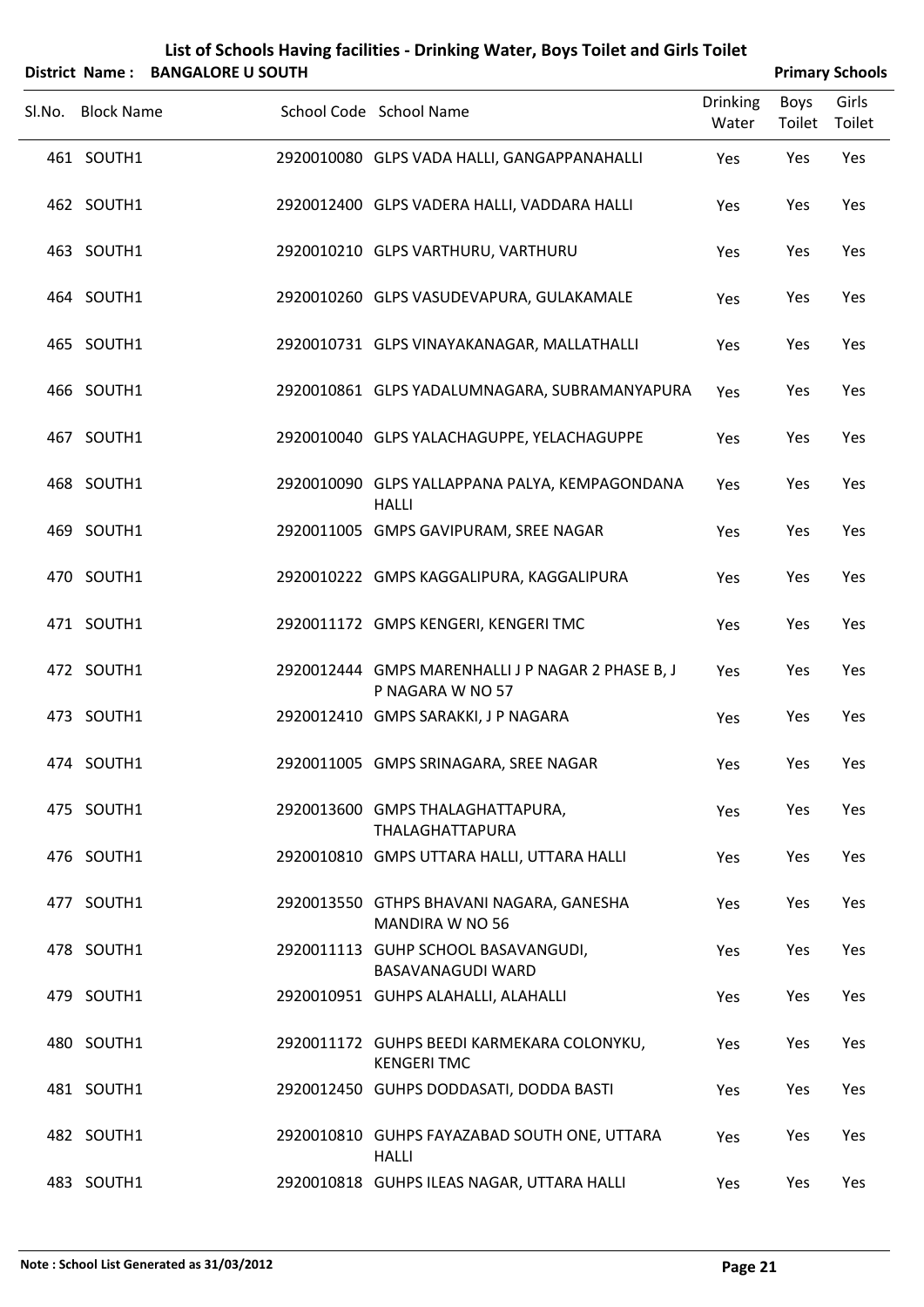# List of Schools Having facilities - Drinking Water, Boys Toilet and Girls Toilet

**District Name : BANGALORE U SOUTH** **Primary Schools**

| Sl.No. | Block Name | School Code | School Name | Drinking Water | Boys Toilet | Girls Toilet |
|---|---|---|---|---|---|---|
| 461 | SOUTH1 | 2920010080 | GLPS VADA HALLI, GANGAPPANAHALLI | Yes | Yes | Yes |
| 462 | SOUTH1 | 2920012400 | GLPS VADERA HALLI, VADDARA HALLI | Yes | Yes | Yes |
| 463 | SOUTH1 | 2920010210 | GLPS VARTHURU, VARTHURU | Yes | Yes | Yes |
| 464 | SOUTH1 | 2920010260 | GLPS VASUDEVAPURA, GULAKAMALE | Yes | Yes | Yes |
| 465 | SOUTH1 | 2920010731 | GLPS VINAYAKANAGAR, MALLATHALLI | Yes | Yes | Yes |
| 466 | SOUTH1 | 2920010861 | GLPS YADALUMNAGARA, SUBRAMANYAPURA | Yes | Yes | Yes |
| 467 | SOUTH1 | 2920010040 | GLPS YALACHAGUPPE, YELACHAGUPPE | Yes | Yes | Yes |
| 468 | SOUTH1 | 2920010090 | GLPS YALLAPPANA PALYA, KEMPAGONDANA HALLI | Yes | Yes | Yes |
| 469 | SOUTH1 | 2920011005 | GMPS GAVIPURAM, SREE NAGAR | Yes | Yes | Yes |
| 470 | SOUTH1 | 2920010222 | GMPS KAGGALIPURA, KAGGALIPURA | Yes | Yes | Yes |
| 471 | SOUTH1 | 2920011172 | GMPS KENGERI, KENGERI TMC | Yes | Yes | Yes |
| 472 | SOUTH1 | 2920012444 | GMPS MARENHALLI J P NAGAR 2 PHASE B, J P NAGARA W NO 57 | Yes | Yes | Yes |
| 473 | SOUTH1 | 2920012410 | GMPS SARAKKI, J P NAGARA | Yes | Yes | Yes |
| 474 | SOUTH1 | 2920011005 | GMPS SRINAGARA, SREE NAGAR | Yes | Yes | Yes |
| 475 | SOUTH1 | 2920013600 | GMPS THALAGHATTAPURA, THALAGHATTAPURA | Yes | Yes | Yes |
| 476 | SOUTH1 | 2920010810 | GMPS UTTARA HALLI, UTTARA HALLI | Yes | Yes | Yes |
| 477 | SOUTH1 | 2920013550 | GTHPS BHAVANI NAGARA, GANESHA MANDIRA W NO 56 | Yes | Yes | Yes |
| 478 | SOUTH1 | 2920011113 | GUHP SCHOOL BASAVANGUDI, BASAVANAGUDI WARD | Yes | Yes | Yes |
| 479 | SOUTH1 | 2920010951 | GUHPS ALAHALLI, ALAHALLI | Yes | Yes | Yes |
| 480 | SOUTH1 | 2920011172 | GUHPS BEEDI KARMEKARA COLONYKU, KENGERI TMC | Yes | Yes | Yes |
| 481 | SOUTH1 | 2920012450 | GUHPS DODDASATI, DODDA BASTI | Yes | Yes | Yes |
| 482 | SOUTH1 | 2920010810 | GUHPS FAYAZABAD SOUTH ONE, UTTARA HALLI | Yes | Yes | Yes |
| 483 | SOUTH1 | 2920010818 | GUHPS ILEAS NAGAR, UTTARA HALLI | Yes | Yes | Yes |

**Note : School List Generated as 31/03/2012**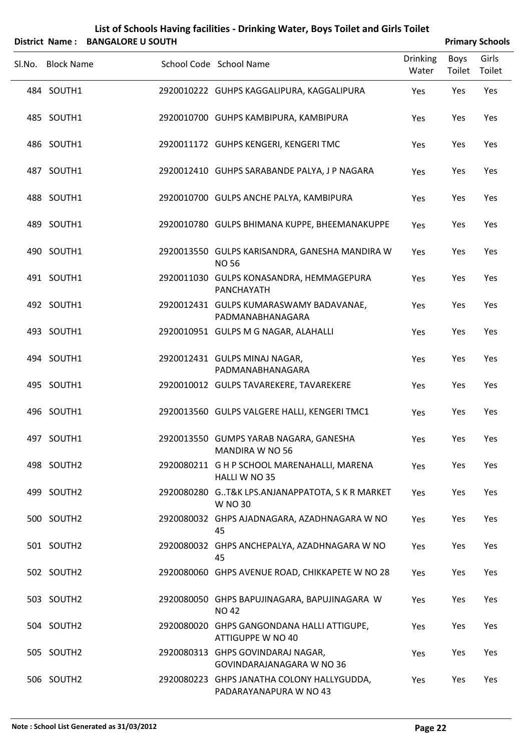# List of Schools Having facilities - Drinking Water, Boys Toilet and Girls Toilet

**District Name : BANGALORE U SOUTH** **Primary Schools**

| Sl.No. | Block Name | School Code | School Name | Drinking Water | Boys Toilet | Girls Toilet |
|---|---|---|---|---|---|---|
| 484 | SOUTH1 | 2920010222 | GUHPS KAGGALIPURA, KAGGALIPURA | Yes | Yes | Yes |
| 485 | SOUTH1 | 2920010700 | GUHPS KAMBIPURA, KAMBIPURA | Yes | Yes | Yes |
| 486 | SOUTH1 | 2920011172 | GUHPS KENGERI, KENGERI TMC | Yes | Yes | Yes |
| 487 | SOUTH1 | 2920012410 | GUHPS SARABANDE PALYA, J P NAGARA | Yes | Yes | Yes |
| 488 | SOUTH1 | 2920010700 | GULPS ANCHE PALYA, KAMBIPURA | Yes | Yes | Yes |
| 489 | SOUTH1 | 2920010780 | GULPS BHIMANA KUPPE, BHEEMANAKUPPE | Yes | Yes | Yes |
| 490 | SOUTH1 | 2920013550 | GULPS KARISANDRA, GANESHA MANDIRA W NO 56 | Yes | Yes | Yes |
| 491 | SOUTH1 | 2920011030 | GULPS KONASANDRA, HEMMAGEPURA PANCHAYATH | Yes | Yes | Yes |
| 492 | SOUTH1 | 2920012431 | GULPS KUMARASWAMY BADAVANAE, PADMANABHANAGARA | Yes | Yes | Yes |
| 493 | SOUTH1 | 2920010951 | GULPS M G NAGAR, ALAHALLI | Yes | Yes | Yes |
| 494 | SOUTH1 | 2920012431 | GULPS MINAJ NAGAR, PADMANABHANAGARA | Yes | Yes | Yes |
| 495 | SOUTH1 | 2920010012 | GULPS TAVAREKERE, TAVAREKERE | Yes | Yes | Yes |
| 496 | SOUTH1 | 2920013560 | GULPS VALGERE HALLI, KENGERI TMC1 | Yes | Yes | Yes |
| 497 | SOUTH1 | 2920013550 | GUMPS YARAB NAGARA, GANESHA MANDIRA W NO 56 | Yes | Yes | Yes |
| 498 | SOUTH2 | 2920080211 | G H P SCHOOL MARENAHALLI, MARENA HALLI W NO 35 | Yes | Yes | Yes |
| 499 | SOUTH2 | 2920080280 | G..T&K LPS.ANJANAPPATOTA, S K R MARKET W NO 30 | Yes | Yes | Yes |
| 500 | SOUTH2 | 2920080032 | GHPS AJADNAGARA, AZADHNAGARA W NO 45 | Yes | Yes | Yes |
| 501 | SOUTH2 | 2920080032 | GHPS ANCHEPALYA, AZADHNAGARA W NO 45 | Yes | Yes | Yes |
| 502 | SOUTH2 | 2920080060 | GHPS AVENUE ROAD, CHIKKAPETE W NO 28 | Yes | Yes | Yes |
| 503 | SOUTH2 | 2920080050 | GHPS BAPUJINAGARA, BAPUJINAGARA W NO 42 | Yes | Yes | Yes |
| 504 | SOUTH2 | 2920080020 | GHPS GANGONDANA HALLI ATTIGUPE, ATTIGUPPE W NO 40 | Yes | Yes | Yes |
| 505 | SOUTH2 | 2920080313 | GHPS GOVINDARAJ NAGAR, GOVINDARAJANAGARA W NO 36 | Yes | Yes | Yes |
| 506 | SOUTH2 | 2920080223 | GHPS JANATHA COLONY HALLYGUDDA, PADARAYANAPURA W NO 43 | Yes | Yes | Yes |

Note : School List Generated as 31/03/2012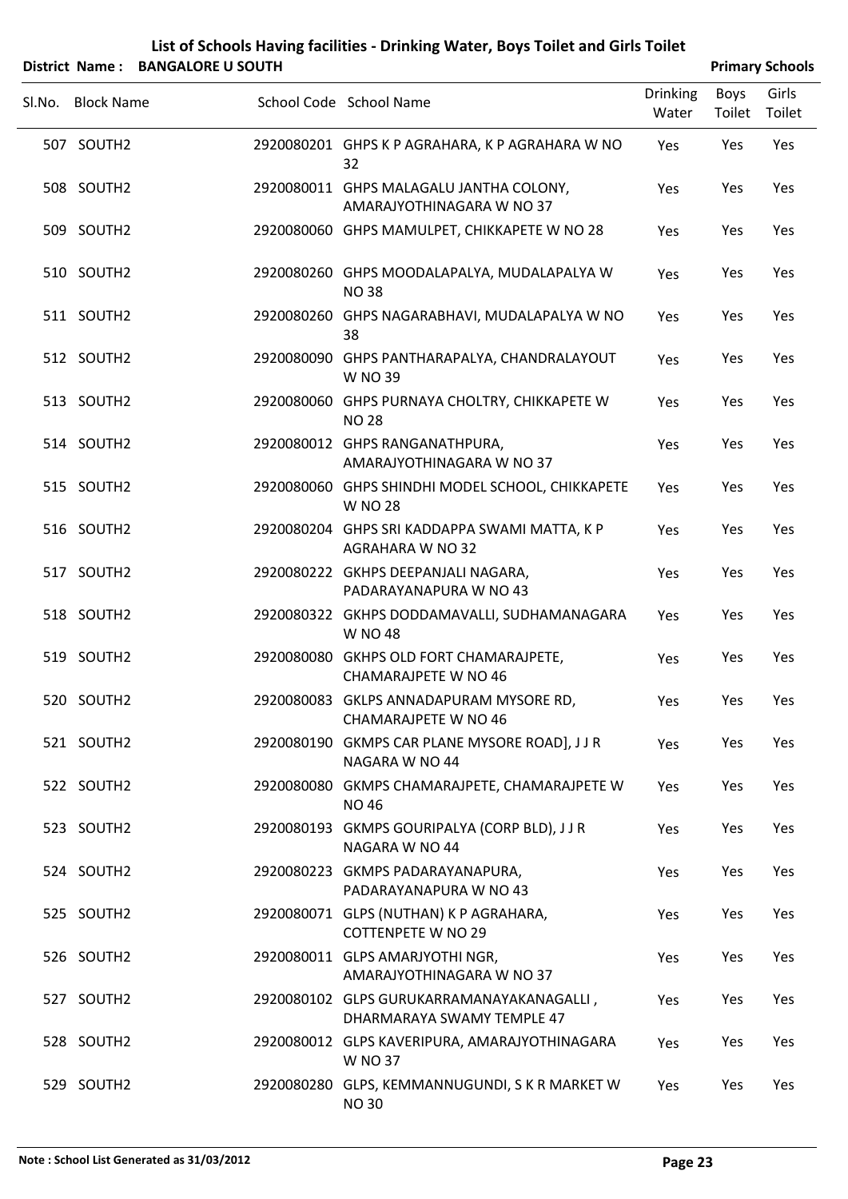# List of Schools Having facilities - Drinking Water, Boys Toilet and Girls Toilet

**District Name : BANGALORE U SOUTH** **Primary Schools**

| Sl.No. | Block Name | School Code | School Name | Drinking Water | Boys Toilet | Girls Toilet |
|---|---|---|---|---|---|---|
| 507 | SOUTH2 | 2920080201 | GHPS K P AGRAHARA, K P AGRAHARA W NO 32 | Yes | Yes | Yes |
| 508 | SOUTH2 | 2920080011 | GHPS MALAGALU JANTHA COLONY, AMARAJYOTHINAGARA W NO 37 | Yes | Yes | Yes |
| 509 | SOUTH2 | 2920080060 | GHPS MAMULPET, CHIKKAPETE W NO 28 | Yes | Yes | Yes |
| 510 | SOUTH2 | 2920080260 | GHPS MOODALAPALYA, MUDALAPALYA W NO 38 | Yes | Yes | Yes |
| 511 | SOUTH2 | 2920080260 | GHPS NAGARABHAVI, MUDALAPALYA W NO 38 | Yes | Yes | Yes |
| 512 | SOUTH2 | 2920080090 | GHPS PANTHARAPALYA, CHANDRALAYOUT W NO 39 | Yes | Yes | Yes |
| 513 | SOUTH2 | 2920080060 | GHPS PURNAYA CHOLTRY, CHIKKAPETE W NO 28 | Yes | Yes | Yes |
| 514 | SOUTH2 | 2920080012 | GHPS RANGANATHPURA, AMARAJYOTHINAGARA W NO 37 | Yes | Yes | Yes |
| 515 | SOUTH2 | 2920080060 | GHPS SHINDHI MODEL SCHOOL, CHIKKAPETE W NO 28 | Yes | Yes | Yes |
| 516 | SOUTH2 | 2920080204 | GHPS SRI KADDAPPA SWAMI MATTA, K P AGRAHARA W NO 32 | Yes | Yes | Yes |
| 517 | SOUTH2 | 2920080222 | GKHPS DEEPANJALI NAGARA, PADARAYANAPURA W NO 43 | Yes | Yes | Yes |
| 518 | SOUTH2 | 2920080322 | GKHPS DODDAMAVALLI, SUDHAMANAGARA W NO 48 | Yes | Yes | Yes |
| 519 | SOUTH2 | 2920080080 | GKHPS OLD FORT CHAMARAJPETE, CHAMARAJPETE W NO 46 | Yes | Yes | Yes |
| 520 | SOUTH2 | 2920080083 | GKLPS ANNADAPURAM MYSORE RD, CHAMARAJPETE W NO 46 | Yes | Yes | Yes |
| 521 | SOUTH2 | 2920080190 | GKMPS CAR PLANE MYSORE ROAD], J J R NAGARA W NO 44 | Yes | Yes | Yes |
| 522 | SOUTH2 | 2920080080 | GKMPS CHAMARAJPETE, CHAMARAJPETE W NO 46 | Yes | Yes | Yes |
| 523 | SOUTH2 | 2920080193 | GKMPS GOURIPALYA (CORP BLD), J J R NAGARA W NO 44 | Yes | Yes | Yes |
| 524 | SOUTH2 | 2920080223 | GKMPS PADARAYANAPURA, PADARAYANAPURA W NO 43 | Yes | Yes | Yes |
| 525 | SOUTH2 | 2920080071 | GLPS (NUTHAN) K P AGRAHARA, COTTENPETE W NO 29 | Yes | Yes | Yes |
| 526 | SOUTH2 | 2920080011 | GLPS AMARJYOTHI NGR, AMARAJYOTHINAGARA W NO 37 | Yes | Yes | Yes |
| 527 | SOUTH2 | 2920080102 | GLPS GURUKARRAMANAYAKANAGALLI , DHARMARAYA SWAMY TEMPLE 47 | Yes | Yes | Yes |
| 528 | SOUTH2 | 2920080012 | GLPS KAVERIPURA, AMARAJYOTHINAGARA W NO 37 | Yes | Yes | Yes |
| 529 | SOUTH2 | 2920080280 | GLPS, KEMMANNUGUNDI, S K R MARKET W NO 30 | Yes | Yes | Yes |

**Note : School List Generated as 31/03/2012**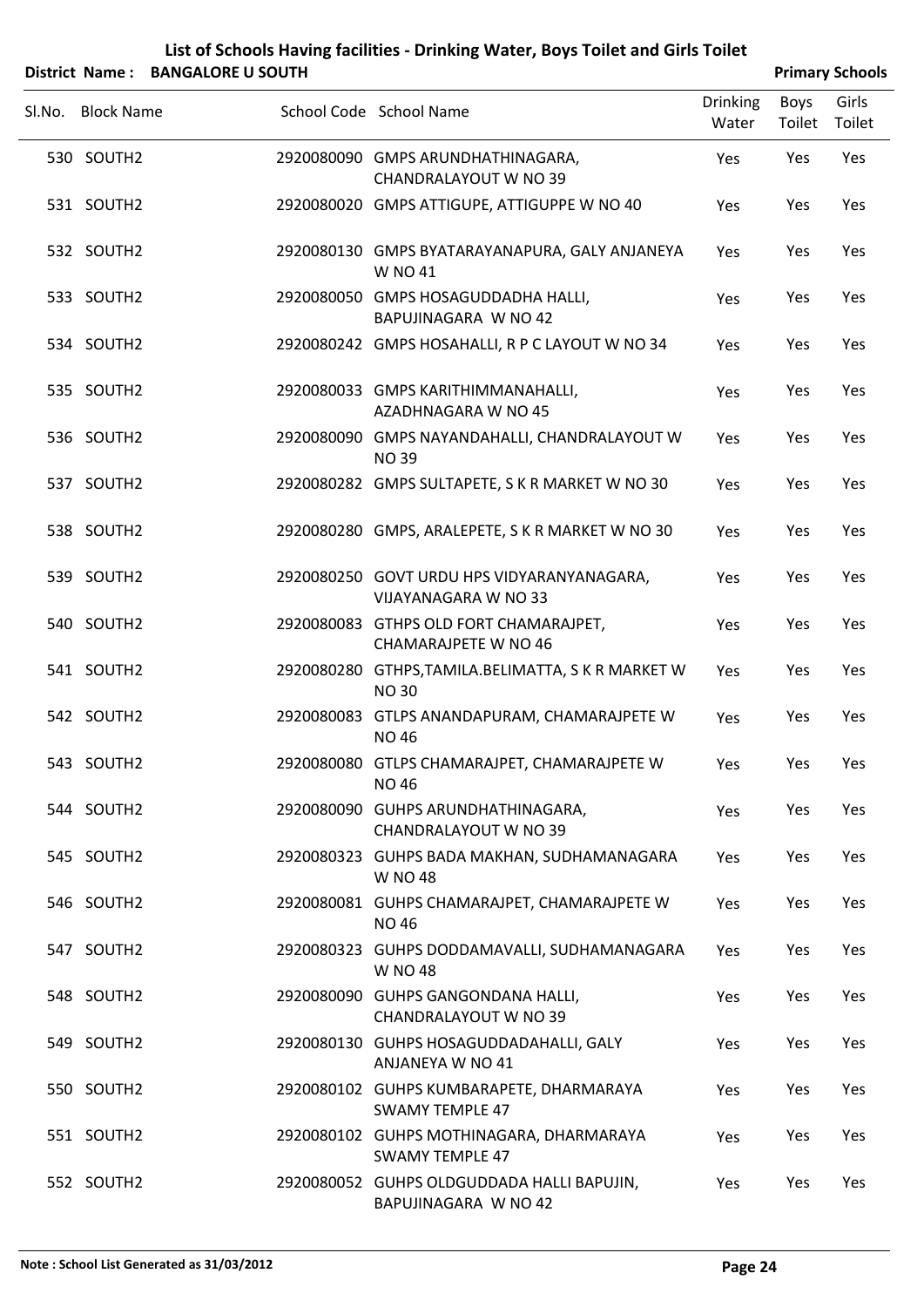# List of Schools Having facilities - Drinking Water, Boys Toilet and Girls Toilet

**District Name : BANGALORE U SOUTH** | **Primary Schools**

| Sl.No. | Block Name | School Code | School Name | Drinking Water | Boys Toilet | Girls Toilet |
|---|---|---|---|---|---|---|
| 530 | SOUTH2 | 2920080090 | GMPS ARUNDHATHINAGARA, CHANDRALAYOUT W NO 39 | Yes | Yes | Yes |
| 531 | SOUTH2 | 2920080020 | GMPS ATTIGUPE, ATTIGUPPE W NO 40 | Yes | Yes | Yes |
| 532 | SOUTH2 | 2920080130 | GMPS BYATARAYANAPURA, GALY ANJANEYA W NO 41 | Yes | Yes | Yes |
| 533 | SOUTH2 | 2920080050 | GMPS HOSAGUDDADHA HALLI, BAPUJINAGARA W NO 42 | Yes | Yes | Yes |
| 534 | SOUTH2 | 2920080242 | GMPS HOSAHALLI, R P C LAYOUT W NO 34 | Yes | Yes | Yes |
| 535 | SOUTH2 | 2920080033 | GMPS KARITHIMMANAHALLI, AZADHNAGARA W NO 45 | Yes | Yes | Yes |
| 536 | SOUTH2 | 2920080090 | GMPS NAYANDAHALLI, CHANDRALAYOUT W NO 39 | Yes | Yes | Yes |
| 537 | SOUTH2 | 2920080282 | GMPS SULTAPETE, S K R MARKET W NO 30 | Yes | Yes | Yes |
| 538 | SOUTH2 | 2920080280 | GMPS, ARALEPETE, S K R MARKET W NO 30 | Yes | Yes | Yes |
| 539 | SOUTH2 | 2920080250 | GOVT URDU HPS VIDYARANYANAGARA, VIJAYANAGARA W NO 33 | Yes | Yes | Yes |
| 540 | SOUTH2 | 2920080083 | GTHPS OLD FORT CHAMARAJPET, CHAMARAJPETE W NO 46 | Yes | Yes | Yes |
| 541 | SOUTH2 | 2920080280 | GTHPS,TAMILA.BELIMATTA, S K R MARKET W NO 30 | Yes | Yes | Yes |
| 542 | SOUTH2 | 2920080083 | GTLPS ANANDAPURAM, CHAMARAJPETE W NO 46 | Yes | Yes | Yes |
| 543 | SOUTH2 | 2920080080 | GTLPS CHAMARAJPET, CHAMARAJPETE W NO 46 | Yes | Yes | Yes |
| 544 | SOUTH2 | 2920080090 | GUHPS ARUNDHATHINAGARA, CHANDRALAYOUT W NO 39 | Yes | Yes | Yes |
| 545 | SOUTH2 | 2920080323 | GUHPS BADA MAKHAN, SUDHAMANAGARA W NO 48 | Yes | Yes | Yes |
| 546 | SOUTH2 | 2920080081 | GUHPS CHAMARAJPET, CHAMARAJPETE W NO 46 | Yes | Yes | Yes |
| 547 | SOUTH2 | 2920080323 | GUHPS DODDAMAVALLI, SUDHAMANAGARA W NO 48 | Yes | Yes | Yes |
| 548 | SOUTH2 | 2920080090 | GUHPS GANGONDANA HALLI, CHANDRALAYOUT W NO 39 | Yes | Yes | Yes |
| 549 | SOUTH2 | 2920080130 | GUHPS HOSAGUDDADAHALLI, GALY ANJANEYA W NO 41 | Yes | Yes | Yes |
| 550 | SOUTH2 | 2920080102 | GUHPS KUMBARAPETE, DHARMARAYA SWAMY TEMPLE 47 | Yes | Yes | Yes |
| 551 | SOUTH2 | 2920080102 | GUHPS MOTHINAGARA, DHARMARAYA SWAMY TEMPLE 47 | Yes | Yes | Yes |
| 552 | SOUTH2 | 2920080052 | GUHPS OLDGUDDADA HALLI BAPUJIN, BAPUJINAGARA W NO 42 | Yes | Yes | Yes |

**Note : School List Generated as 31/03/2012**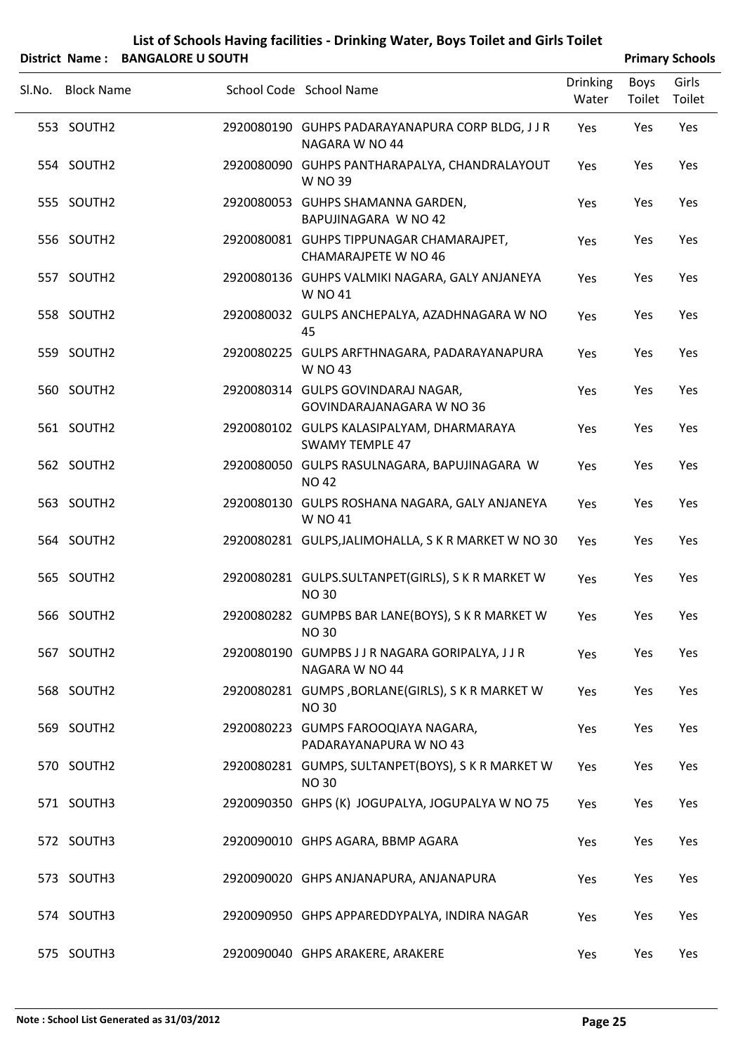# List of Schools Having facilities - Drinking Water, Boys Toilet and Girls Toilet

**District Name : BANGALORE U SOUTH** | **Primary Schools**

| Sl.No. | Block Name | School Code | School Name | Drinking Water | Boys Toilet | Girls Toilet |
|---|---|---|---|---|---|---|
| 553 | SOUTH2 | 2920080190 | GUHPS PADARAYANAPURA CORP BLDG, J J R NAGARA W NO 44 | Yes | Yes | Yes |
| 554 | SOUTH2 | 2920080090 | GUHPS PANTHARAPALYA, CHANDRALAYOUT W NO 39 | Yes | Yes | Yes |
| 555 | SOUTH2 | 2920080053 | GUHPS SHAMANNA GARDEN, BAPUJINAGARA W NO 42 | Yes | Yes | Yes |
| 556 | SOUTH2 | 2920080081 | GUHPS TIPPUNAGAR CHAMARAJPET, CHAMARAJPETE W NO 46 | Yes | Yes | Yes |
| 557 | SOUTH2 | 2920080136 | GUHPS VALMIKI NAGARA, GALY ANJANEYA W NO 41 | Yes | Yes | Yes |
| 558 | SOUTH2 | 2920080032 | GULPS ANCHEPALYA, AZADHNAGARA W NO 45 | Yes | Yes | Yes |
| 559 | SOUTH2 | 2920080225 | GULPS ARFTHNAGARA, PADARAYANAPURA W NO 43 | Yes | Yes | Yes |
| 560 | SOUTH2 | 2920080314 | GULPS GOVINDARAJ NAGAR, GOVINDARAJANAGARA W NO 36 | Yes | Yes | Yes |
| 561 | SOUTH2 | 2920080102 | GULPS KALASIPALYAM, DHARMARAYA SWAMY TEMPLE 47 | Yes | Yes | Yes |
| 562 | SOUTH2 | 2920080050 | GULPS RASULNAGARA, BAPUJINAGARA W NO 42 | Yes | Yes | Yes |
| 563 | SOUTH2 | 2920080130 | GULPS ROSHANA NAGARA, GALY ANJANEYA W NO 41 | Yes | Yes | Yes |
| 564 | SOUTH2 | 2920080281 | GULPS,JALIMOHALLA, S K R MARKET W NO 30 | Yes | Yes | Yes |
| 565 | SOUTH2 | 2920080281 | GULPS.SULTANPET(GIRLS), S K R MARKET W NO 30 | Yes | Yes | Yes |
| 566 | SOUTH2 | 2920080282 | GUMPBS BAR LANE(BOYS), S K R MARKET W NO 30 | Yes | Yes | Yes |
| 567 | SOUTH2 | 2920080190 | GUMPBS J J R NAGARA GORIPALYA, J J R NAGARA W NO 44 | Yes | Yes | Yes |
| 568 | SOUTH2 | 2920080281 | GUMPS ,BORLANE(GIRLS), S K R MARKET W NO 30 | Yes | Yes | Yes |
| 569 | SOUTH2 | 2920080223 | GUMPS FAROOQIAYA NAGARA, PADARAYANAPURA W NO 43 | Yes | Yes | Yes |
| 570 | SOUTH2 | 2920080281 | GUMPS, SULTANPET(BOYS), S K R MARKET W NO 30 | Yes | Yes | Yes |
| 571 | SOUTH3 | 2920090350 | GHPS (K) JOGUPALYA, JOGUPALYA W NO 75 | Yes | Yes | Yes |
| 572 | SOUTH3 | 2920090010 | GHPS AGARA, BBMP AGARA | Yes | Yes | Yes |
| 573 | SOUTH3 | 2920090020 | GHPS ANJANAPURA, ANJANAPURA | Yes | Yes | Yes |
| 574 | SOUTH3 | 2920090950 | GHPS APPAREDDYPALYA, INDIRA NAGAR | Yes | Yes | Yes |
| 575 | SOUTH3 | 2920090040 | GHPS ARAKERE, ARAKERE | Yes | Yes | Yes |

**Note : School List Generated as 31/03/2012**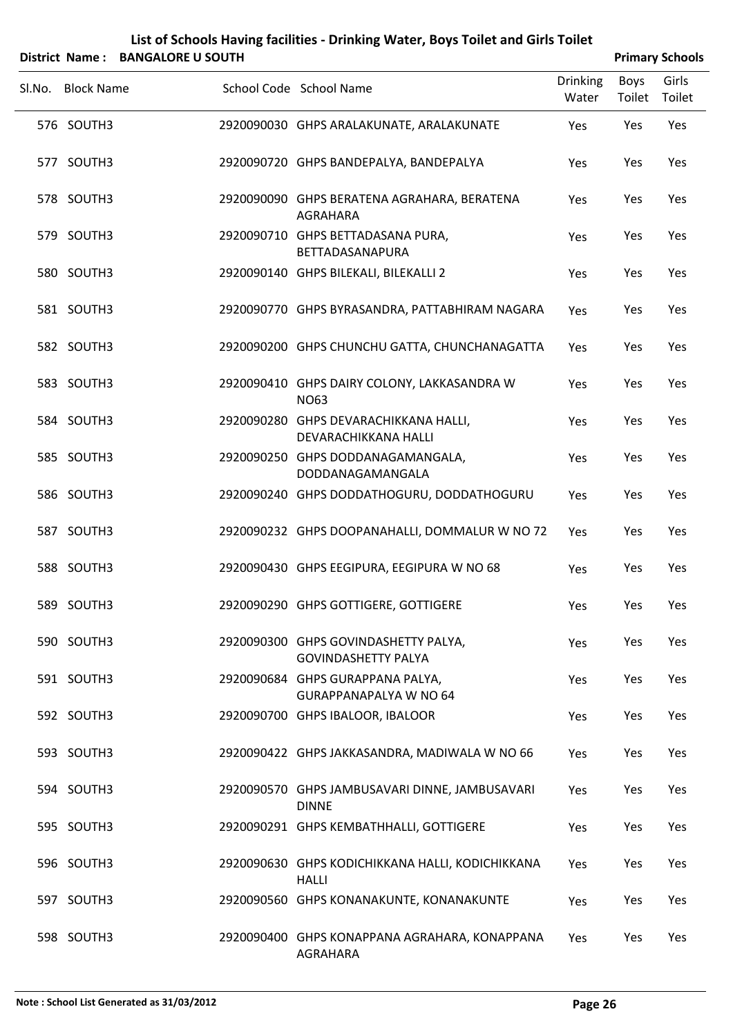# List of Schools Having facilities - Drinking Water, Boys Toilet and Girls Toilet

**District Name : BANGALORE U SOUTH** **Primary Schools**

| Sl.No. | Block Name | School Code | School Name | Drinking Water | Boys Toilet | Girls Toilet |
|---|---|---|---|---|---|---|
| 576 | SOUTH3 | 2920090030 | GHPS ARALAKUNATE, ARALAKUNATE | Yes | Yes | Yes |
| 577 | SOUTH3 | 2920090720 | GHPS BANDEPALYA, BANDEPALYA | Yes | Yes | Yes |
| 578 | SOUTH3 | 2920090090 | GHPS BERATENA AGRAHARA, BERATENA AGRAHARA | Yes | Yes | Yes |
| 579 | SOUTH3 | 2920090710 | GHPS BETTADASANA PURA, BETTADASANAPURA | Yes | Yes | Yes |
| 580 | SOUTH3 | 2920090140 | GHPS BILEKALI, BILEKALLI 2 | Yes | Yes | Yes |
| 581 | SOUTH3 | 2920090770 | GHPS BYRASANDRA, PATTABHIRAM NAGARA | Yes | Yes | Yes |
| 582 | SOUTH3 | 2920090200 | GHPS CHUNCHU GATTA, CHUNCHANAGATTA | Yes | Yes | Yes |
| 583 | SOUTH3 | 2920090410 | GHPS DAIRY COLONY, LAKKASANDRA W NO63 | Yes | Yes | Yes |
| 584 | SOUTH3 | 2920090280 | GHPS DEVARACHIKKANA HALLI, DEVARACHIKKANA HALLI | Yes | Yes | Yes |
| 585 | SOUTH3 | 2920090250 | GHPS DODDANAGAMANGALA, DODDANAGAMANGALA | Yes | Yes | Yes |
| 586 | SOUTH3 | 2920090240 | GHPS DODDATHOGURU, DODDATHOGURU | Yes | Yes | Yes |
| 587 | SOUTH3 | 2920090232 | GHPS DOOPANAHALLI, DOMMALUR W NO 72 | Yes | Yes | Yes |
| 588 | SOUTH3 | 2920090430 | GHPS EEGIPURA, EEGIPURA W NO 68 | Yes | Yes | Yes |
| 589 | SOUTH3 | 2920090290 | GHPS GOTTIGERE, GOTTIGERE | Yes | Yes | Yes |
| 590 | SOUTH3 | 2920090300 | GHPS GOVINDASHETTY PALYA, GOVINDASHETTY PALYA | Yes | Yes | Yes |
| 591 | SOUTH3 | 2920090684 | GHPS GURAPPANA PALYA, GURAPPANAPALYA W NO 64 | Yes | Yes | Yes |
| 592 | SOUTH3 | 2920090700 | GHPS IBALOOR, IBALOOR | Yes | Yes | Yes |
| 593 | SOUTH3 | 2920090422 | GHPS JAKKASANDRA, MADIWALA W NO 66 | Yes | Yes | Yes |
| 594 | SOUTH3 | 2920090570 | GHPS JAMBUSAVARI DINNE, JAMBUSAVARI DINNE | Yes | Yes | Yes |
| 595 | SOUTH3 | 2920090291 | GHPS KEMBATHHALLI, GOTTIGERE | Yes | Yes | Yes |
| 596 | SOUTH3 | 2920090630 | GHPS KODICHIKKANA HALLI, KODICHIKKANA HALLI | Yes | Yes | Yes |
| 597 | SOUTH3 | 2920090560 | GHPS KONANAKUNTE, KONANAKUNTE | Yes | Yes | Yes |
| 598 | SOUTH3 | 2920090400 | GHPS KONAPPANA AGRAHARA, KONAPPANA AGRAHARA | Yes | Yes | Yes |

**Note : School List Generated as 31/03/2012**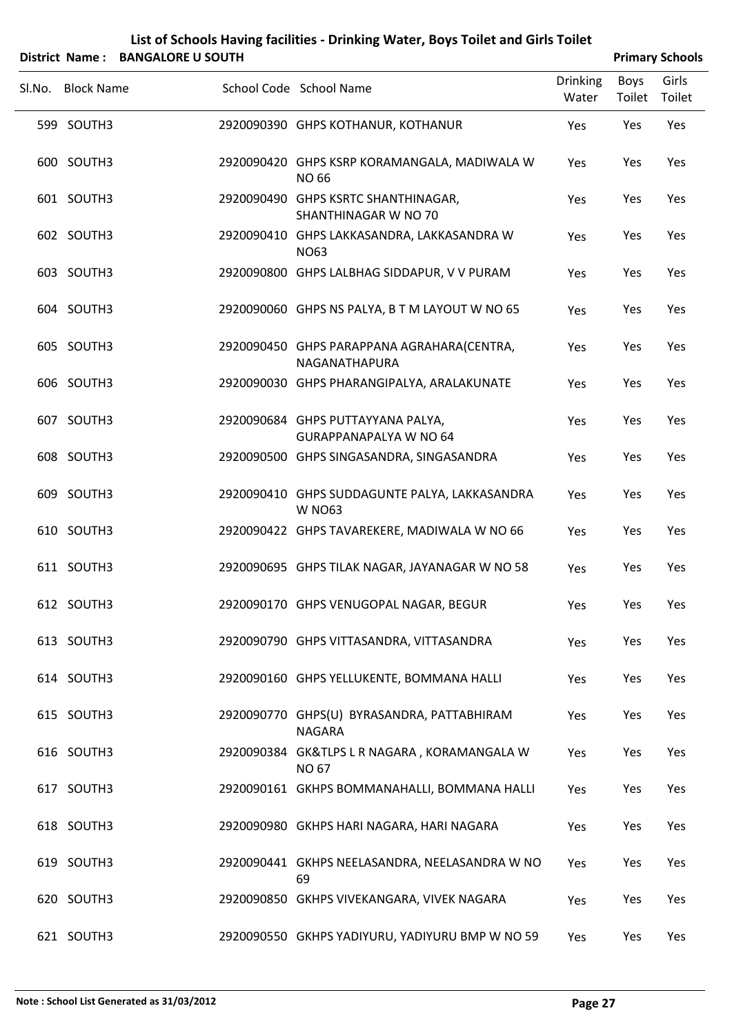# List of Schools Having facilities - Drinking Water, Boys Toilet and Girls Toilet

**District Name : BANGALORE U SOUTH** **Primary Schools**

| Sl.No. | Block Name | School Code | School Name | Drinking Water | Boys Toilet | Girls Toilet |
|---|---|---|---|---|---|---|
| 599 | SOUTH3 | 2920090390 | GHPS KOTHANUR, KOTHANUR | Yes | Yes | Yes |
| 600 | SOUTH3 | 2920090420 | GHPS KSRP KORAMANGALA, MADIWALA W NO 66 | Yes | Yes | Yes |
| 601 | SOUTH3 | 2920090490 | GHPS KSRTC SHANTHINAGAR, SHANTHINAGAR W NO 70 | Yes | Yes | Yes |
| 602 | SOUTH3 | 2920090410 | GHPS LAKKASANDRA, LAKKASANDRA W NO63 | Yes | Yes | Yes |
| 603 | SOUTH3 | 2920090800 | GHPS LALBHAG SIDDAPUR, V V PURAM | Yes | Yes | Yes |
| 604 | SOUTH3 | 2920090060 | GHPS NS PALYA, B T M LAYOUT W NO 65 | Yes | Yes | Yes |
| 605 | SOUTH3 | 2920090450 | GHPS PARAPPANA AGRAHARA(CENTRA, NAGANATHAPURA | Yes | Yes | Yes |
| 606 | SOUTH3 | 2920090030 | GHPS PHARANGIPALYA, ARALAKUNATE | Yes | Yes | Yes |
| 607 | SOUTH3 | 2920090684 | GHPS PUTTAYYANA PALYA, GURAPPANAPALYA W NO 64 | Yes | Yes | Yes |
| 608 | SOUTH3 | 2920090500 | GHPS SINGASANDRA, SINGASANDRA | Yes | Yes | Yes |
| 609 | SOUTH3 | 2920090410 | GHPS SUDDAGUNTE PALYA, LAKKASANDRA W NO63 | Yes | Yes | Yes |
| 610 | SOUTH3 | 2920090422 | GHPS TAVAREKERE, MADIWALA W NO 66 | Yes | Yes | Yes |
| 611 | SOUTH3 | 2920090695 | GHPS TILAK NAGAR, JAYANAGAR W NO 58 | Yes | Yes | Yes |
| 612 | SOUTH3 | 2920090170 | GHPS VENUGOPAL NAGAR, BEGUR | Yes | Yes | Yes |
| 613 | SOUTH3 | 2920090790 | GHPS VITTASANDRA, VITTASANDRA | Yes | Yes | Yes |
| 614 | SOUTH3 | 2920090160 | GHPS YELLUKENTE, BOMMANA HALLI | Yes | Yes | Yes |
| 615 | SOUTH3 | 2920090770 | GHPS(U) BYRASANDRA, PATTABHIRAM NAGARA | Yes | Yes | Yes |
| 616 | SOUTH3 | 2920090384 | GK&TLPS L R NAGARA , KORAMANGALA W NO 67 | Yes | Yes | Yes |
| 617 | SOUTH3 | 2920090161 | GKHPS BOMMANAHALLI, BOMMANA HALLI | Yes | Yes | Yes |
| 618 | SOUTH3 | 2920090980 | GKHPS HARI NAGARA, HARI NAGARA | Yes | Yes | Yes |
| 619 | SOUTH3 | 2920090441 | GKHPS NEELASANDRA, NEELASANDRA W NO 69 | Yes | Yes | Yes |
| 620 | SOUTH3 | 2920090850 | GKHPS VIVEKANGARA, VIVEK NAGARA | Yes | Yes | Yes |
| 621 | SOUTH3 | 2920090550 | GKHPS YADIYURU, YADIYURU BMP W NO 59 | Yes | Yes | Yes |

**Note : School List Generated as 31/03/2012**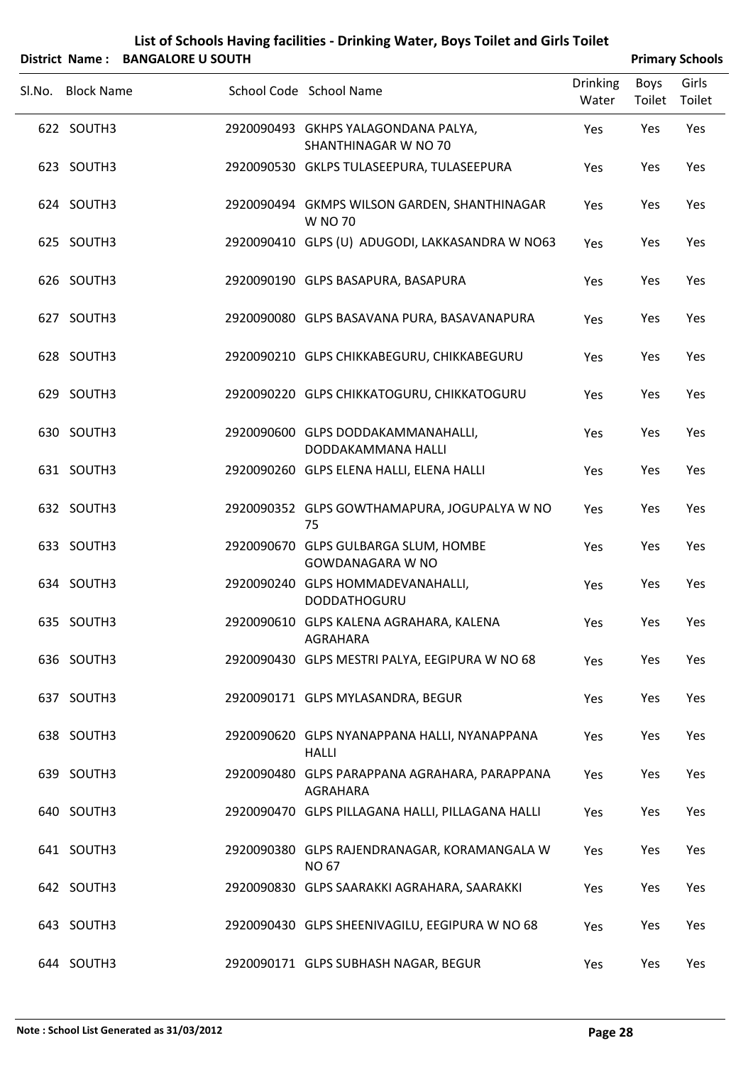# List of Schools Having facilities - Drinking Water, Boys Toilet and Girls Toilet

**District Name : BANGALORE U SOUTH** **Primary Schools**

| Sl.No. | Block Name | School Code | School Name | Drinking Water | Boys Toilet | Girls Toilet |
|---|---|---|---|---|---|---|
| 622 | SOUTH3 | 2920090493 | GKHPS YALAGONDANA PALYA, SHANTHINAGAR W NO 70 | Yes | Yes | Yes |
| 623 | SOUTH3 | 2920090530 | GKLPS TULASEEPURA, TULASEEPURA | Yes | Yes | Yes |
| 624 | SOUTH3 | 2920090494 | GKMPS WILSON GARDEN, SHANTHINAGAR W NO 70 | Yes | Yes | Yes |
| 625 | SOUTH3 | 2920090410 | GLPS (U) ADUGODI, LAKKASANDRA W NO63 | Yes | Yes | Yes |
| 626 | SOUTH3 | 2920090190 | GLPS BASAPURA, BASAPURA | Yes | Yes | Yes |
| 627 | SOUTH3 | 2920090080 | GLPS BASAVANA PURA, BASAVANAPURA | Yes | Yes | Yes |
| 628 | SOUTH3 | 2920090210 | GLPS CHIKKABEGURU, CHIKKABEGURU | Yes | Yes | Yes |
| 629 | SOUTH3 | 2920090220 | GLPS CHIKKATOGURU, CHIKKATOGURU | Yes | Yes | Yes |
| 630 | SOUTH3 | 2920090600 | GLPS DODDAKAMMANAHALLI, DODDAKAMMANA HALLI | Yes | Yes | Yes |
| 631 | SOUTH3 | 2920090260 | GLPS ELENA HALLI, ELENA HALLI | Yes | Yes | Yes |
| 632 | SOUTH3 | 2920090352 | GLPS GOWTHAMAPURA, JOGUPALYA W NO 75 | Yes | Yes | Yes |
| 633 | SOUTH3 | 2920090670 | GLPS GULBARGA SLUM, HOMBE GOWDANAGARA W NO | Yes | Yes | Yes |
| 634 | SOUTH3 | 2920090240 | GLPS HOMMADEVANAHALLI, DODDATHOGURU | Yes | Yes | Yes |
| 635 | SOUTH3 | 2920090610 | GLPS KALENA AGRAHARA, KALENA AGRAHARA | Yes | Yes | Yes |
| 636 | SOUTH3 | 2920090430 | GLPS MESTRI PALYA, EEGIPURA W NO 68 | Yes | Yes | Yes |
| 637 | SOUTH3 | 2920090171 | GLPS MYLASANDRA, BEGUR | Yes | Yes | Yes |
| 638 | SOUTH3 | 2920090620 | GLPS NYANAPPANA HALLI, NYANAPPANA HALLI | Yes | Yes | Yes |
| 639 | SOUTH3 | 2920090480 | GLPS PARAPPANA AGRAHARA, PARAPPANA AGRAHARA | Yes | Yes | Yes |
| 640 | SOUTH3 | 2920090470 | GLPS PILLAGANA HALLI, PILLAGANA HALLI | Yes | Yes | Yes |
| 641 | SOUTH3 | 2920090380 | GLPS RAJENDRANAGAR, KORAMANGALA W NO 67 | Yes | Yes | Yes |
| 642 | SOUTH3 | 2920090830 | GLPS SAARAKKI AGRAHARA, SAARAKKI | Yes | Yes | Yes |
| 643 | SOUTH3 | 2920090430 | GLPS SHEENIVAGILU, EEGIPURA W NO 68 | Yes | Yes | Yes |
| 644 | SOUTH3 | 2920090171 | GLPS SUBHASH NAGAR, BEGUR | Yes | Yes | Yes |

**Note : School List Generated as 31/03/2012**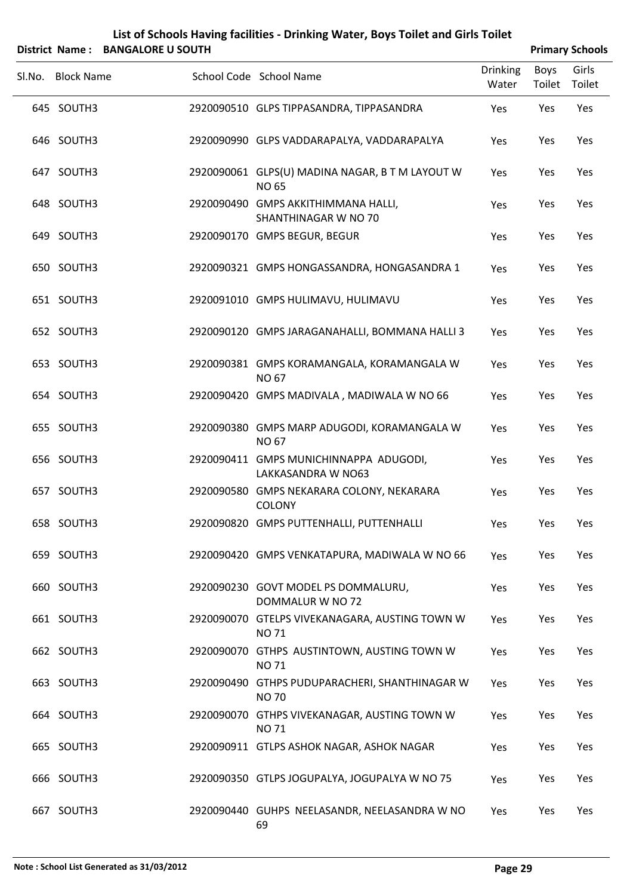# List of Schools Having facilities - Drinking Water, Boys Toilet and Girls Toilet

**District Name : BANGALORE U SOUTH** **Primary Schools**

| Sl.No. | Block Name | School Code | School Name | Drinking Water | Boys Toilet | Girls Toilet |
|---|---|---|---|---|---|---|
| 645 | SOUTH3 | 2920090510 | GLPS TIPPASANDRA, TIPPASANDRA | Yes | Yes | Yes |
| 646 | SOUTH3 | 2920090990 | GLPS VADDARAPALYA, VADDARAPALYA | Yes | Yes | Yes |
| 647 | SOUTH3 | 2920090061 | GLPS(U) MADINA NAGAR, B T M LAYOUT W NO 65 | Yes | Yes | Yes |
| 648 | SOUTH3 | 2920090490 | GMPS AKKITHIMMANA HALLI, SHANTHINAGAR W NO 70 | Yes | Yes | Yes |
| 649 | SOUTH3 | 2920090170 | GMPS BEGUR, BEGUR | Yes | Yes | Yes |
| 650 | SOUTH3 | 2920090321 | GMPS HONGASSANDRA, HONGASANDRA 1 | Yes | Yes | Yes |
| 651 | SOUTH3 | 2920091010 | GMPS HULIMAVU, HULIMAVU | Yes | Yes | Yes |
| 652 | SOUTH3 | 2920090120 | GMPS JARAGANAHALLI, BOMMANA HALLI 3 | Yes | Yes | Yes |
| 653 | SOUTH3 | 2920090381 | GMPS KORAMANGALA, KORAMANGALA W NO 67 | Yes | Yes | Yes |
| 654 | SOUTH3 | 2920090420 | GMPS MADIVALA , MADIWALA W NO 66 | Yes | Yes | Yes |
| 655 | SOUTH3 | 2920090380 | GMPS MARP ADUGODI, KORAMANGALA W NO 67 | Yes | Yes | Yes |
| 656 | SOUTH3 | 2920090411 | GMPS MUNICHINNAPPA ADUGODI, LAKKASANDRA W NO63 | Yes | Yes | Yes |
| 657 | SOUTH3 | 2920090580 | GMPS NEKARARA COLONY, NEKARARA COLONY | Yes | Yes | Yes |
| 658 | SOUTH3 | 2920090820 | GMPS PUTTENHALLI, PUTTENHALLI | Yes | Yes | Yes |
| 659 | SOUTH3 | 2920090420 | GMPS VENKATAPURA, MADIWALA W NO 66 | Yes | Yes | Yes |
| 660 | SOUTH3 | 2920090230 | GOVT MODEL PS DOMMALURU, DOMMALUR W NO 72 | Yes | Yes | Yes |
| 661 | SOUTH3 | 2920090070 | GTELPS VIVEKANAGARA, AUSTING TOWN W NO 71 | Yes | Yes | Yes |
| 662 | SOUTH3 | 2920090070 | GTHPS AUSTINTOWN, AUSTING TOWN W NO 71 | Yes | Yes | Yes |
| 663 | SOUTH3 | 2920090490 | GTHPS PUDUPARACHERI, SHANTHINAGAR W NO 70 | Yes | Yes | Yes |
| 664 | SOUTH3 | 2920090070 | GTHPS VIVEKANAGAR, AUSTING TOWN W NO 71 | Yes | Yes | Yes |
| 665 | SOUTH3 | 2920090911 | GTLPS ASHOK NAGAR, ASHOK NAGAR | Yes | Yes | Yes |
| 666 | SOUTH3 | 2920090350 | GTLPS JOGUPALYA, JOGUPALYA W NO 75 | Yes | Yes | Yes |
| 667 | SOUTH3 | 2920090440 | GUHPS NEELASANDR, NEELASANDRA W NO 69 | Yes | Yes | Yes |

Note : School List Generated as 31/03/2012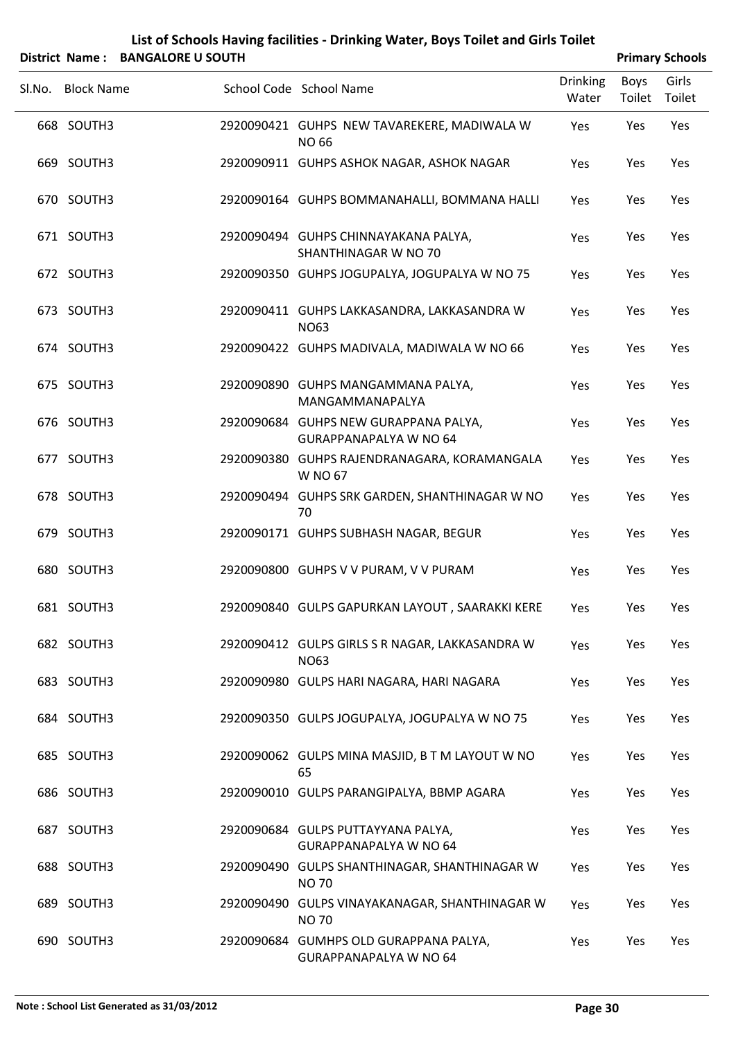# List of Schools Having facilities - Drinking Water, Boys Toilet and Girls Toilet

**District Name : BANGALORE U SOUTH** **Primary Schools**

| Sl.No. | Block Name | School Code | School Name | Drinking Water | Boys Toilet | Girls Toilet |
|---|---|---|---|---|---|---|
| 668 | SOUTH3 | 2920090421 | GUHPS NEW TAVAREKERE, MADIWALA W NO 66 | Yes | Yes | Yes |
| 669 | SOUTH3 | 2920090911 | GUHPS ASHOK NAGAR, ASHOK NAGAR | Yes | Yes | Yes |
| 670 | SOUTH3 | 2920090164 | GUHPS BOMMANAHALLI, BOMMANA HALLI | Yes | Yes | Yes |
| 671 | SOUTH3 | 2920090494 | GUHPS CHINNAYAKANA PALYA, SHANTHINAGAR W NO 70 | Yes | Yes | Yes |
| 672 | SOUTH3 | 2920090350 | GUHPS JOGUPALYA, JOGUPALYA W NO 75 | Yes | Yes | Yes |
| 673 | SOUTH3 | 2920090411 | GUHPS LAKKASANDRA, LAKKASANDRA W NO63 | Yes | Yes | Yes |
| 674 | SOUTH3 | 2920090422 | GUHPS MADIVALA, MADIWALA W NO 66 | Yes | Yes | Yes |
| 675 | SOUTH3 | 2920090890 | GUHPS MANGAMMANA PALYA, MANGAMMANAPALYA | Yes | Yes | Yes |
| 676 | SOUTH3 | 2920090684 | GUHPS NEW GURAPPANA PALYA, GURAPPANAPALYA W NO 64 | Yes | Yes | Yes |
| 677 | SOUTH3 | 2920090380 | GUHPS RAJENDRANAGARA, KORAMANGALA W NO 67 | Yes | Yes | Yes |
| 678 | SOUTH3 | 2920090494 | GUHPS SRK GARDEN, SHANTHINAGAR W NO 70 | Yes | Yes | Yes |
| 679 | SOUTH3 | 2920090171 | GUHPS SUBHASH NAGAR, BEGUR | Yes | Yes | Yes |
| 680 | SOUTH3 | 2920090800 | GUHPS V V PURAM, V V PURAM | Yes | Yes | Yes |
| 681 | SOUTH3 | 2920090840 | GULPS GAPURKAN LAYOUT , SAARAKKI KERE | Yes | Yes | Yes |
| 682 | SOUTH3 | 2920090412 | GULPS GIRLS S R NAGAR, LAKKASANDRA W NO63 | Yes | Yes | Yes |
| 683 | SOUTH3 | 2920090980 | GULPS HARI NAGARA, HARI NAGARA | Yes | Yes | Yes |
| 684 | SOUTH3 | 2920090350 | GULPS JOGUPALYA, JOGUPALYA W NO 75 | Yes | Yes | Yes |
| 685 | SOUTH3 | 2920090062 | GULPS MINA MASJID, B T M LAYOUT W NO 65 | Yes | Yes | Yes |
| 686 | SOUTH3 | 2920090010 | GULPS PARANGIPALYA, BBMP AGARA | Yes | Yes | Yes |
| 687 | SOUTH3 | 2920090684 | GULPS PUTTAYYANA PALYA, GURAPPANAPALYA W NO 64 | Yes | Yes | Yes |
| 688 | SOUTH3 | 2920090490 | GULPS SHANTHINAGAR, SHANTHINAGAR W NO 70 | Yes | Yes | Yes |
| 689 | SOUTH3 | 2920090490 | GULPS VINAYAKANAGAR, SHANTHINAGAR W NO 70 | Yes | Yes | Yes |
| 690 | SOUTH3 | 2920090684 | GUMHPS OLD GURAPPANA PALYA, GURAPPANAPALYA W NO 64 | Yes | Yes | Yes |

**Note : School List Generated as 31/03/2012**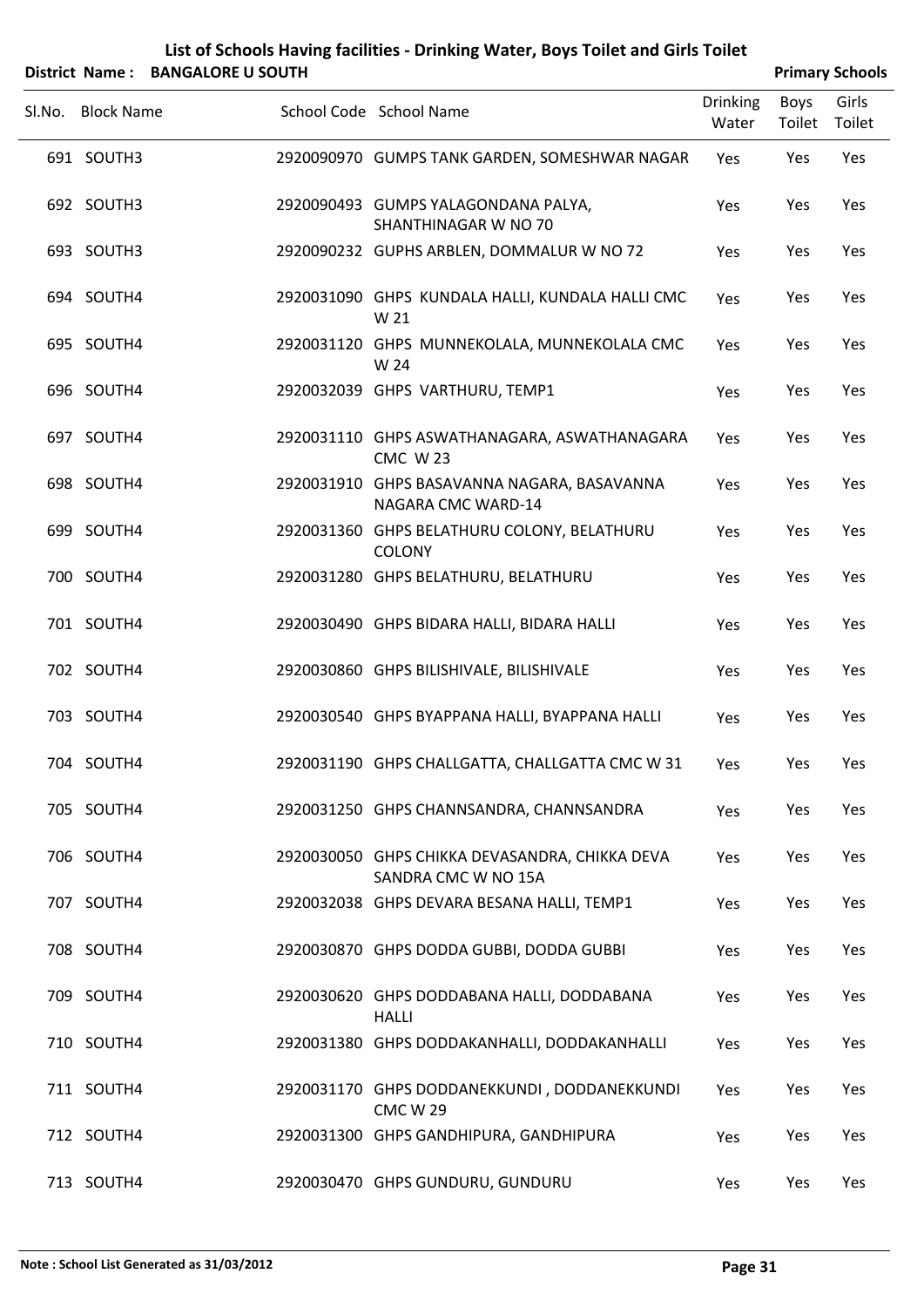# List of Schools Having facilities - Drinking Water, Boys Toilet and Girls Toilet

**District Name : BANGALORE U SOUTH** **Primary Schools**

| Sl.No. | Block Name | School Code | School Name | Drinking Water | Boys Toilet | Girls Toilet |
|---|---|---|---|---|---|---|
| 691 | SOUTH3 | 2920090970 | GUMPS TANK GARDEN, SOMESHWAR NAGAR | Yes | Yes | Yes |
| 692 | SOUTH3 | 2920090493 | GUMPS YALAGONDANA PALYA, SHANTHINAGAR W NO 70 | Yes | Yes | Yes |
| 693 | SOUTH3 | 2920090232 | GUPHS ARBLEN, DOMMALUR W NO 72 | Yes | Yes | Yes |
| 694 | SOUTH4 | 2920031090 | GHPS KUNDALA HALLI, KUNDALA HALLI CMC W 21 | Yes | Yes | Yes |
| 695 | SOUTH4 | 2920031120 | GHPS MUNNEKOLALA, MUNNEKOLALA CMC W 24 | Yes | Yes | Yes |
| 696 | SOUTH4 | 2920032039 | GHPS VARTHURU, TEMP1 | Yes | Yes | Yes |
| 697 | SOUTH4 | 2920031110 | GHPS ASWATHANAGARA, ASWATHANAGARA CMC W 23 | Yes | Yes | Yes |
| 698 | SOUTH4 | 2920031910 | GHPS BASAVANNA NAGARA, BASAVANNA NAGARA CMC WARD-14 | Yes | Yes | Yes |
| 699 | SOUTH4 | 2920031360 | GHPS BELATHURU COLONY, BELATHURU COLONY | Yes | Yes | Yes |
| 700 | SOUTH4 | 2920031280 | GHPS BELATHURU, BELATHURU | Yes | Yes | Yes |
| 701 | SOUTH4 | 2920030490 | GHPS BIDARA HALLI, BIDARA HALLI | Yes | Yes | Yes |
| 702 | SOUTH4 | 2920030860 | GHPS BILISHIVALE, BILISHIVALE | Yes | Yes | Yes |
| 703 | SOUTH4 | 2920030540 | GHPS BYAPPANA HALLI, BYAPPANA HALLI | Yes | Yes | Yes |
| 704 | SOUTH4 | 2920031190 | GHPS CHALLGATTA, CHALLGATTA CMC W 31 | Yes | Yes | Yes |
| 705 | SOUTH4 | 2920031250 | GHPS CHANNSANDRA, CHANNSANDRA | Yes | Yes | Yes |
| 706 | SOUTH4 | 2920030050 | GHPS CHIKKA DEVASANDRA, CHIKKA DEVA SANDRA CMC W NO 15A | Yes | Yes | Yes |
| 707 | SOUTH4 | 2920032038 | GHPS DEVARA BESANA HALLI, TEMP1 | Yes | Yes | Yes |
| 708 | SOUTH4 | 2920030870 | GHPS DODDA GUBBI, DODDA GUBBI | Yes | Yes | Yes |
| 709 | SOUTH4 | 2920030620 | GHPS DODDABANA HALLI, DODDABANA HALLI | Yes | Yes | Yes |
| 710 | SOUTH4 | 2920031380 | GHPS DODDAKANHALLI, DODDAKANHALLI | Yes | Yes | Yes |
| 711 | SOUTH4 | 2920031170 | GHPS DODDANEKKUNDI , DODDANEKKUNDI CMC W 29 | Yes | Yes | Yes |
| 712 | SOUTH4 | 2920031300 | GHPS GANDHIPURA, GANDHIPURA | Yes | Yes | Yes |
| 713 | SOUTH4 | 2920030470 | GHPS GUNDURU, GUNDURU | Yes | Yes | Yes |

**Note : School List Generated as 31/03/2012**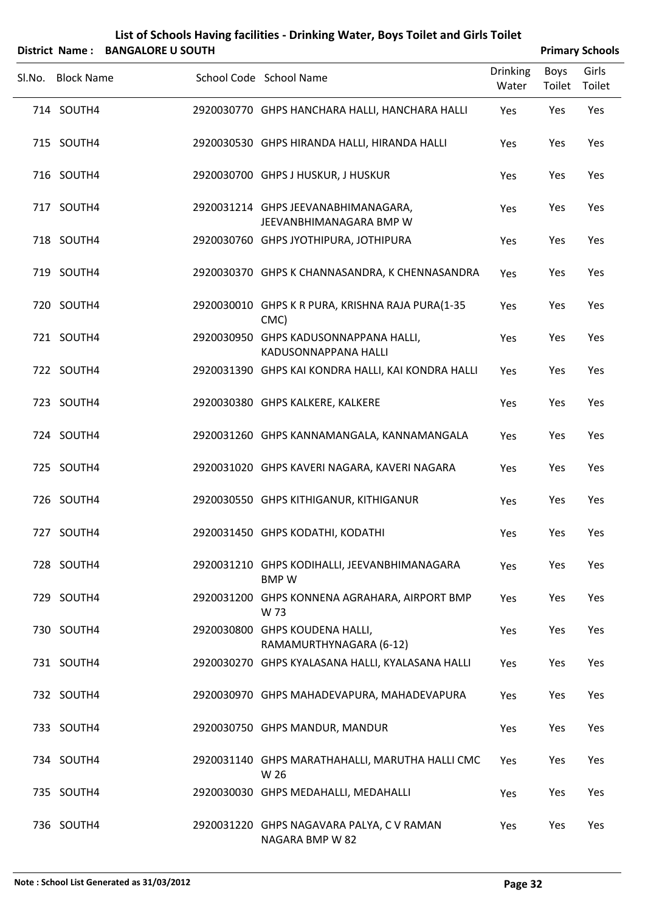# List of Schools Having facilities - Drinking Water, Boys Toilet and Girls Toilet

**District Name : BANGALORE U SOUTH** **Primary Schools**

| Sl.No. | Block Name | School Code | School Name | Drinking Water | Boys Toilet | Girls Toilet |
|---|---|---|---|---|---|---|
| 714 | SOUTH4 | 2920030770 | GHPS HANCHARA HALLI, HANCHARA HALLI | Yes | Yes | Yes |
| 715 | SOUTH4 | 2920030530 | GHPS HIRANDA HALLI, HIRANDA HALLI | Yes | Yes | Yes |
| 716 | SOUTH4 | 2920030700 | GHPS J HUSKUR, J HUSKUR | Yes | Yes | Yes |
| 717 | SOUTH4 | 2920031214 | GHPS JEEVANABHIMANAGARA, JEEVANBHIMANAGARA BMP W | Yes | Yes | Yes |
| 718 | SOUTH4 | 2920030760 | GHPS JYOTHIPURA, JOTHIPURA | Yes | Yes | Yes |
| 719 | SOUTH4 | 2920030370 | GHPS K CHANNASANDRA, K CHENNASANDRA | Yes | Yes | Yes |
| 720 | SOUTH4 | 2920030010 | GHPS K R PURA, KRISHNA RAJA PURA(1-35 CMC) | Yes | Yes | Yes |
| 721 | SOUTH4 | 2920030950 | GHPS KADUSONNAPPANA HALLI, KADUSONNAPPANA HALLI | Yes | Yes | Yes |
| 722 | SOUTH4 | 2920031390 | GHPS KAI KONDRA HALLI, KAI KONDRA HALLI | Yes | Yes | Yes |
| 723 | SOUTH4 | 2920030380 | GHPS KALKERE, KALKERE | Yes | Yes | Yes |
| 724 | SOUTH4 | 2920031260 | GHPS KANNAMANGALA, KANNAMANGALA | Yes | Yes | Yes |
| 725 | SOUTH4 | 2920031020 | GHPS KAVERI NAGARA, KAVERI NAGARA | Yes | Yes | Yes |
| 726 | SOUTH4 | 2920030550 | GHPS KITHIGANUR, KITHIGANUR | Yes | Yes | Yes |
| 727 | SOUTH4 | 2920031450 | GHPS KODATHI, KODATHI | Yes | Yes | Yes |
| 728 | SOUTH4 | 2920031210 | GHPS KODIHALLI, JEEVANBHIMANAGARA BMP W | Yes | Yes | Yes |
| 729 | SOUTH4 | 2920031200 | GHPS KONNENA AGRAHARA, AIRPORT BMP W 73 | Yes | Yes | Yes |
| 730 | SOUTH4 | 2920030800 | GHPS KOUDENA HALLI, RAMAMURTHYNAGARA (6-12) | Yes | Yes | Yes |
| 731 | SOUTH4 | 2920030270 | GHPS KYALASANA HALLI, KYALASANA HALLI | Yes | Yes | Yes |
| 732 | SOUTH4 | 2920030970 | GHPS MAHADEVAPURA, MAHADEVAPURA | Yes | Yes | Yes |
| 733 | SOUTH4 | 2920030750 | GHPS MANDUR, MANDUR | Yes | Yes | Yes |
| 734 | SOUTH4 | 2920031140 | GHPS MARATHAHALLI, MARUTHA HALLI CMC W 26 | Yes | Yes | Yes |
| 735 | SOUTH4 | 2920030030 | GHPS MEDAHALLI, MEDAHALLI | Yes | Yes | Yes |
| 736 | SOUTH4 | 2920031220 | GHPS NAGAVARA PALYA, C V RAMAN NAGARA BMP W 82 | Yes | Yes | Yes |

**Note : School List Generated as 31/03/2012**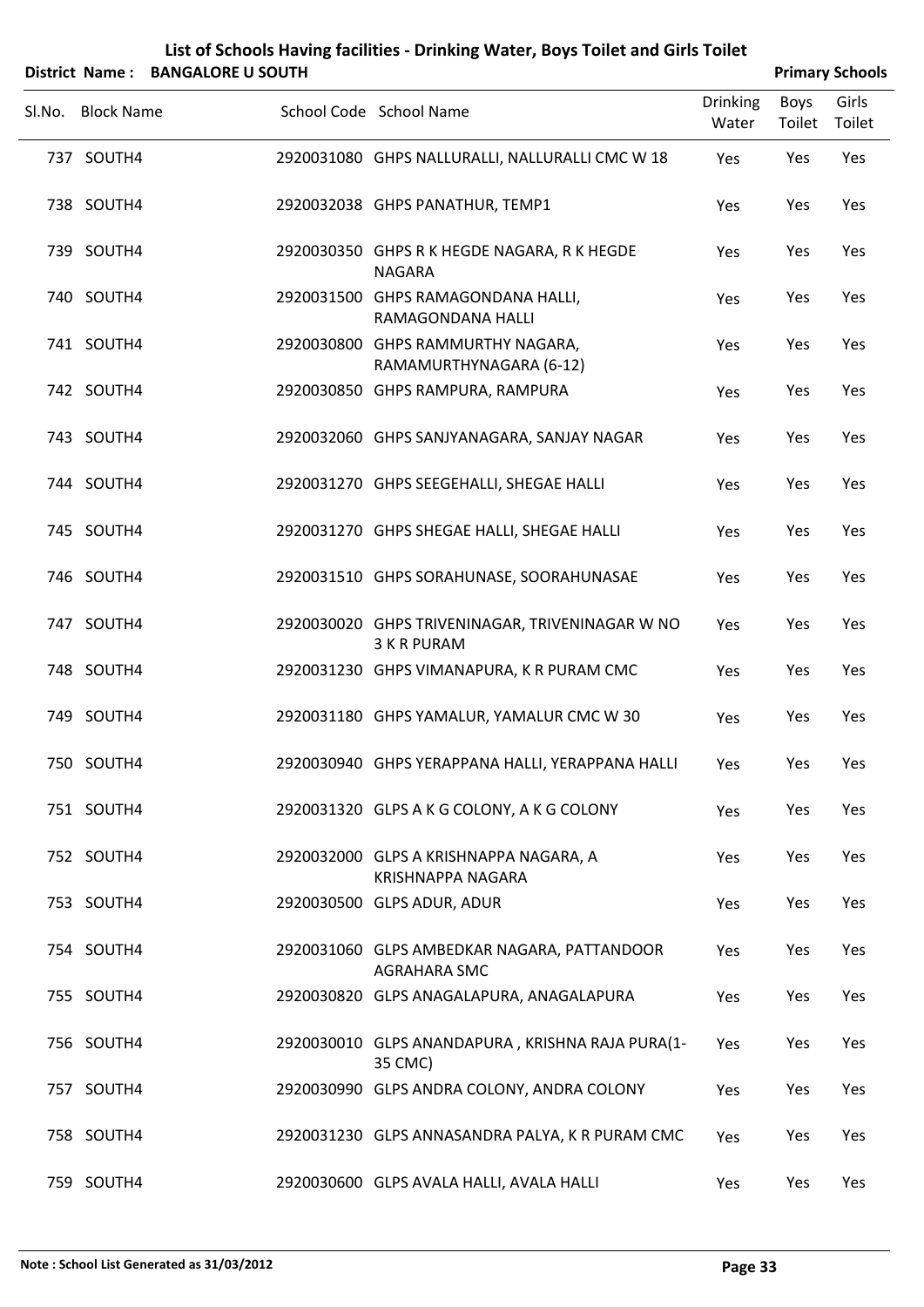# List of Schools Having facilities - Drinking Water, Boys Toilet and Girls Toilet

**District Name : BANGALORE U SOUTH** **Primary Schools**

| Sl.No. | Block Name | School Code | School Name | Drinking Water | Boys Toilet | Girls Toilet |
|---|---|---|---|---|---|---|
| 737 | SOUTH4 | 2920031080 | GHPS NALLURALLI, NALLURALLI CMC W 18 | Yes | Yes | Yes |
| 738 | SOUTH4 | 2920032038 | GHPS PANATHUR, TEMP1 | Yes | Yes | Yes |
| 739 | SOUTH4 | 2920030350 | GHPS R K HEGDE NAGARA, R K HEGDE NAGARA | Yes | Yes | Yes |
| 740 | SOUTH4 | 2920031500 | GHPS RAMAGONDANA HALLI, RAMAGONDANA HALLI | Yes | Yes | Yes |
| 741 | SOUTH4 | 2920030800 | GHPS RAMMURTHY NAGARA, RAMAMURTHYNAGARA (6-12) | Yes | Yes | Yes |
| 742 | SOUTH4 | 2920030850 | GHPS RAMPURA, RAMPURA | Yes | Yes | Yes |
| 743 | SOUTH4 | 2920032060 | GHPS SANJYANAGARA, SANJAY NAGAR | Yes | Yes | Yes |
| 744 | SOUTH4 | 2920031270 | GHPS SEEGEHALLI, SHEGAE HALLI | Yes | Yes | Yes |
| 745 | SOUTH4 | 2920031270 | GHPS SHEGAE HALLI, SHEGAE HALLI | Yes | Yes | Yes |
| 746 | SOUTH4 | 2920031510 | GHPS SORAHUNASE, SOORAHUNASAE | Yes | Yes | Yes |
| 747 | SOUTH4 | 2920030020 | GHPS TRIVENINAGAR, TRIVENINAGAR W NO 3 K R PURAM | Yes | Yes | Yes |
| 748 | SOUTH4 | 2920031230 | GHPS VIMANAPURA, K R PURAM CMC | Yes | Yes | Yes |
| 749 | SOUTH4 | 2920031180 | GHPS YAMALUR, YAMALUR CMC W 30 | Yes | Yes | Yes |
| 750 | SOUTH4 | 2920030940 | GHPS YERAPPANA HALLI, YERAPPANA HALLI | Yes | Yes | Yes |
| 751 | SOUTH4 | 2920031320 | GLPS A K G COLONY, A K G COLONY | Yes | Yes | Yes |
| 752 | SOUTH4 | 2920032000 | GLPS A KRISHNAPPA NAGARA, A KRISHNAPPA NAGARA | Yes | Yes | Yes |
| 753 | SOUTH4 | 2920030500 | GLPS ADUR, ADUR | Yes | Yes | Yes |
| 754 | SOUTH4 | 2920031060 | GLPS AMBEDKAR NAGARA, PATTANDOOR AGRAHARA SMC | Yes | Yes | Yes |
| 755 | SOUTH4 | 2920030820 | GLPS ANAGALAPURA, ANAGALAPURA | Yes | Yes | Yes |
| 756 | SOUTH4 | 2920030010 | GLPS ANANDAPURA , KRISHNA RAJA PURA(1-35 CMC) | Yes | Yes | Yes |
| 757 | SOUTH4 | 2920030990 | GLPS ANDRA COLONY, ANDRA COLONY | Yes | Yes | Yes |
| 758 | SOUTH4 | 2920031230 | GLPS ANNASANDRA PALYA, K R PURAM CMC | Yes | Yes | Yes |
| 759 | SOUTH4 | 2920030600 | GLPS AVALA HALLI, AVALA HALLI | Yes | Yes | Yes |

Note : School List Generated as 31/03/2012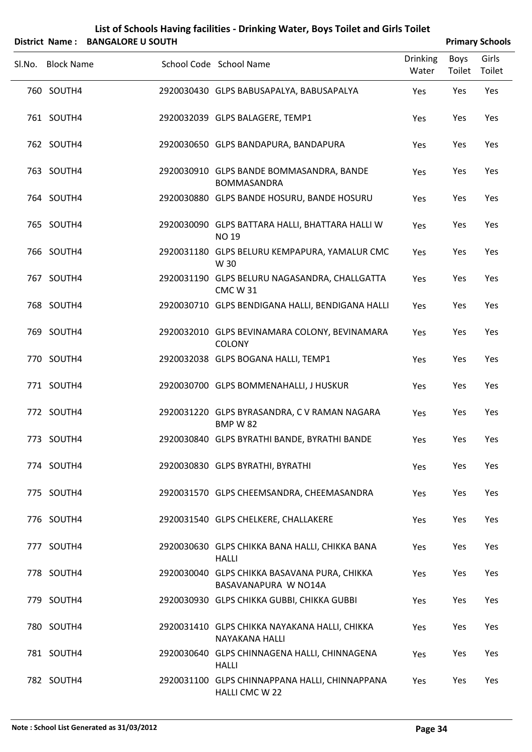# List of Schools Having facilities - Drinking Water, Boys Toilet and Girls Toilet

**District Name : BANGALORE U SOUTH** **Primary Schools**

| Sl.No. | Block Name | School Code | School Name | Drinking Water | Boys Toilet | Girls Toilet |
|---|---|---|---|---|---|---|
| 760 | SOUTH4 | 2920030430 | GLPS BABUSAPALYA, BABUSAPALYA | Yes | Yes | Yes |
| 761 | SOUTH4 | 2920032039 | GLPS BALAGERE, TEMP1 | Yes | Yes | Yes |
| 762 | SOUTH4 | 2920030650 | GLPS BANDAPURA, BANDAPURA | Yes | Yes | Yes |
| 763 | SOUTH4 | 2920030910 | GLPS BANDE BOMMASANDRA, BANDE BOMMASANDRA | Yes | Yes | Yes |
| 764 | SOUTH4 | 2920030880 | GLPS BANDE HOSURU, BANDE HOSURU | Yes | Yes | Yes |
| 765 | SOUTH4 | 2920030090 | GLPS BATTARA HALLI, BHATTARA HALLI W NO 19 | Yes | Yes | Yes |
| 766 | SOUTH4 | 2920031180 | GLPS BELURU KEMPAPURA, YAMALUR CMC W 30 | Yes | Yes | Yes |
| 767 | SOUTH4 | 2920031190 | GLPS BELURU NAGASANDRA, CHALLGATTA CMC W 31 | Yes | Yes | Yes |
| 768 | SOUTH4 | 2920030710 | GLPS BENDIGANA HALLI, BENDIGANA HALLI | Yes | Yes | Yes |
| 769 | SOUTH4 | 2920032010 | GLPS BEVINAMARA COLONY, BEVINAMARA COLONY | Yes | Yes | Yes |
| 770 | SOUTH4 | 2920032038 | GLPS BOGANA HALLI, TEMP1 | Yes | Yes | Yes |
| 771 | SOUTH4 | 2920030700 | GLPS BOMMENAHALLI, J HUSKUR | Yes | Yes | Yes |
| 772 | SOUTH4 | 2920031220 | GLPS BYRASANDRA, C V RAMAN NAGARA BMP W 82 | Yes | Yes | Yes |
| 773 | SOUTH4 | 2920030840 | GLPS BYRATHI BANDE, BYRATHI BANDE | Yes | Yes | Yes |
| 774 | SOUTH4 | 2920030830 | GLPS BYRATHI, BYRATHI | Yes | Yes | Yes |
| 775 | SOUTH4 | 2920031570 | GLPS CHEEMSANDRA, CHEEMASANDRA | Yes | Yes | Yes |
| 776 | SOUTH4 | 2920031540 | GLPS CHELKERE, CHALLAKERE | Yes | Yes | Yes |
| 777 | SOUTH4 | 2920030630 | GLPS CHIKKA BANA HALLI, CHIKKA BANA HALLI | Yes | Yes | Yes |
| 778 | SOUTH4 | 2920030040 | GLPS CHIKKA BASAVANA PURA, CHIKKA BASAVANAPURA W NO14A | Yes | Yes | Yes |
| 779 | SOUTH4 | 2920030930 | GLPS CHIKKA GUBBI, CHIKKA GUBBI | Yes | Yes | Yes |
| 780 | SOUTH4 | 2920031410 | GLPS CHIKKA NAYAKANA HALLI, CHIKKA NAYAKANA HALLI | Yes | Yes | Yes |
| 781 | SOUTH4 | 2920030640 | GLPS CHINNAGENA HALLI, CHINNAGENA HALLI | Yes | Yes | Yes |
| 782 | SOUTH4 | 2920031100 | GLPS CHINNAPPANA HALLI, CHINNAPPANA HALLI CMC W 22 | Yes | Yes | Yes |

**Note : School List Generated as 31/03/2012**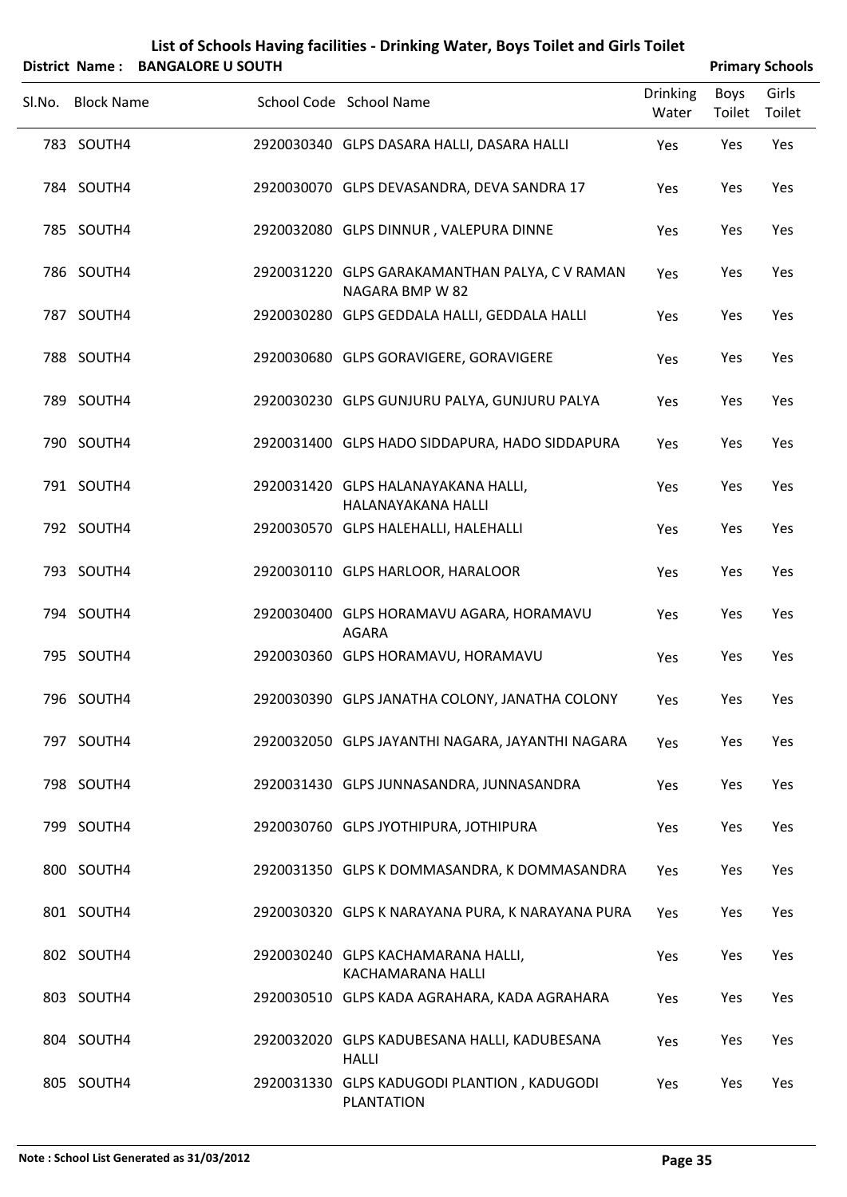# List of Schools Having facilities - Drinking Water, Boys Toilet and Girls Toilet

**District Name : BANGALORE U SOUTH** **Primary Schools**

| Sl.No. | Block Name | School Code | School Name | Drinking Water | Boys Toilet | Girls Toilet |
|---|---|---|---|---|---|---|
| 783 | SOUTH4 | 2920030340 | GLPS DASARA HALLI, DASARA HALLI | Yes | Yes | Yes |
| 784 | SOUTH4 | 2920030070 | GLPS DEVASANDRA, DEVA SANDRA 17 | Yes | Yes | Yes |
| 785 | SOUTH4 | 2920032080 | GLPS DINNUR , VALEPURA DINNE | Yes | Yes | Yes |
| 786 | SOUTH4 | 2920031220 | GLPS GARAKAMANTHAN PALYA, C V RAMAN NAGARA BMP W 82 | Yes | Yes | Yes |
| 787 | SOUTH4 | 2920030280 | GLPS GEDDALA HALLI, GEDDALA HALLI | Yes | Yes | Yes |
| 788 | SOUTH4 | 2920030680 | GLPS GORAVIGERE, GORAVIGERE | Yes | Yes | Yes |
| 789 | SOUTH4 | 2920030230 | GLPS GUNJURU PALYA, GUNJURU PALYA | Yes | Yes | Yes |
| 790 | SOUTH4 | 2920031400 | GLPS HADO SIDDAPURA, HADO SIDDAPURA | Yes | Yes | Yes |
| 791 | SOUTH4 | 2920031420 | GLPS HALANAYAKANA HALLI, HALANAYAKANA HALLI | Yes | Yes | Yes |
| 792 | SOUTH4 | 2920030570 | GLPS HALEHALLI, HALEHALLI | Yes | Yes | Yes |
| 793 | SOUTH4 | 2920030110 | GLPS HARLOOR, HARALOOR | Yes | Yes | Yes |
| 794 | SOUTH4 | 2920030400 | GLPS HORAMAVU AGARA, HORAMAVU AGARA | Yes | Yes | Yes |
| 795 | SOUTH4 | 2920030360 | GLPS HORAMAVU, HORAMAVU | Yes | Yes | Yes |
| 796 | SOUTH4 | 2920030390 | GLPS JANATHA COLONY, JANATHA COLONY | Yes | Yes | Yes |
| 797 | SOUTH4 | 2920032050 | GLPS JAYANTHI NAGARA, JAYANTHI NAGARA | Yes | Yes | Yes |
| 798 | SOUTH4 | 2920031430 | GLPS JUNNASANDRA, JUNNASANDRA | Yes | Yes | Yes |
| 799 | SOUTH4 | 2920030760 | GLPS JYOTHIPURA, JOTHIPURA | Yes | Yes | Yes |
| 800 | SOUTH4 | 2920031350 | GLPS K DOMMASANDRA, K DOMMASANDRA | Yes | Yes | Yes |
| 801 | SOUTH4 | 2920030320 | GLPS K NARAYANA PURA, K NARAYANA PURA | Yes | Yes | Yes |
| 802 | SOUTH4 | 2920030240 | GLPS KACHAMARANA HALLI, KACHAMARANA HALLI | Yes | Yes | Yes |
| 803 | SOUTH4 | 2920030510 | GLPS KADA AGRAHARA, KADA AGRAHARA | Yes | Yes | Yes |
| 804 | SOUTH4 | 2920032020 | GLPS KADUBESANA HALLI, KADUBESANA HALLI | Yes | Yes | Yes |
| 805 | SOUTH4 | 2920031330 | GLPS KADUGODI PLANTION , KADUGODI PLANTATION | Yes | Yes | Yes |

**Note : School List Generated as 31/03/2012**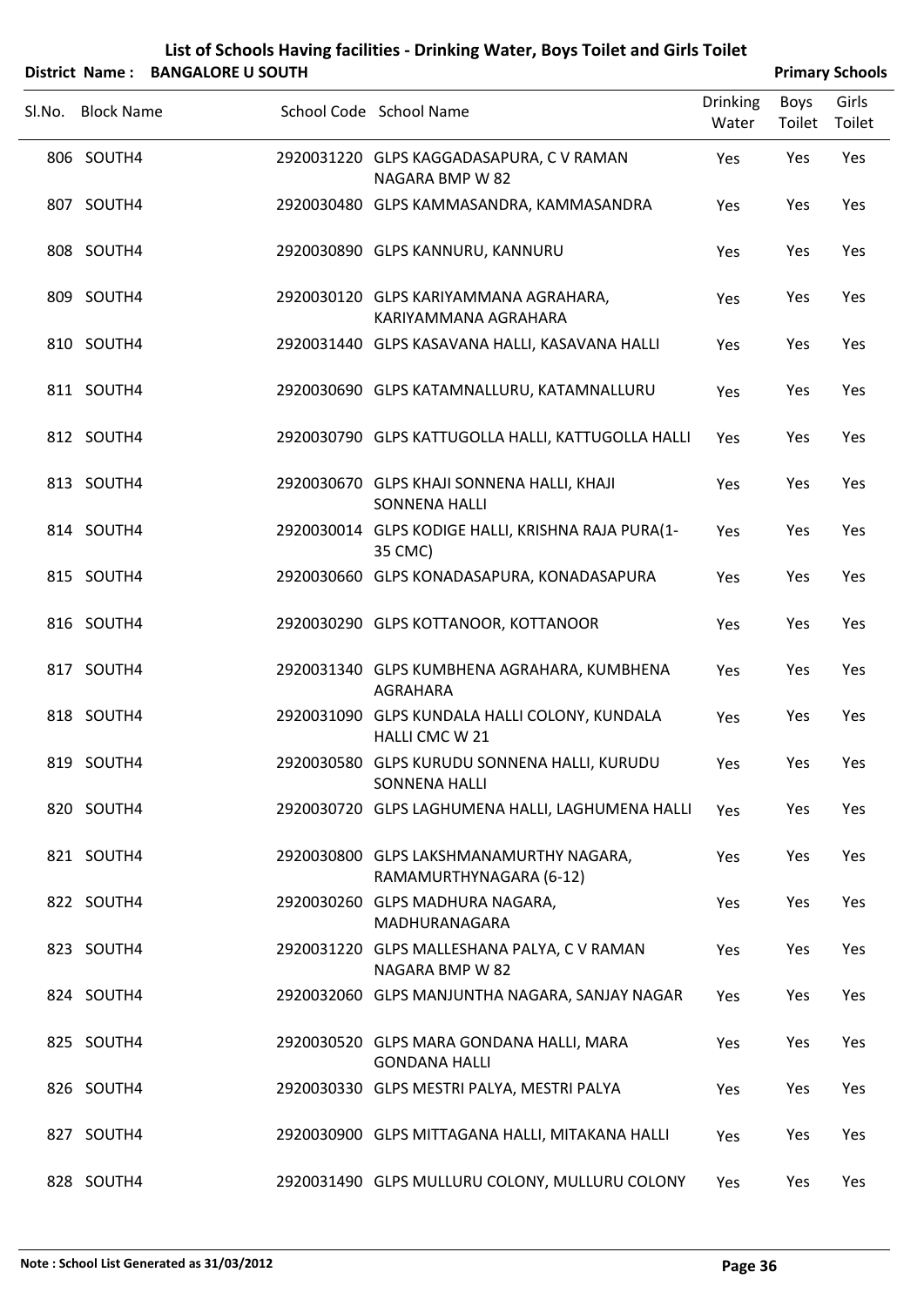# List of Schools Having facilities - Drinking Water, Boys Toilet and Girls Toilet

**District Name : BANGALORE U SOUTH** | **Primary Schools**

| Sl.No. | Block Name | School Code | School Name | Drinking Water | Boys Toilet | Girls Toilet |
|---|---|---|---|---|---|---|
| 806 | SOUTH4 | 2920031220 | GLPS KAGGADASAPURA, C V RAMAN NAGARA BMP W 82 | Yes | Yes | Yes |
| 807 | SOUTH4 | 2920030480 | GLPS KAMMASANDRA, KAMMASANDRA | Yes | Yes | Yes |
| 808 | SOUTH4 | 2920030890 | GLPS KANNURU, KANNURU | Yes | Yes | Yes |
| 809 | SOUTH4 | 2920030120 | GLPS KARIYAMMANA AGRAHARA, KARIYAMMANA AGRAHARA | Yes | Yes | Yes |
| 810 | SOUTH4 | 2920031440 | GLPS KASAVANA HALLI, KASAVANA HALLI | Yes | Yes | Yes |
| 811 | SOUTH4 | 2920030690 | GLPS KATAMNALLURU, KATAMNALLURU | Yes | Yes | Yes |
| 812 | SOUTH4 | 2920030790 | GLPS KATTUGOLLA HALLI, KATTUGOLLA HALLI | Yes | Yes | Yes |
| 813 | SOUTH4 | 2920030670 | GLPS KHAJI SONNENA HALLI, KHAJI SONNENA HALLI | Yes | Yes | Yes |
| 814 | SOUTH4 | 2920030014 | GLPS KODIGE HALLI, KRISHNA RAJA PURA(1-35 CMC) | Yes | Yes | Yes |
| 815 | SOUTH4 | 2920030660 | GLPS KONADASAPURA, KONADASAPURA | Yes | Yes | Yes |
| 816 | SOUTH4 | 2920030290 | GLPS KOTTANOOR, KOTTANOOR | Yes | Yes | Yes |
| 817 | SOUTH4 | 2920031340 | GLPS KUMBHENA AGRAHARA, KUMBHENA AGRAHARA | Yes | Yes | Yes |
| 818 | SOUTH4 | 2920031090 | GLPS KUNDALA HALLI COLONY, KUNDALA HALLI CMC W 21 | Yes | Yes | Yes |
| 819 | SOUTH4 | 2920030580 | GLPS KURUDU SONNENA HALLI, KURUDU SONNENA HALLI | Yes | Yes | Yes |
| 820 | SOUTH4 | 2920030720 | GLPS LAGHUMENA HALLI, LAGHUMENA HALLI | Yes | Yes | Yes |
| 821 | SOUTH4 | 2920030800 | GLPS LAKSHMANAMURTHY NAGARA, RAMAMURTHYNAGARA (6-12) | Yes | Yes | Yes |
| 822 | SOUTH4 | 2920030260 | GLPS MADHURA NAGARA, MADHURANAGARA | Yes | Yes | Yes |
| 823 | SOUTH4 | 2920031220 | GLPS MALLESHANA PALYA, C V RAMAN NAGARA BMP W 82 | Yes | Yes | Yes |
| 824 | SOUTH4 | 2920032060 | GLPS MANJUNTHA NAGARA, SANJAY NAGAR | Yes | Yes | Yes |
| 825 | SOUTH4 | 2920030520 | GLPS MARA GONDANA HALLI, MARA GONDANA HALLI | Yes | Yes | Yes |
| 826 | SOUTH4 | 2920030330 | GLPS MESTRI PALYA, MESTRI PALYA | Yes | Yes | Yes |
| 827 | SOUTH4 | 2920030900 | GLPS MITTAGANA HALLI, MITAKANA HALLI | Yes | Yes | Yes |
| 828 | SOUTH4 | 2920031490 | GLPS MULLURU COLONY, MULLURU COLONY | Yes | Yes | Yes |

**Note : School List Generated as 31/03/2012**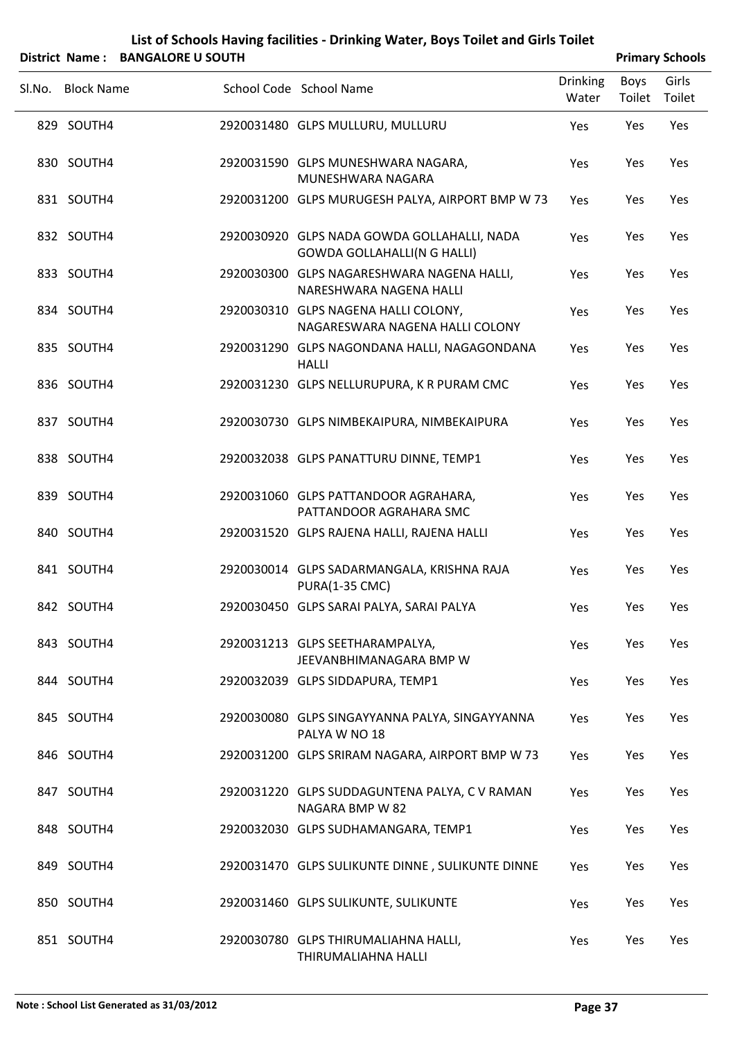# List of Schools Having facilities - Drinking Water, Boys Toilet and Girls Toilet

**District Name : BANGALORE U SOUTH** **Primary Schools**

| Sl.No. | Block Name | School Code | School Name | Drinking Water | Boys Toilet | Girls Toilet |
|---|---|---|---|---|---|---|
| 829 | SOUTH4 | 2920031480 | GLPS MULLURU, MULLURU | Yes | Yes | Yes |
| 830 | SOUTH4 | 2920031590 | GLPS MUNESHWARA NAGARA, MUNESHWARA NAGARA | Yes | Yes | Yes |
| 831 | SOUTH4 | 2920031200 | GLPS MURUGESH PALYA, AIRPORT BMP W 73 | Yes | Yes | Yes |
| 832 | SOUTH4 | 2920030920 | GLPS NADA GOWDA GOLLAHALLI, NADA GOWDA GOLLAHALLI(N G HALLI) | Yes | Yes | Yes |
| 833 | SOUTH4 | 2920030300 | GLPS NAGARESHWARA NAGENA HALLI, NARESHWARA NAGENA HALLI | Yes | Yes | Yes |
| 834 | SOUTH4 | 2920030310 | GLPS NAGENA HALLI COLONY, NAGARESWARA NAGENA HALLI COLONY | Yes | Yes | Yes |
| 835 | SOUTH4 | 2920031290 | GLPS NAGONDANA HALLI, NAGAGONDANA HALLI | Yes | Yes | Yes |
| 836 | SOUTH4 | 2920031230 | GLPS NELLURUPURA, K R PURAM CMC | Yes | Yes | Yes |
| 837 | SOUTH4 | 2920030730 | GLPS NIMBEKAIPURA, NIMBEKAIPURA | Yes | Yes | Yes |
| 838 | SOUTH4 | 2920032038 | GLPS PANATTURU DINNE, TEMP1 | Yes | Yes | Yes |
| 839 | SOUTH4 | 2920031060 | GLPS PATTANDOOR AGRAHARA, PATTANDOOR AGRAHARA SMC | Yes | Yes | Yes |
| 840 | SOUTH4 | 2920031520 | GLPS RAJENA HALLI, RAJENA HALLI | Yes | Yes | Yes |
| 841 | SOUTH4 | 2920030014 | GLPS SADARMANGALA, KRISHNA RAJA PURA(1-35 CMC) | Yes | Yes | Yes |
| 842 | SOUTH4 | 2920030450 | GLPS SARAI PALYA, SARAI PALYA | Yes | Yes | Yes |
| 843 | SOUTH4 | 2920031213 | GLPS SEETHARAMPALYA, JEEVANBHIMANAGARA BMP W | Yes | Yes | Yes |
| 844 | SOUTH4 | 2920032039 | GLPS SIDDAPURA, TEMP1 | Yes | Yes | Yes |
| 845 | SOUTH4 | 2920030080 | GLPS SINGAYYANNA PALYA, SINGAYYANNA PALYA W NO 18 | Yes | Yes | Yes |
| 846 | SOUTH4 | 2920031200 | GLPS SRIRAM NAGARA, AIRPORT BMP W 73 | Yes | Yes | Yes |
| 847 | SOUTH4 | 2920031220 | GLPS SUDDAGUNTENA PALYA, C V RAMAN NAGARA BMP W 82 | Yes | Yes | Yes |
| 848 | SOUTH4 | 2920032030 | GLPS SUDHAMANGARA, TEMP1 | Yes | Yes | Yes |
| 849 | SOUTH4 | 2920031470 | GLPS SULIKUNTE DINNE , SULIKUNTE DINNE | Yes | Yes | Yes |
| 850 | SOUTH4 | 2920031460 | GLPS SULIKUNTE, SULIKUNTE | Yes | Yes | Yes |
| 851 | SOUTH4 | 2920030780 | GLPS THIRUMALIAHNA HALLI, THIRUMALIAHNA HALLI | Yes | Yes | Yes |

**Note : School List Generated as 31/03/2012**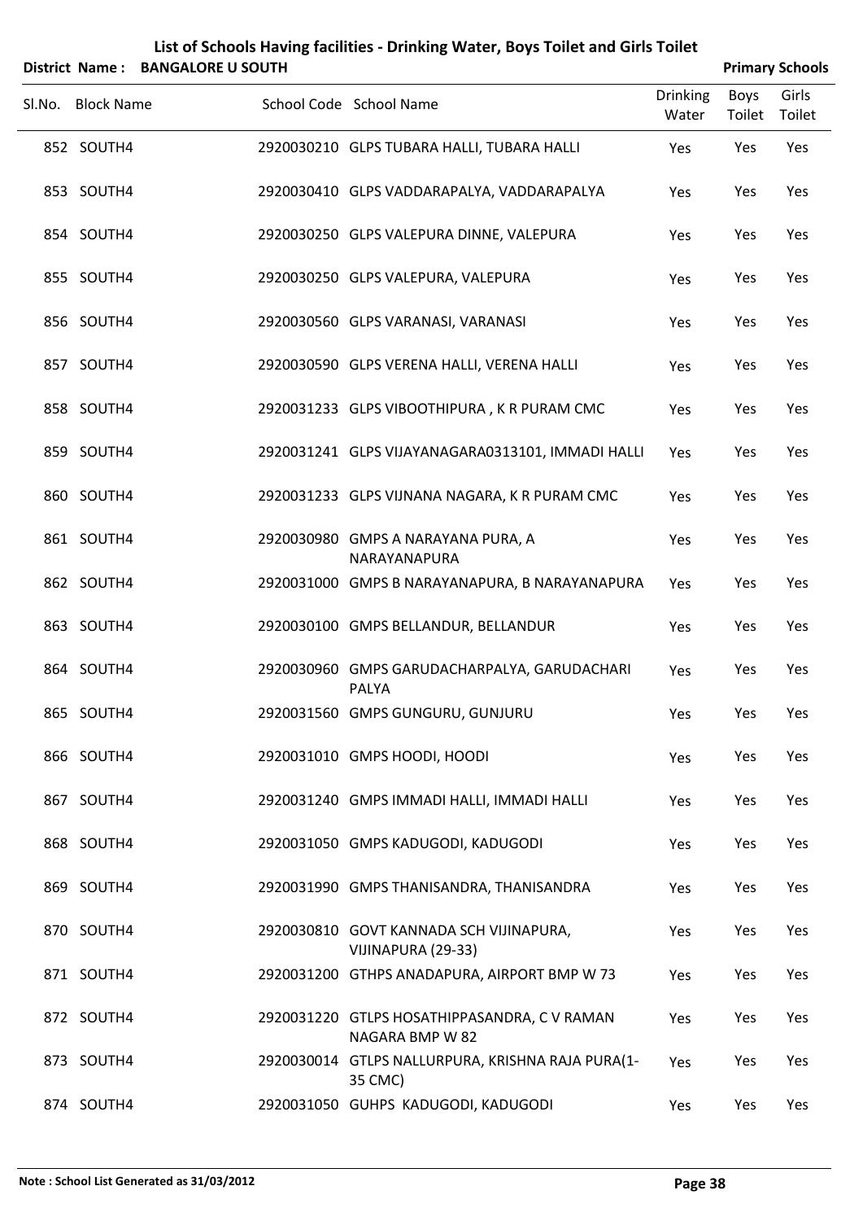# List of Schools Having facilities - Drinking Water, Boys Toilet and Girls Toilet

**District Name : BANGALORE U SOUTH** **Primary Schools**

| Sl.No. | Block Name | School Code | School Name | Drinking Water | Boys Toilet | Girls Toilet |
|---|---|---|---|---|---|---|
| 852 | SOUTH4 | 2920030210 | GLPS TUBARA HALLI, TUBARA HALLI | Yes | Yes | Yes |
| 853 | SOUTH4 | 2920030410 | GLPS VADDARAPALYA, VADDARAPALYA | Yes | Yes | Yes |
| 854 | SOUTH4 | 2920030250 | GLPS VALEPURA DINNE, VALEPURA | Yes | Yes | Yes |
| 855 | SOUTH4 | 2920030250 | GLPS VALEPURA, VALEPURA | Yes | Yes | Yes |
| 856 | SOUTH4 | 2920030560 | GLPS VARANASI, VARANASI | Yes | Yes | Yes |
| 857 | SOUTH4 | 2920030590 | GLPS VERENA HALLI, VERENA HALLI | Yes | Yes | Yes |
| 858 | SOUTH4 | 2920031233 | GLPS VIBOOTHIPURA , K R PURAM CMC | Yes | Yes | Yes |
| 859 | SOUTH4 | 2920031241 | GLPS VIJAYANAGARA0313101, IMMADI HALLI | Yes | Yes | Yes |
| 860 | SOUTH4 | 2920031233 | GLPS VIJNANA NAGARA, K R PURAM CMC | Yes | Yes | Yes |
| 861 | SOUTH4 | 2920030980 | GMPS A NARAYANA PURA, A NARAYANAPURA | Yes | Yes | Yes |
| 862 | SOUTH4 | 2920031000 | GMPS B NARAYANAPURA, B NARAYANAPURA | Yes | Yes | Yes |
| 863 | SOUTH4 | 2920030100 | GMPS BELLANDUR, BELLANDUR | Yes | Yes | Yes |
| 864 | SOUTH4 | 2920030960 | GMPS GARUDACHARPALYA, GARUDACHARI PALYA | Yes | Yes | Yes |
| 865 | SOUTH4 | 2920031560 | GMPS GUNGURU, GUNJURU | Yes | Yes | Yes |
| 866 | SOUTH4 | 2920031010 | GMPS HOODI, HOODI | Yes | Yes | Yes |
| 867 | SOUTH4 | 2920031240 | GMPS IMMADI HALLI, IMMADI HALLI | Yes | Yes | Yes |
| 868 | SOUTH4 | 2920031050 | GMPS KADUGODI, KADUGODI | Yes | Yes | Yes |
| 869 | SOUTH4 | 2920031990 | GMPS THANISANDRA, THANISANDRA | Yes | Yes | Yes |
| 870 | SOUTH4 | 2920030810 | GOVT KANNADA SCH VIJINAPURA, VIJINAPURA (29-33) | Yes | Yes | Yes |
| 871 | SOUTH4 | 2920031200 | GTHPS ANADAPURA, AIRPORT BMP W 73 | Yes | Yes | Yes |
| 872 | SOUTH4 | 2920031220 | GTLPS HOSATHIPPASANDRA, C V RAMAN NAGARA BMP W 82 | Yes | Yes | Yes |
| 873 | SOUTH4 | 2920030014 | GTLPS NALLURPURA, KRISHNA RAJA PURA(1-35 CMC) | Yes | Yes | Yes |
| 874 | SOUTH4 | 2920031050 | GUHPS KADUGODI, KADUGODI | Yes | Yes | Yes |

**Note : School List Generated as 31/03/2012**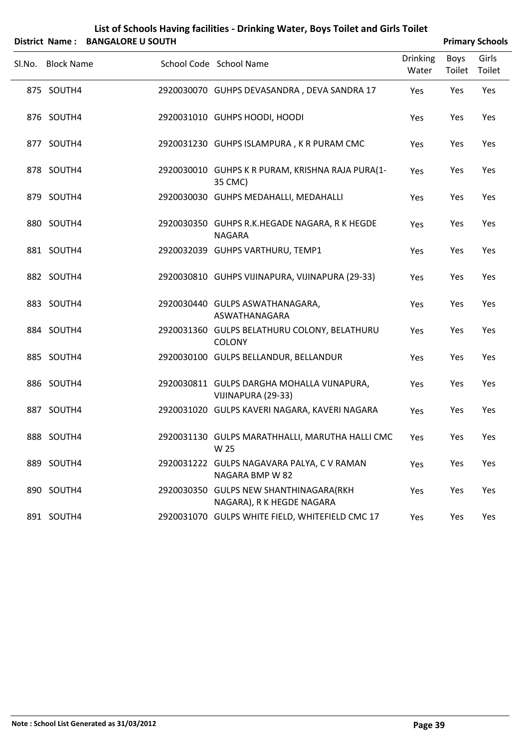# List of Schools Having facilities - Drinking Water, Boys Toilet and Girls Toilet

**District Name : BANGALORE U SOUTH** **Primary Schools**

| Sl.No. | Block Name | School Code | School Name | Drinking Water | Boys Toilet | Girls Toilet |
|---|---|---|---|---|---|---|
| 875 | SOUTH4 | 2920030070 | GUHPS DEVASANDRA , DEVA SANDRA 17 | Yes | Yes | Yes |
| 876 | SOUTH4 | 2920031010 | GUHPS HOODI, HOODI | Yes | Yes | Yes |
| 877 | SOUTH4 | 2920031230 | GUHPS ISLAMPURA , K R PURAM CMC | Yes | Yes | Yes |
| 878 | SOUTH4 | 2920030010 | GUHPS K R PURAM, KRISHNA RAJA PURA(1-35 CMC) | Yes | Yes | Yes |
| 879 | SOUTH4 | 2920030030 | GUHPS MEDAHALLI, MEDAHALLI | Yes | Yes | Yes |
| 880 | SOUTH4 | 2920030350 | GUHPS R.K.HEGADE NAGARA, R K HEGDE NAGARA | Yes | Yes | Yes |
| 881 | SOUTH4 | 2920032039 | GUHPS VARTHURU, TEMP1 | Yes | Yes | Yes |
| 882 | SOUTH4 | 2920030810 | GUHPS VIJINAPURA, VIJINAPURA (29-33) | Yes | Yes | Yes |
| 883 | SOUTH4 | 2920030440 | GULPS ASWATHANAGARA, ASWATHANAGARA | Yes | Yes | Yes |
| 884 | SOUTH4 | 2920031360 | GULPS BELATHURU COLONY, BELATHURU COLONY | Yes | Yes | Yes |
| 885 | SOUTH4 | 2920030100 | GULPS BELLANDUR, BELLANDUR | Yes | Yes | Yes |
| 886 | SOUTH4 | 2920030811 | GULPS DARGHA MOHALLA VIJNAPURA, VIJINAPURA (29-33) | Yes | Yes | Yes |
| 887 | SOUTH4 | 2920031020 | GULPS KAVERI NAGARA, KAVERI NAGARA | Yes | Yes | Yes |
| 888 | SOUTH4 | 2920031130 | GULPS MARATHHALLI, MARUTHA HALLI CMC W 25 | Yes | Yes | Yes |
| 889 | SOUTH4 | 2920031222 | GULPS NAGAVARA PALYA, C V RAMAN NAGARA BMP W 82 | Yes | Yes | Yes |
| 890 | SOUTH4 | 2920030350 | GULPS NEW SHANTHINAGARA(RKH NAGARA), R K HEGDE NAGARA | Yes | Yes | Yes |
| 891 | SOUTH4 | 2920031070 | GULPS WHITE FIELD, WHITEFIELD CMC 17 | Yes | Yes | Yes |

Note : School List Generated as 31/03/2012